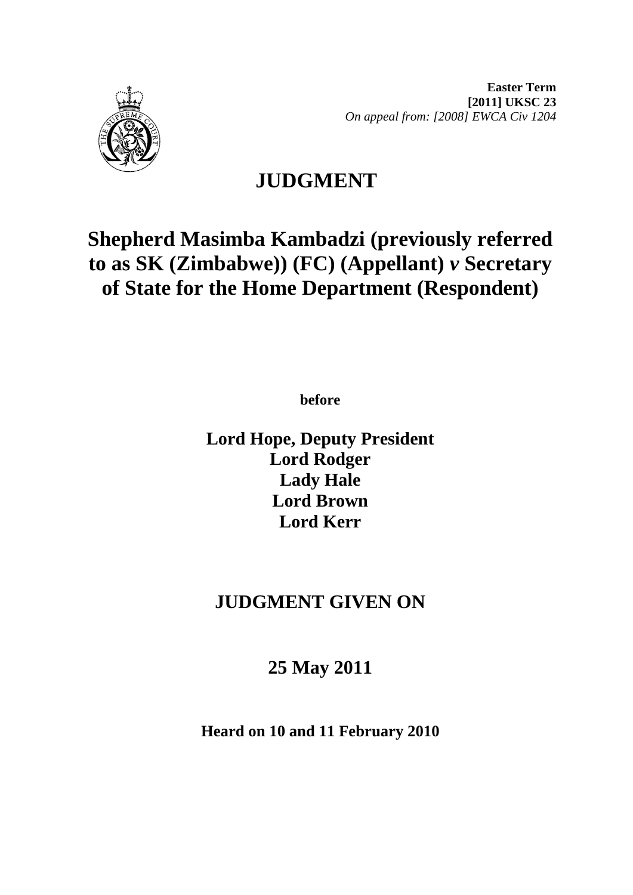**Easter Term**
**[2011] UKSC 23**
*On appeal from: [2008] EWCA Civ 1204*

# JUDGMENT

## Shepherd Masimba Kambadzi (previously referred to as SK (Zimbabwe)) (FC) (Appellant) *v* Secretary of State for the Home Department (Respondent)

**before**

**Lord Hope, Deputy President**
**Lord Rodger**
**Lady Hale**
**Lord Brown**
**Lord Kerr**

## JUDGMENT GIVEN ON

## 25 May 2011

**Heard on 10 and 11 February 2010**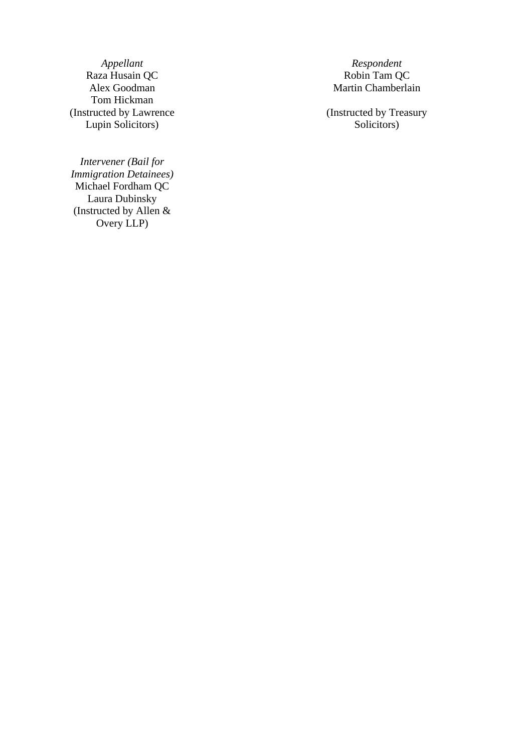| *Appellant* | *Respondent* |
| --- | --- |
| Raza Husain QC | Robin Tam QC |
| Alex Goodman | Martin Chamberlain |
| Tom Hickman | |
| (Instructed by Lawrence Lupin Solicitors) | (Instructed by Treasury Solicitors) |

*Intervener (Bail for Immigration Detainees)*
Michael Fordham QC
Laura Dubinsky
(Instructed by Allen & Overy LLP)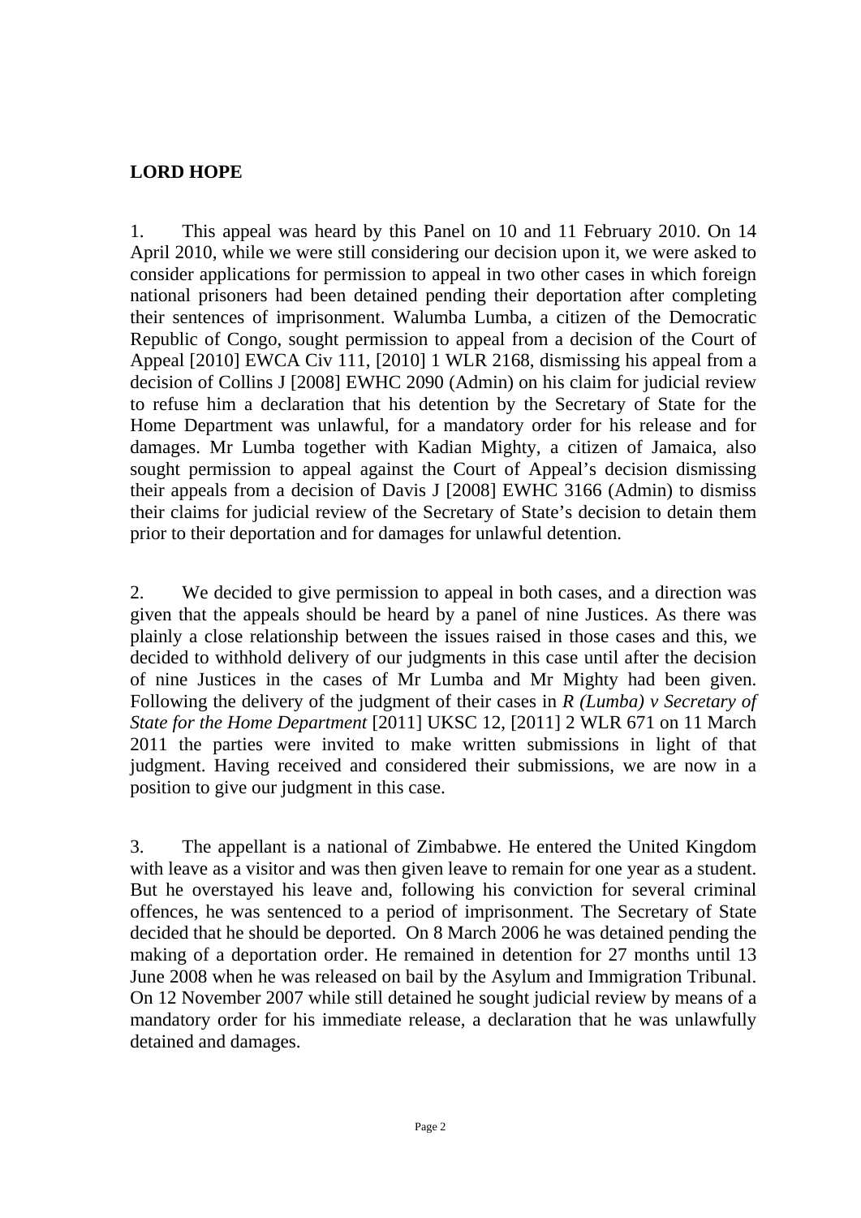**LORD HOPE**

1. This appeal was heard by this Panel on 10 and 11 February 2010. On 14 April 2010, while we were still considering our decision upon it, we were asked to consider applications for permission to appeal in two other cases in which foreign national prisoners had been detained pending their deportation after completing their sentences of imprisonment. Walumba Lumba, a citizen of the Democratic Republic of Congo, sought permission to appeal from a decision of the Court of Appeal [2010] EWCA Civ 111, [2010] 1 WLR 2168, dismissing his appeal from a decision of Collins J [2008] EWHC 2090 (Admin) on his claim for judicial review to refuse him a declaration that his detention by the Secretary of State for the Home Department was unlawful, for a mandatory order for his release and for damages. Mr Lumba together with Kadian Mighty, a citizen of Jamaica, also sought permission to appeal against the Court of Appeal's decision dismissing their appeals from a decision of Davis J [2008] EWHC 3166 (Admin) to dismiss their claims for judicial review of the Secretary of State's decision to detain them prior to their deportation and for damages for unlawful detention.

2. We decided to give permission to appeal in both cases, and a direction was given that the appeals should be heard by a panel of nine Justices. As there was plainly a close relationship between the issues raised in those cases and this, we decided to withhold delivery of our judgments in this case until after the decision of nine Justices in the cases of Mr Lumba and Mr Mighty had been given. Following the delivery of the judgment of their cases in *R (Lumba) v Secretary of State for the Home Department* [2011] UKSC 12, [2011] 2 WLR 671 on 11 March 2011 the parties were invited to make written submissions in light of that judgment. Having received and considered their submissions, we are now in a position to give our judgment in this case.

3. The appellant is a national of Zimbabwe. He entered the United Kingdom with leave as a visitor and was then given leave to remain for one year as a student. But he overstayed his leave and, following his conviction for several criminal offences, he was sentenced to a period of imprisonment. The Secretary of State decided that he should be deported. On 8 March 2006 he was detained pending the making of a deportation order. He remained in detention for 27 months until 13 June 2008 when he was released on bail by the Asylum and Immigration Tribunal. On 12 November 2007 while still detained he sought judicial review by means of a mandatory order for his immediate release, a declaration that he was unlawfully detained and damages.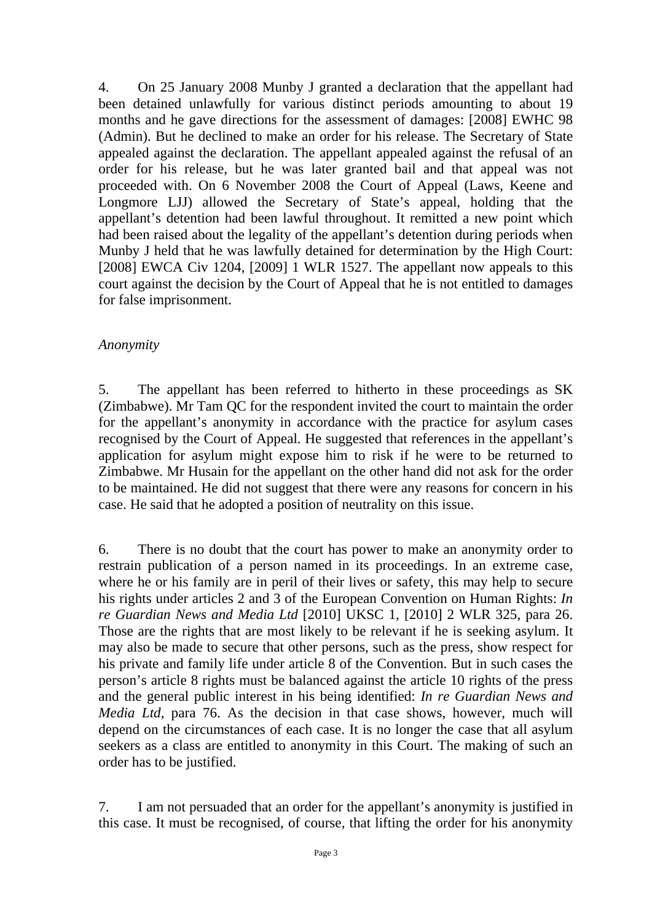4. On 25 January 2008 Munby J granted a declaration that the appellant had been detained unlawfully for various distinct periods amounting to about 19 months and he gave directions for the assessment of damages: [2008] EWHC 98 (Admin). But he declined to make an order for his release. The Secretary of State appealed against the declaration. The appellant appealed against the refusal of an order for his release, but he was later granted bail and that appeal was not proceeded with. On 6 November 2008 the Court of Appeal (Laws, Keene and Longmore LJJ) allowed the Secretary of State's appeal, holding that the appellant's detention had been lawful throughout. It remitted a new point which had been raised about the legality of the appellant's detention during periods when Munby J held that he was lawfully detained for determination by the High Court: [2008] EWCA Civ 1204, [2009] 1 WLR 1527. The appellant now appeals to this court against the decision by the Court of Appeal that he is not entitled to damages for false imprisonment.

*Anonymity*

5. The appellant has been referred to hitherto in these proceedings as SK (Zimbabwe). Mr Tam QC for the respondent invited the court to maintain the order for the appellant's anonymity in accordance with the practice for asylum cases recognised by the Court of Appeal. He suggested that references in the appellant's application for asylum might expose him to risk if he were to be returned to Zimbabwe. Mr Husain for the appellant on the other hand did not ask for the order to be maintained. He did not suggest that there were any reasons for concern in his case. He said that he adopted a position of neutrality on this issue.

6. There is no doubt that the court has power to make an anonymity order to restrain publication of a person named in its proceedings. In an extreme case, where he or his family are in peril of their lives or safety, this may help to secure his rights under articles 2 and 3 of the European Convention on Human Rights: *In re Guardian News and Media Ltd* [2010] UKSC 1, [2010] 2 WLR 325, para 26. Those are the rights that are most likely to be relevant if he is seeking asylum. It may also be made to secure that other persons, such as the press, show respect for his private and family life under article 8 of the Convention. But in such cases the person's article 8 rights must be balanced against the article 10 rights of the press and the general public interest in his being identified: *In re Guardian News and Media Ltd*, para 76. As the decision in that case shows, however, much will depend on the circumstances of each case. It is no longer the case that all asylum seekers as a class are entitled to anonymity in this Court. The making of such an order has to be justified.

7. I am not persuaded that an order for the appellant's anonymity is justified in this case. It must be recognised, of course, that lifting the order for his anonymity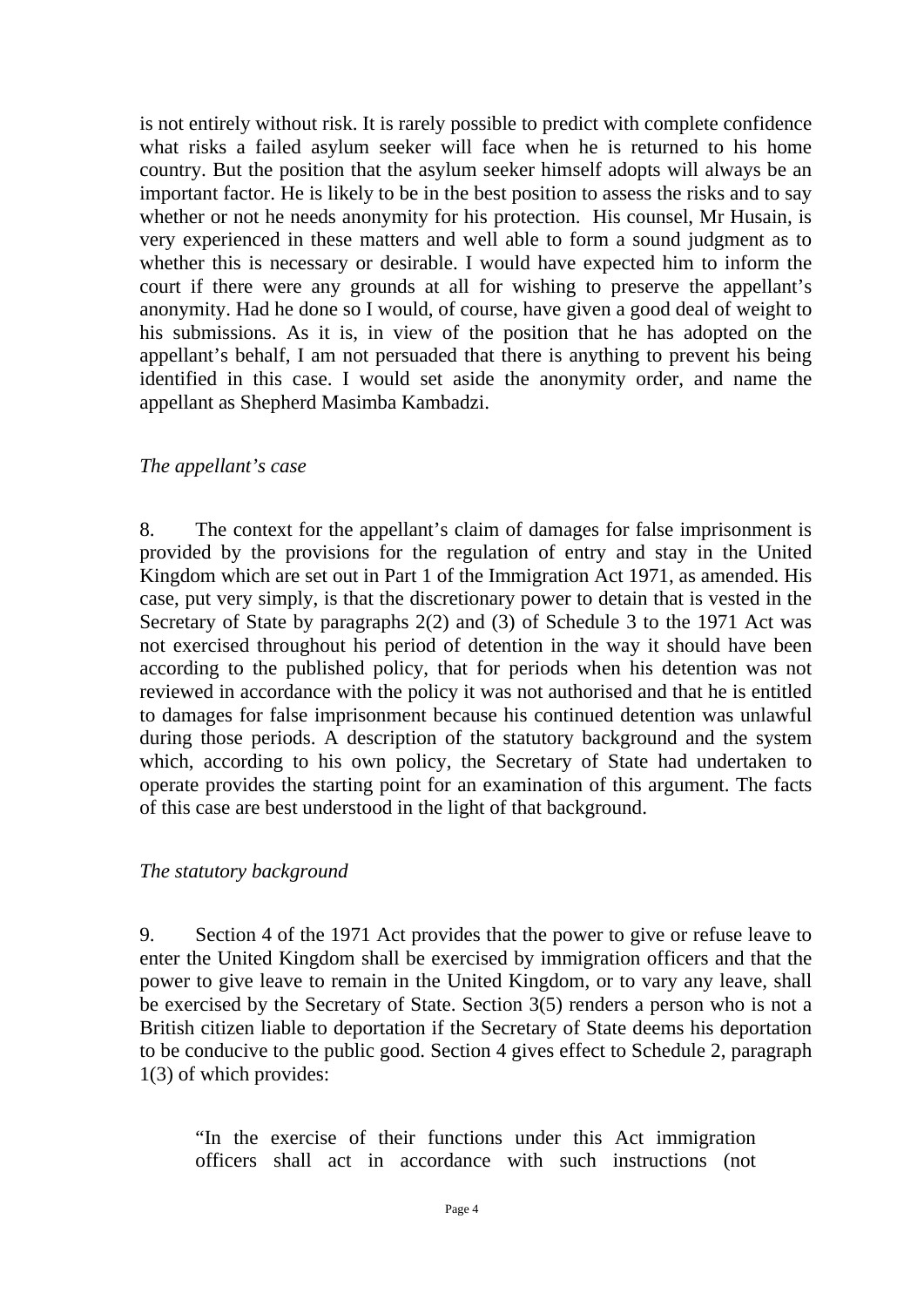is not entirely without risk. It is rarely possible to predict with complete confidence what risks a failed asylum seeker will face when he is returned to his home country. But the position that the asylum seeker himself adopts will always be an important factor. He is likely to be in the best position to assess the risks and to say whether or not he needs anonymity for his protection. His counsel, Mr Husain, is very experienced in these matters and well able to form a sound judgment as to whether this is necessary or desirable. I would have expected him to inform the court if there were any grounds at all for wishing to preserve the appellant's anonymity. Had he done so I would, of course, have given a good deal of weight to his submissions. As it is, in view of the position that he has adopted on the appellant's behalf, I am not persuaded that there is anything to prevent his being identified in this case. I would set aside the anonymity order, and name the appellant as Shepherd Masimba Kambadzi.

*The appellant's case*

8. The context for the appellant's claim of damages for false imprisonment is provided by the provisions for the regulation of entry and stay in the United Kingdom which are set out in Part 1 of the Immigration Act 1971, as amended. His case, put very simply, is that the discretionary power to detain that is vested in the Secretary of State by paragraphs 2(2) and (3) of Schedule 3 to the 1971 Act was not exercised throughout his period of detention in the way it should have been according to the published policy, that for periods when his detention was not reviewed in accordance with the policy it was not authorised and that he is entitled to damages for false imprisonment because his continued detention was unlawful during those periods. A description of the statutory background and the system which, according to his own policy, the Secretary of State had undertaken to operate provides the starting point for an examination of this argument. The facts of this case are best understood in the light of that background.

*The statutory background*

9. Section 4 of the 1971 Act provides that the power to give or refuse leave to enter the United Kingdom shall be exercised by immigration officers and that the power to give leave to remain in the United Kingdom, or to vary any leave, shall be exercised by the Secretary of State. Section 3(5) renders a person who is not a British citizen liable to deportation if the Secretary of State deems his deportation to be conducive to the public good. Section 4 gives effect to Schedule 2, paragraph 1(3) of which provides:

> "In the exercise of their functions under this Act immigration officers shall act in accordance with such instructions (not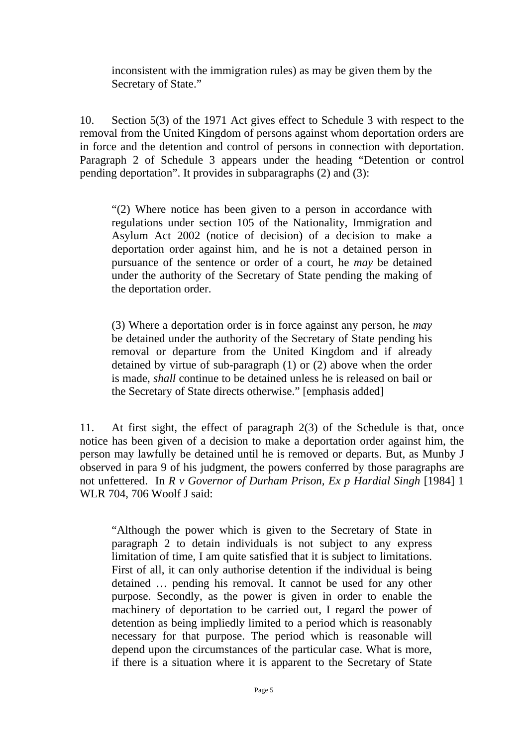> inconsistent with the immigration rules) as may be given them by the Secretary of State."

10. Section 5(3) of the 1971 Act gives effect to Schedule 3 with respect to the removal from the United Kingdom of persons against whom deportation orders are in force and the detention and control of persons in connection with deportation. Paragraph 2 of Schedule 3 appears under the heading "Detention or control pending deportation". It provides in subparagraphs (2) and (3):

> "(2) Where notice has been given to a person in accordance with regulations under section 105 of the Nationality, Immigration and Asylum Act 2002 (notice of decision) of a decision to make a deportation order against him, and he is not a detained person in pursuance of the sentence or order of a court, he *may* be detained under the authority of the Secretary of State pending the making of the deportation order.
>
> (3) Where a deportation order is in force against any person, he *may* be detained under the authority of the Secretary of State pending his removal or departure from the United Kingdom and if already detained by virtue of sub-paragraph (1) or (2) above when the order is made, *shall* continue to be detained unless he is released on bail or the Secretary of State directs otherwise." [emphasis added]

11. At first sight, the effect of paragraph 2(3) of the Schedule is that, once notice has been given of a decision to make a deportation order against him, the person may lawfully be detained until he is removed or departs. But, as Munby J observed in para 9 of his judgment, the powers conferred by those paragraphs are not unfettered. In *R v Governor of Durham Prison, Ex p Hardial Singh* [1984] 1 WLR 704, 706 Woolf J said:

> "Although the power which is given to the Secretary of State in paragraph 2 to detain individuals is not subject to any express limitation of time, I am quite satisfied that it is subject to limitations. First of all, it can only authorise detention if the individual is being detained … pending his removal. It cannot be used for any other purpose. Secondly, as the power is given in order to enable the machinery of deportation to be carried out, I regard the power of detention as being impliedly limited to a period which is reasonably necessary for that purpose. The period which is reasonable will depend upon the circumstances of the particular case. What is more, if there is a situation where it is apparent to the Secretary of State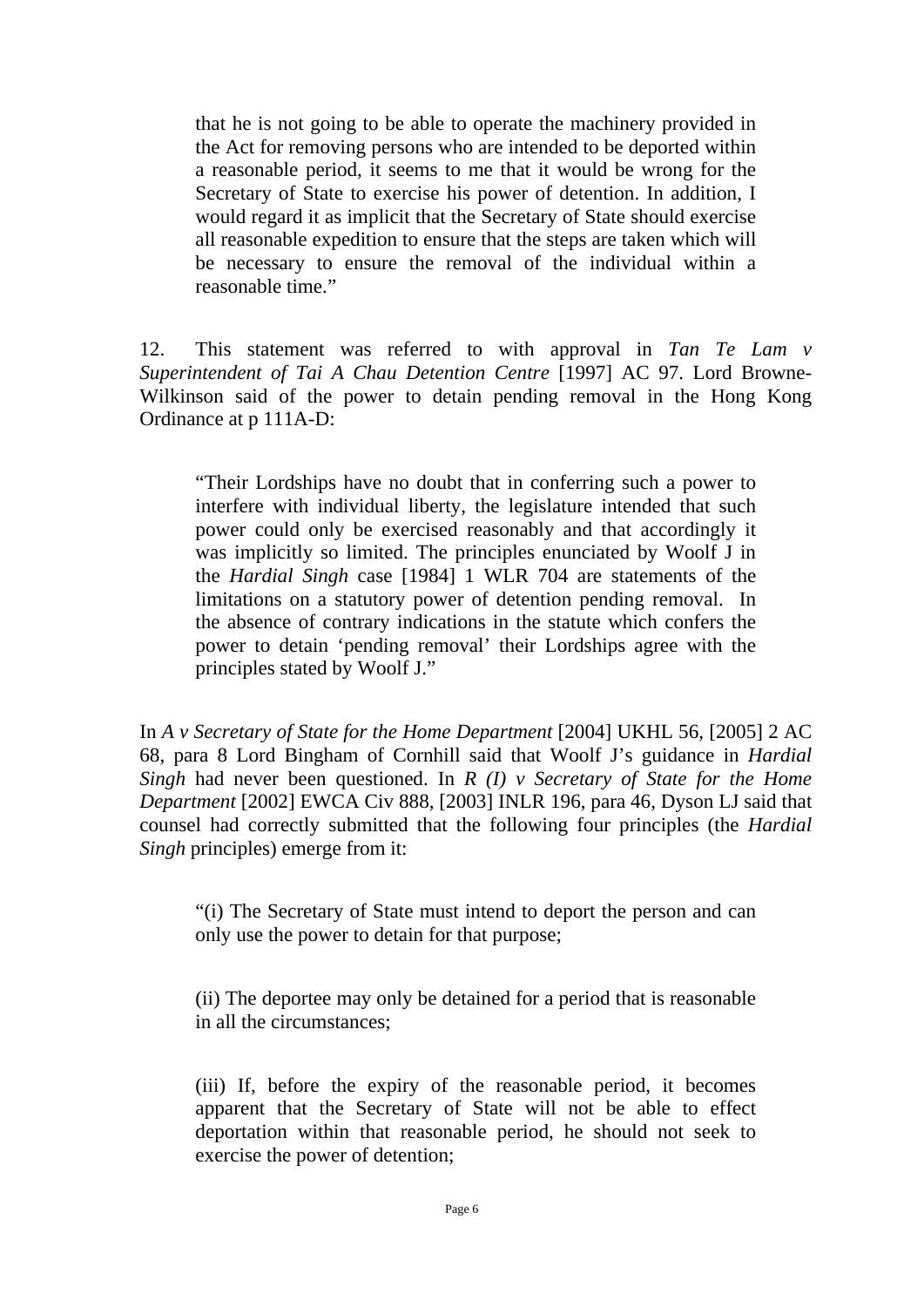> that he is not going to be able to operate the machinery provided in the Act for removing persons who are intended to be deported within a reasonable period, it seems to me that it would be wrong for the Secretary of State to exercise his power of detention. In addition, I would regard it as implicit that the Secretary of State should exercise all reasonable expedition to ensure that the steps are taken which will be necessary to ensure the removal of the individual within a reasonable time."

12. This statement was referred to with approval in *Tan Te Lam v Superintendent of Tai A Chau Detention Centre* [1997] AC 97. Lord Browne-Wilkinson said of the power to detain pending removal in the Hong Kong Ordinance at p 111A-D:

> "Their Lordships have no doubt that in conferring such a power to interfere with individual liberty, the legislature intended that such power could only be exercised reasonably and that accordingly it was implicitly so limited. The principles enunciated by Woolf J in the *Hardial Singh* case [1984] 1 WLR 704 are statements of the limitations on a statutory power of detention pending removal. In the absence of contrary indications in the statute which confers the power to detain 'pending removal' their Lordships agree with the principles stated by Woolf J."

In *A v Secretary of State for the Home Department* [2004] UKHL 56, [2005] 2 AC 68, para 8 Lord Bingham of Cornhill said that Woolf J's guidance in *Hardial Singh* had never been questioned. In *R (I) v Secretary of State for the Home Department* [2002] EWCA Civ 888, [2003] INLR 196, para 46, Dyson LJ said that counsel had correctly submitted that the following four principles (the *Hardial Singh* principles) emerge from it:

> "(i) The Secretary of State must intend to deport the person and can only use the power to detain for that purpose;
>
> (ii) The deportee may only be detained for a period that is reasonable in all the circumstances;
>
> (iii) If, before the expiry of the reasonable period, it becomes apparent that the Secretary of State will not be able to effect deportation within that reasonable period, he should not seek to exercise the power of detention;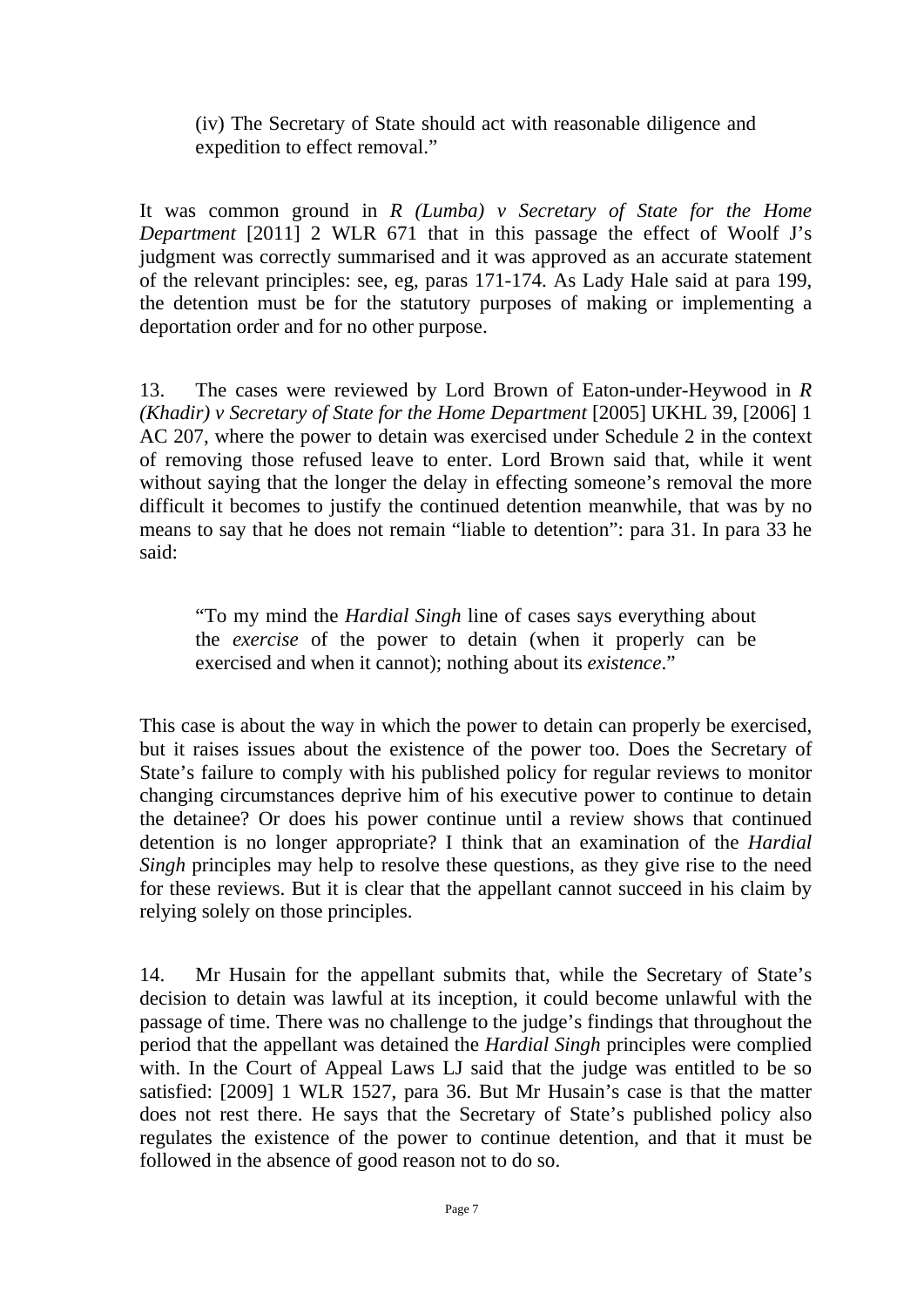> (iv) The Secretary of State should act with reasonable diligence and expedition to effect removal."

It was common ground in *R (Lumba) v Secretary of State for the Home Department* [2011] 2 WLR 671 that in this passage the effect of Woolf J's judgment was correctly summarised and it was approved as an accurate statement of the relevant principles: see, eg, paras 171-174. As Lady Hale said at para 199, the detention must be for the statutory purposes of making or implementing a deportation order and for no other purpose.

13. The cases were reviewed by Lord Brown of Eaton-under-Heywood in *R (Khadir) v Secretary of State for the Home Department* [2005] UKHL 39, [2006] 1 AC 207, where the power to detain was exercised under Schedule 2 in the context of removing those refused leave to enter. Lord Brown said that, while it went without saying that the longer the delay in effecting someone's removal the more difficult it becomes to justify the continued detention meanwhile, that was by no means to say that he does not remain "liable to detention": para 31. In para 33 he said:

> "To my mind the *Hardial Singh* line of cases says everything about the *exercise* of the power to detain (when it properly can be exercised and when it cannot); nothing about its *existence*."

This case is about the way in which the power to detain can properly be exercised, but it raises issues about the existence of the power too. Does the Secretary of State's failure to comply with his published policy for regular reviews to monitor changing circumstances deprive him of his executive power to continue to detain the detainee? Or does his power continue until a review shows that continued detention is no longer appropriate? I think that an examination of the *Hardial Singh* principles may help to resolve these questions, as they give rise to the need for these reviews. But it is clear that the appellant cannot succeed in his claim by relying solely on those principles.

14. Mr Husain for the appellant submits that, while the Secretary of State's decision to detain was lawful at its inception, it could become unlawful with the passage of time. There was no challenge to the judge's findings that throughout the period that the appellant was detained the *Hardial Singh* principles were complied with. In the Court of Appeal Laws LJ said that the judge was entitled to be so satisfied: [2009] 1 WLR 1527, para 36. But Mr Husain's case is that the matter does not rest there. He says that the Secretary of State's published policy also regulates the existence of the power to continue detention, and that it must be followed in the absence of good reason not to do so.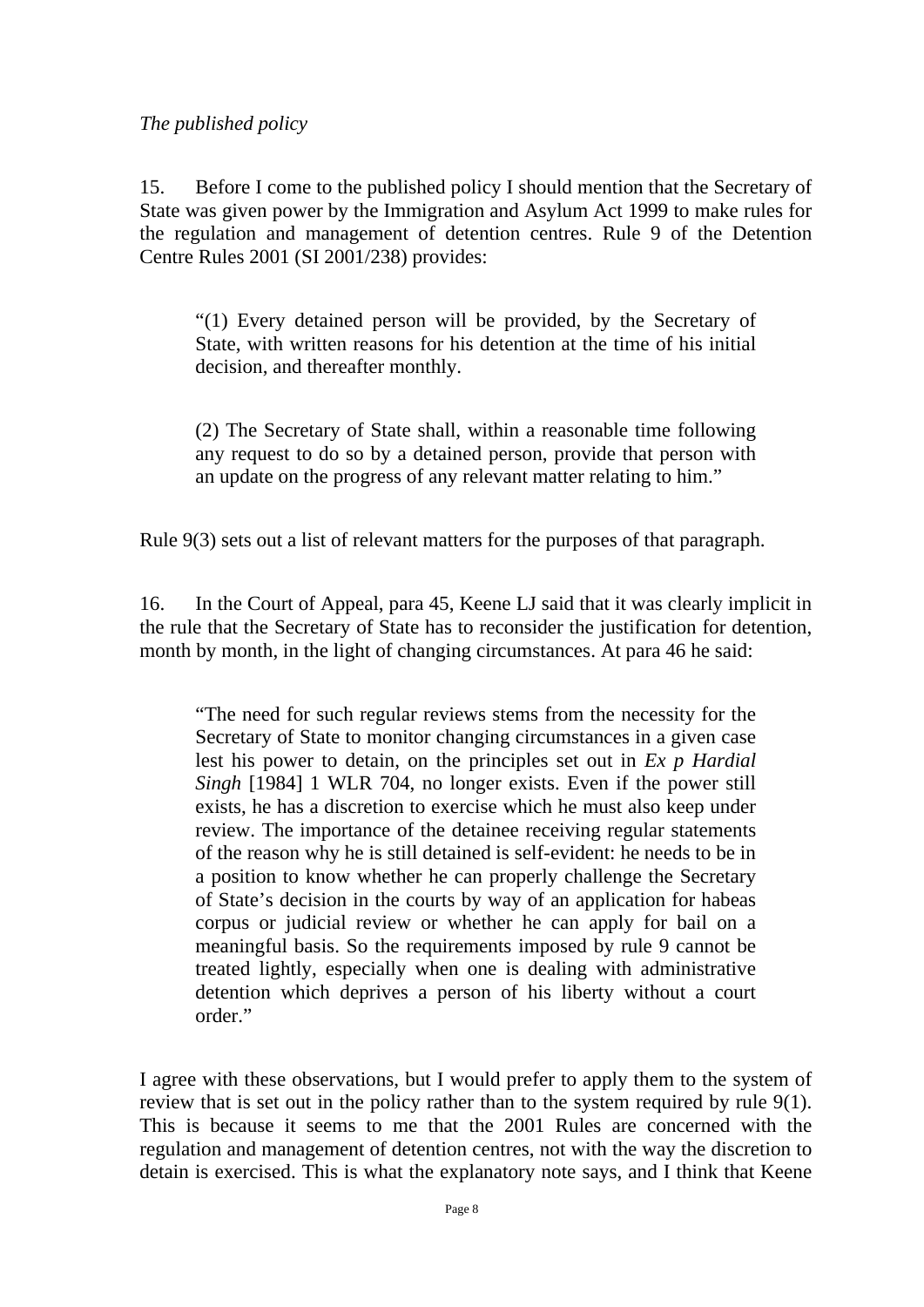*The published policy*

15. Before I come to the published policy I should mention that the Secretary of State was given power by the Immigration and Asylum Act 1999 to make rules for the regulation and management of detention centres. Rule 9 of the Detention Centre Rules 2001 (SI 2001/238) provides:

> "(1) Every detained person will be provided, by the Secretary of State, with written reasons for his detention at the time of his initial decision, and thereafter monthly.
>
> (2) The Secretary of State shall, within a reasonable time following any request to do so by a detained person, provide that person with an update on the progress of any relevant matter relating to him."

Rule 9(3) sets out a list of relevant matters for the purposes of that paragraph.

16. In the Court of Appeal, para 45, Keene LJ said that it was clearly implicit in the rule that the Secretary of State has to reconsider the justification for detention, month by month, in the light of changing circumstances. At para 46 he said:

> "The need for such regular reviews stems from the necessity for the Secretary of State to monitor changing circumstances in a given case lest his power to detain, on the principles set out in *Ex p Hardial Singh* [1984] 1 WLR 704, no longer exists. Even if the power still exists, he has a discretion to exercise which he must also keep under review. The importance of the detainee receiving regular statements of the reason why he is still detained is self-evident: he needs to be in a position to know whether he can properly challenge the Secretary of State's decision in the courts by way of an application for habeas corpus or judicial review or whether he can apply for bail on a meaningful basis. So the requirements imposed by rule 9 cannot be treated lightly, especially when one is dealing with administrative detention which deprives a person of his liberty without a court order."

I agree with these observations, but I would prefer to apply them to the system of review that is set out in the policy rather than to the system required by rule 9(1). This is because it seems to me that the 2001 Rules are concerned with the regulation and management of detention centres, not with the way the discretion to detain is exercised. This is what the explanatory note says, and I think that Keene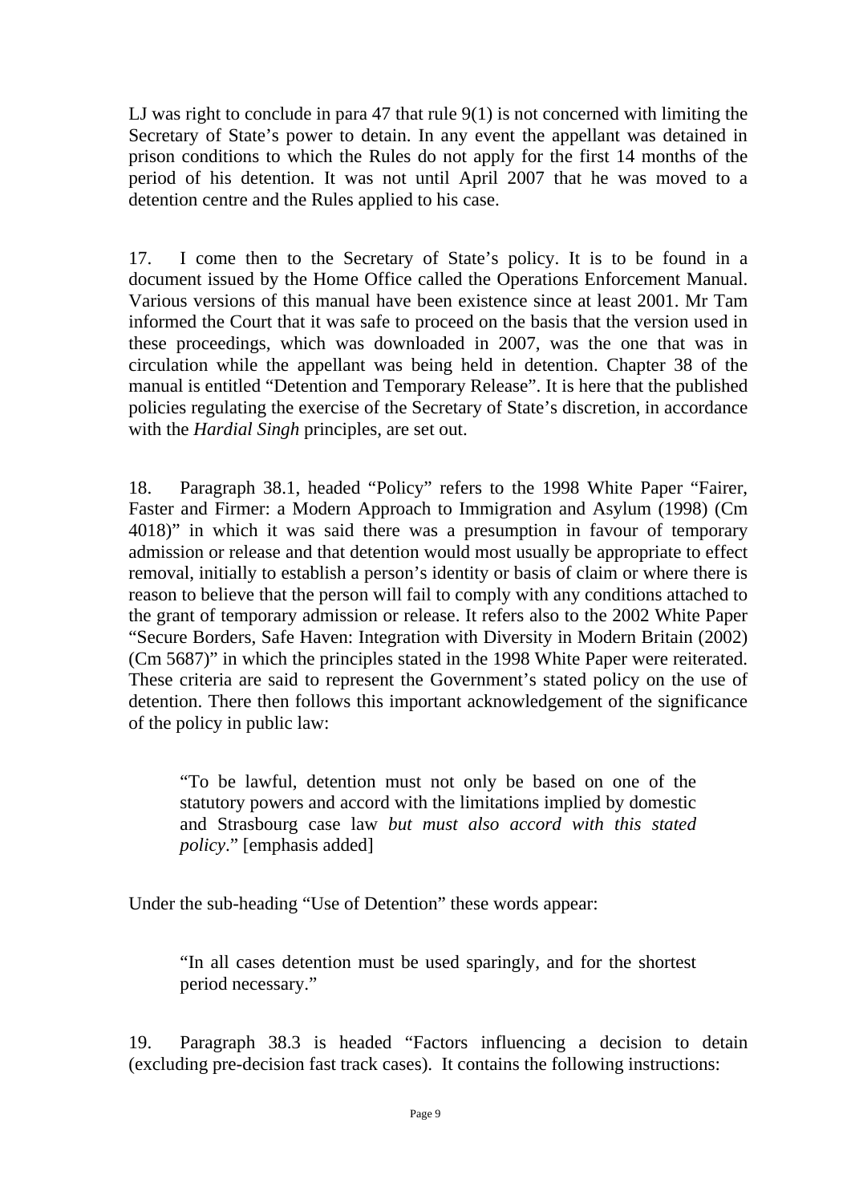LJ was right to conclude in para 47 that rule 9(1) is not concerned with limiting the Secretary of State's power to detain. In any event the appellant was detained in prison conditions to which the Rules do not apply for the first 14 months of the period of his detention. It was not until April 2007 that he was moved to a detention centre and the Rules applied to his case.

17. I come then to the Secretary of State's policy. It is to be found in a document issued by the Home Office called the Operations Enforcement Manual. Various versions of this manual have been existence since at least 2001. Mr Tam informed the Court that it was safe to proceed on the basis that the version used in these proceedings, which was downloaded in 2007, was the one that was in circulation while the appellant was being held in detention. Chapter 38 of the manual is entitled "Detention and Temporary Release". It is here that the published policies regulating the exercise of the Secretary of State's discretion, in accordance with the *Hardial Singh* principles, are set out.

18. Paragraph 38.1, headed "Policy" refers to the 1998 White Paper "Fairer, Faster and Firmer: a Modern Approach to Immigration and Asylum (1998) (Cm 4018)" in which it was said there was a presumption in favour of temporary admission or release and that detention would most usually be appropriate to effect removal, initially to establish a person's identity or basis of claim or where there is reason to believe that the person will fail to comply with any conditions attached to the grant of temporary admission or release. It refers also to the 2002 White Paper "Secure Borders, Safe Haven: Integration with Diversity in Modern Britain (2002) (Cm 5687)" in which the principles stated in the 1998 White Paper were reiterated. These criteria are said to represent the Government's stated policy on the use of detention. There then follows this important acknowledgement of the significance of the policy in public law:

> "To be lawful, detention must not only be based on one of the statutory powers and accord with the limitations implied by domestic and Strasbourg case law *but must also accord with this stated policy*." [emphasis added]

Under the sub-heading "Use of Detention" these words appear:

> "In all cases detention must be used sparingly, and for the shortest period necessary."

19. Paragraph 38.3 is headed "Factors influencing a decision to detain (excluding pre-decision fast track cases). It contains the following instructions: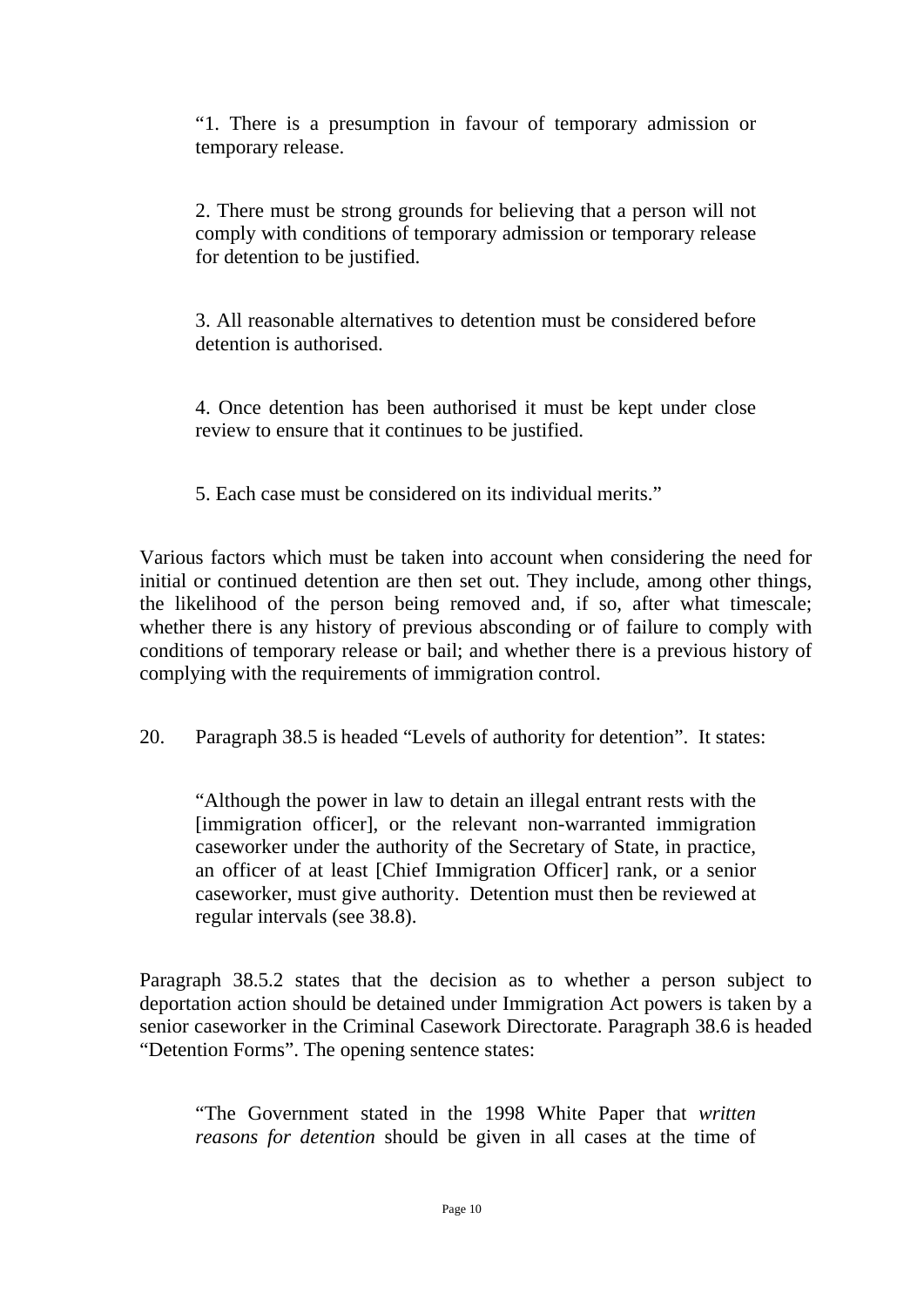> "1. There is a presumption in favour of temporary admission or temporary release.
>
> 2. There must be strong grounds for believing that a person will not comply with conditions of temporary admission or temporary release for detention to be justified.
>
> 3. All reasonable alternatives to detention must be considered before detention is authorised.
>
> 4. Once detention has been authorised it must be kept under close review to ensure that it continues to be justified.
>
> 5. Each case must be considered on its individual merits."

Various factors which must be taken into account when considering the need for initial or continued detention are then set out. They include, among other things, the likelihood of the person being removed and, if so, after what timescale; whether there is any history of previous absconding or of failure to comply with conditions of temporary release or bail; and whether there is a previous history of complying with the requirements of immigration control.

20. Paragraph 38.5 is headed "Levels of authority for detention". It states:

> "Although the power in law to detain an illegal entrant rests with the [immigration officer], or the relevant non-warranted immigration caseworker under the authority of the Secretary of State, in practice, an officer of at least [Chief Immigration Officer] rank, or a senior caseworker, must give authority. Detention must then be reviewed at regular intervals (see 38.8).

Paragraph 38.5.2 states that the decision as to whether a person subject to deportation action should be detained under Immigration Act powers is taken by a senior caseworker in the Criminal Casework Directorate. Paragraph 38.6 is headed "Detention Forms". The opening sentence states:

> "The Government stated in the 1998 White Paper that *written reasons for detention* should be given in all cases at the time of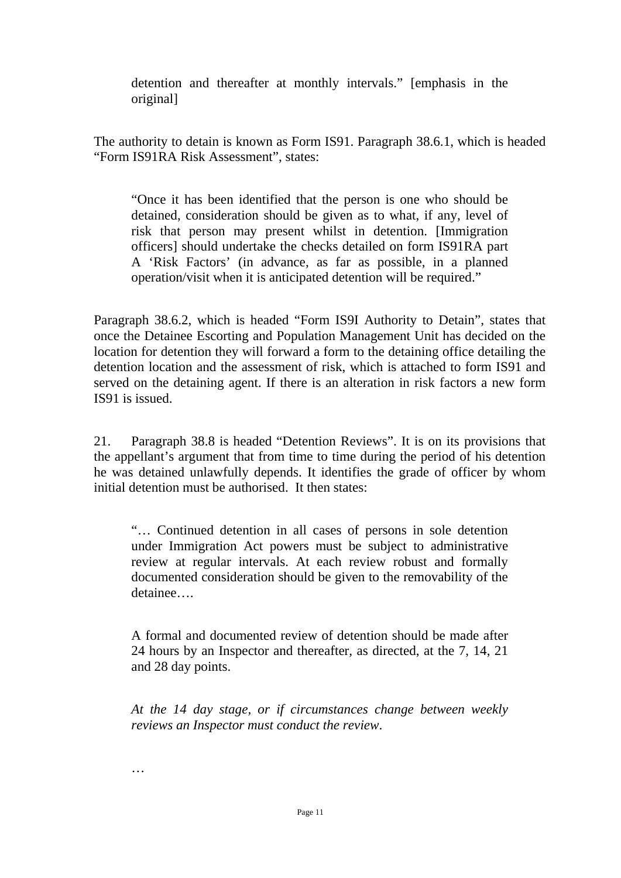> detention and thereafter at monthly intervals." [emphasis in the original]

The authority to detain is known as Form IS91. Paragraph 38.6.1, which is headed "Form IS91RA Risk Assessment", states:

> "Once it has been identified that the person is one who should be detained, consideration should be given as to what, if any, level of risk that person may present whilst in detention. [Immigration officers] should undertake the checks detailed on form IS91RA part A 'Risk Factors' (in advance, as far as possible, in a planned operation/visit when it is anticipated detention will be required."

Paragraph 38.6.2, which is headed "Form IS9I Authority to Detain", states that once the Detainee Escorting and Population Management Unit has decided on the location for detention they will forward a form to the detaining office detailing the detention location and the assessment of risk, which is attached to form IS91 and served on the detaining agent. If there is an alteration in risk factors a new form IS91 is issued.

21. Paragraph 38.8 is headed "Detention Reviews". It is on its provisions that the appellant's argument that from time to time during the period of his detention he was detained unlawfully depends. It identifies the grade of officer by whom initial detention must be authorised. It then states:

> "… Continued detention in all cases of persons in sole detention under Immigration Act powers must be subject to administrative review at regular intervals. At each review robust and formally documented consideration should be given to the removability of the detainee….
>
> A formal and documented review of detention should be made after 24 hours by an Inspector and thereafter, as directed, at the 7, 14, 21 and 28 day points.
>
> *At the 14 day stage, or if circumstances change between weekly reviews an Inspector must conduct the review*.
>
> …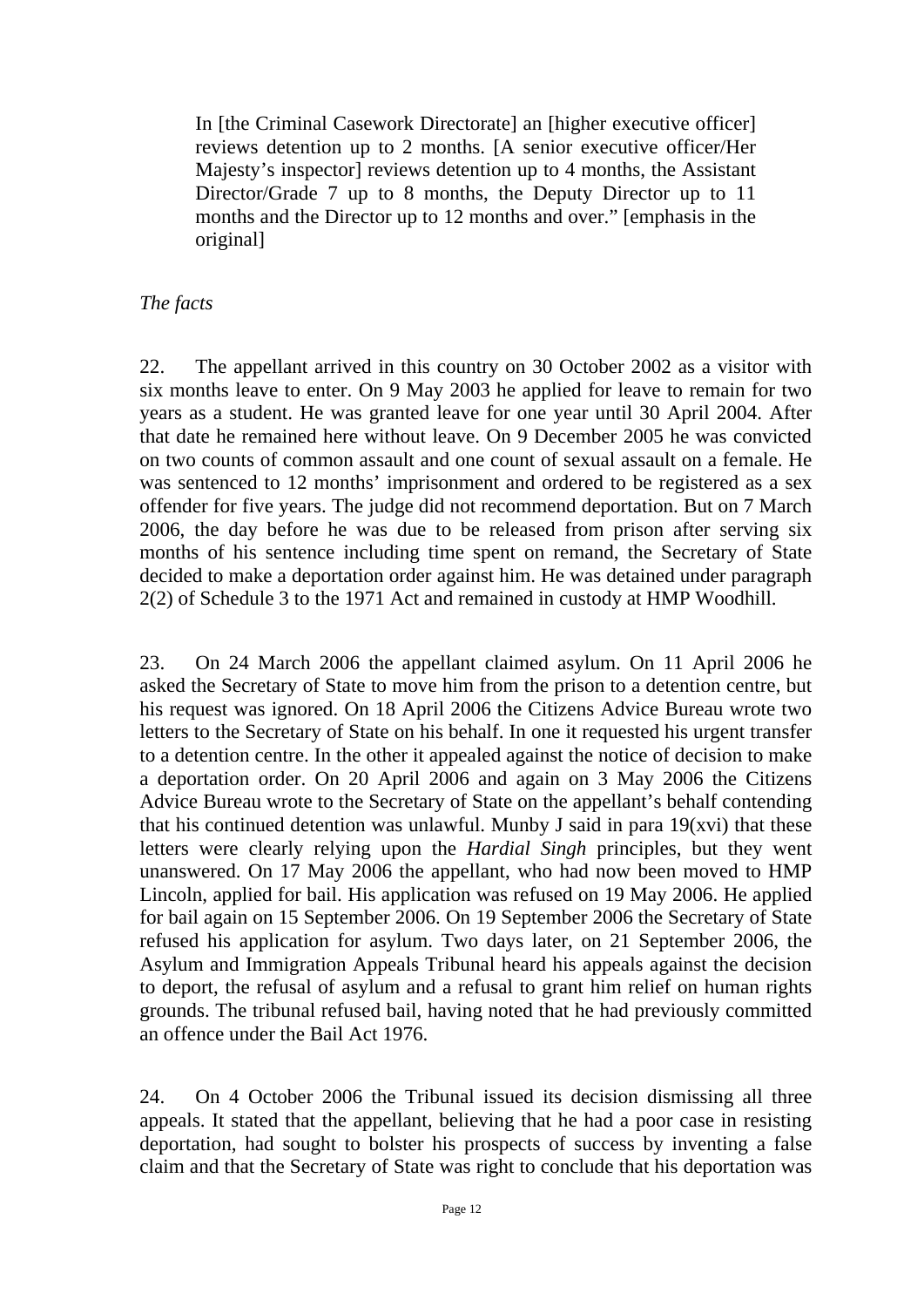In [the Criminal Casework Directorate] an [higher executive officer] reviews detention up to 2 months. [A senior executive officer/Her Majesty's inspector] reviews detention up to 4 months, the Assistant Director/Grade 7 up to 8 months, the Deputy Director up to 11 months and the Director up to 12 months and over." [emphasis in the original]

*The facts*

22. The appellant arrived in this country on 30 October 2002 as a visitor with six months leave to enter. On 9 May 2003 he applied for leave to remain for two years as a student. He was granted leave for one year until 30 April 2004. After that date he remained here without leave. On 9 December 2005 he was convicted on two counts of common assault and one count of sexual assault on a female. He was sentenced to 12 months' imprisonment and ordered to be registered as a sex offender for five years. The judge did not recommend deportation. But on 7 March 2006, the day before he was due to be released from prison after serving six months of his sentence including time spent on remand, the Secretary of State decided to make a deportation order against him. He was detained under paragraph 2(2) of Schedule 3 to the 1971 Act and remained in custody at HMP Woodhill.

23. On 24 March 2006 the appellant claimed asylum. On 11 April 2006 he asked the Secretary of State to move him from the prison to a detention centre, but his request was ignored. On 18 April 2006 the Citizens Advice Bureau wrote two letters to the Secretary of State on his behalf. In one it requested his urgent transfer to a detention centre. In the other it appealed against the notice of decision to make a deportation order. On 20 April 2006 and again on 3 May 2006 the Citizens Advice Bureau wrote to the Secretary of State on the appellant's behalf contending that his continued detention was unlawful. Munby J said in para 19(xvi) that these letters were clearly relying upon the *Hardial Singh* principles, but they went unanswered. On 17 May 2006 the appellant, who had now been moved to HMP Lincoln, applied for bail. His application was refused on 19 May 2006. He applied for bail again on 15 September 2006. On 19 September 2006 the Secretary of State refused his application for asylum. Two days later, on 21 September 2006, the Asylum and Immigration Appeals Tribunal heard his appeals against the decision to deport, the refusal of asylum and a refusal to grant him relief on human rights grounds. The tribunal refused bail, having noted that he had previously committed an offence under the Bail Act 1976.

24. On 4 October 2006 the Tribunal issued its decision dismissing all three appeals. It stated that the appellant, believing that he had a poor case in resisting deportation, had sought to bolster his prospects of success by inventing a false claim and that the Secretary of State was right to conclude that his deportation was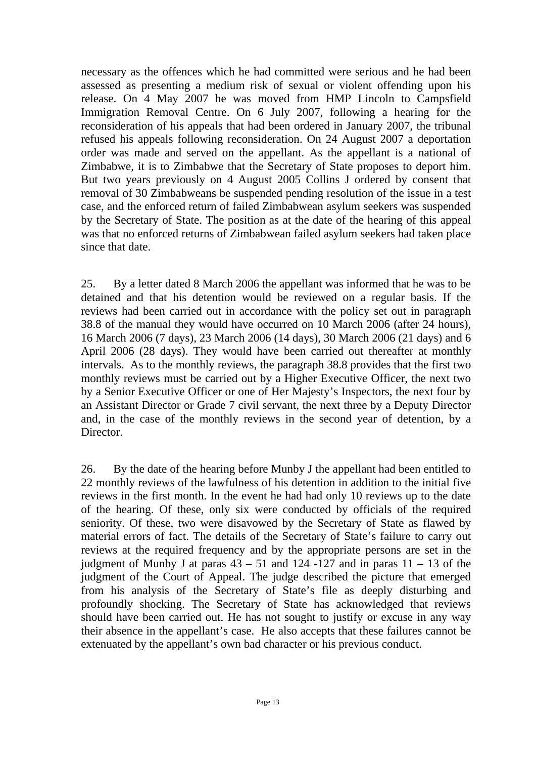necessary as the offences which he had committed were serious and he had been assessed as presenting a medium risk of sexual or violent offending upon his release. On 4 May 2007 he was moved from HMP Lincoln to Campsfield Immigration Removal Centre. On 6 July 2007, following a hearing for the reconsideration of his appeals that had been ordered in January 2007, the tribunal refused his appeals following reconsideration. On 24 August 2007 a deportation order was made and served on the appellant. As the appellant is a national of Zimbabwe, it is to Zimbabwe that the Secretary of State proposes to deport him. But two years previously on 4 August 2005 Collins J ordered by consent that removal of 30 Zimbabweans be suspended pending resolution of the issue in a test case, and the enforced return of failed Zimbabwean asylum seekers was suspended by the Secretary of State. The position as at the date of the hearing of this appeal was that no enforced returns of Zimbabwean failed asylum seekers had taken place since that date.

25. By a letter dated 8 March 2006 the appellant was informed that he was to be detained and that his detention would be reviewed on a regular basis. If the reviews had been carried out in accordance with the policy set out in paragraph 38.8 of the manual they would have occurred on 10 March 2006 (after 24 hours), 16 March 2006 (7 days), 23 March 2006 (14 days), 30 March 2006 (21 days) and 6 April 2006 (28 days). They would have been carried out thereafter at monthly intervals. As to the monthly reviews, the paragraph 38.8 provides that the first two monthly reviews must be carried out by a Higher Executive Officer, the next two by a Senior Executive Officer or one of Her Majesty's Inspectors, the next four by an Assistant Director or Grade 7 civil servant, the next three by a Deputy Director and, in the case of the monthly reviews in the second year of detention, by a Director.

26. By the date of the hearing before Munby J the appellant had been entitled to 22 monthly reviews of the lawfulness of his detention in addition to the initial five reviews in the first month. In the event he had had only 10 reviews up to the date of the hearing. Of these, only six were conducted by officials of the required seniority. Of these, two were disavowed by the Secretary of State as flawed by material errors of fact. The details of the Secretary of State's failure to carry out reviews at the required frequency and by the appropriate persons are set in the judgment of Munby J at paras 43 – 51 and 124 -127 and in paras 11 – 13 of the judgment of the Court of Appeal. The judge described the picture that emerged from his analysis of the Secretary of State's file as deeply disturbing and profoundly shocking. The Secretary of State has acknowledged that reviews should have been carried out. He has not sought to justify or excuse in any way their absence in the appellant's case. He also accepts that these failures cannot be extenuated by the appellant's own bad character or his previous conduct.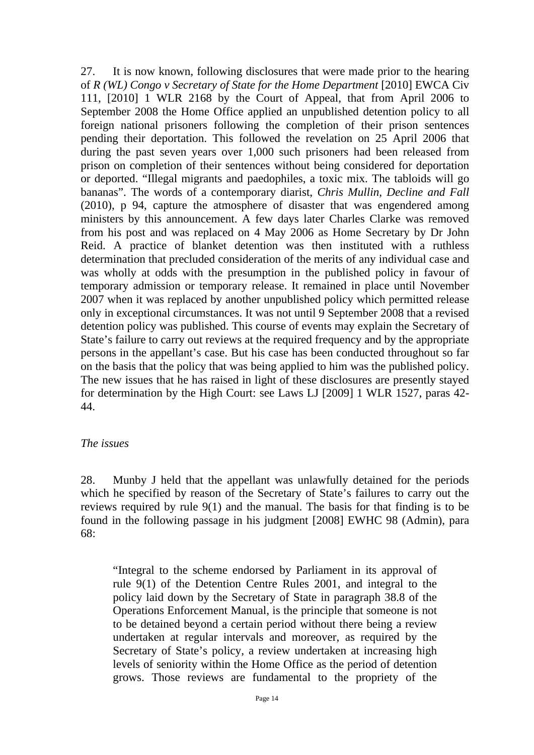27. It is now known, following disclosures that were made prior to the hearing of *R (WL) Congo v Secretary of State for the Home Department* [2010] EWCA Civ 111, [2010] 1 WLR 2168 by the Court of Appeal, that from April 2006 to September 2008 the Home Office applied an unpublished detention policy to all foreign national prisoners following the completion of their prison sentences pending their deportation. This followed the revelation on 25 April 2006 that during the past seven years over 1,000 such prisoners had been released from prison on completion of their sentences without being considered for deportation or deported. "Illegal migrants and paedophiles, a toxic mix. The tabloids will go bananas". The words of a contemporary diarist, *Chris Mullin, Decline and Fall* (2010), p 94, capture the atmosphere of disaster that was engendered among ministers by this announcement. A few days later Charles Clarke was removed from his post and was replaced on 4 May 2006 as Home Secretary by Dr John Reid. A practice of blanket detention was then instituted with a ruthless determination that precluded consideration of the merits of any individual case and was wholly at odds with the presumption in the published policy in favour of temporary admission or temporary release. It remained in place until November 2007 when it was replaced by another unpublished policy which permitted release only in exceptional circumstances. It was not until 9 September 2008 that a revised detention policy was published. This course of events may explain the Secretary of State's failure to carry out reviews at the required frequency and by the appropriate persons in the appellant's case. But his case has been conducted throughout so far on the basis that the policy that was being applied to him was the published policy. The new issues that he has raised in light of these disclosures are presently stayed for determination by the High Court: see Laws LJ [2009] 1 WLR 1527, paras 42-44.

*The issues*

28. Munby J held that the appellant was unlawfully detained for the periods which he specified by reason of the Secretary of State's failures to carry out the reviews required by rule 9(1) and the manual. The basis for that finding is to be found in the following passage in his judgment [2008] EWHC 98 (Admin), para 68:

> "Integral to the scheme endorsed by Parliament in its approval of rule 9(1) of the Detention Centre Rules 2001, and integral to the policy laid down by the Secretary of State in paragraph 38.8 of the Operations Enforcement Manual, is the principle that someone is not to be detained beyond a certain period without there being a review undertaken at regular intervals and moreover, as required by the Secretary of State's policy, a review undertaken at increasing high levels of seniority within the Home Office as the period of detention grows. Those reviews are fundamental to the propriety of the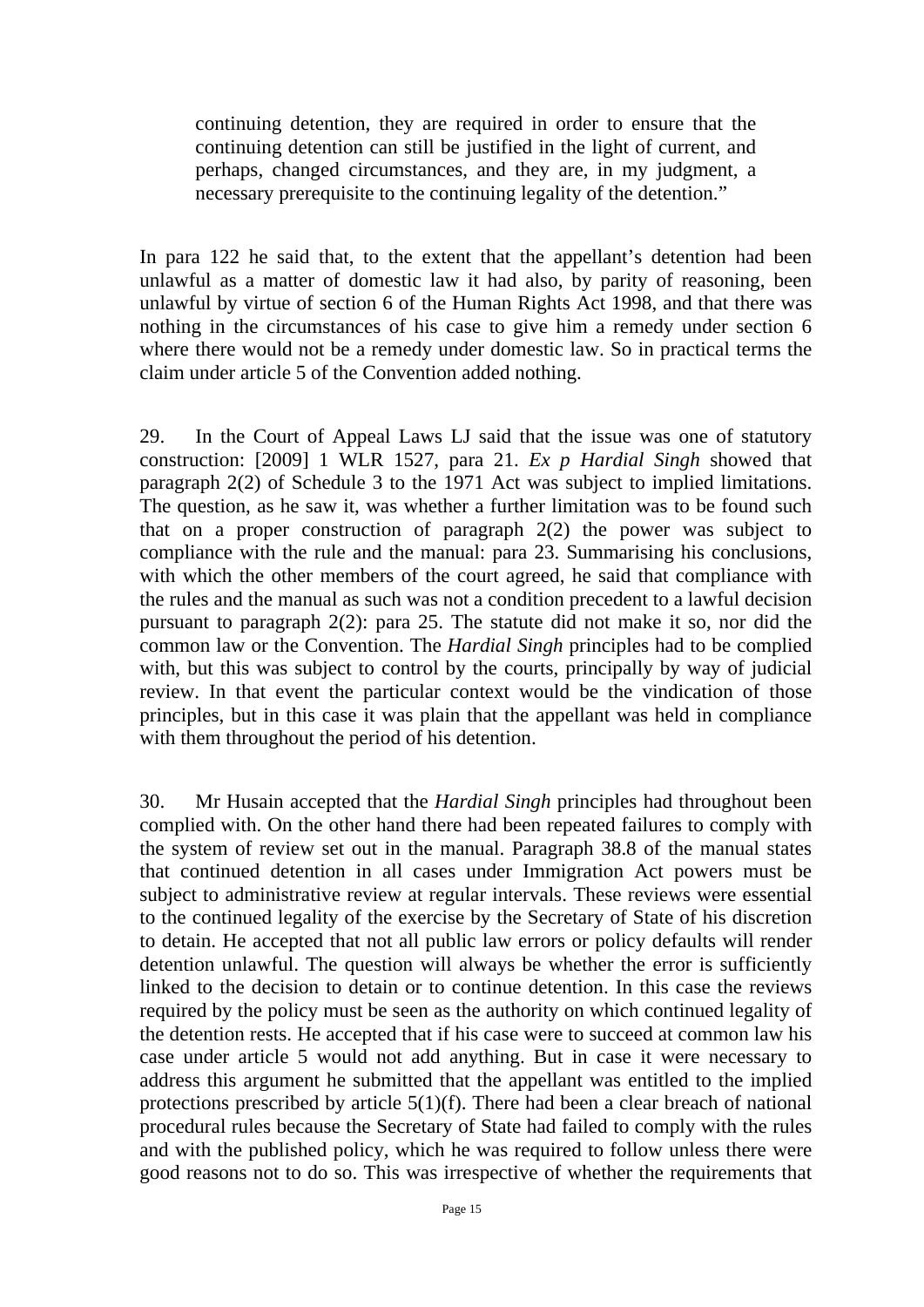> continuing detention, they are required in order to ensure that the continuing detention can still be justified in the light of current, and perhaps, changed circumstances, and they are, in my judgment, a necessary prerequisite to the continuing legality of the detention."

In para 122 he said that, to the extent that the appellant's detention had been unlawful as a matter of domestic law it had also, by parity of reasoning, been unlawful by virtue of section 6 of the Human Rights Act 1998, and that there was nothing in the circumstances of his case to give him a remedy under section 6 where there would not be a remedy under domestic law. So in practical terms the claim under article 5 of the Convention added nothing.

29. In the Court of Appeal Laws LJ said that the issue was one of statutory construction: [2009] 1 WLR 1527, para 21. *Ex p Hardial Singh* showed that paragraph 2(2) of Schedule 3 to the 1971 Act was subject to implied limitations. The question, as he saw it, was whether a further limitation was to be found such that on a proper construction of paragraph 2(2) the power was subject to compliance with the rule and the manual: para 23. Summarising his conclusions, with which the other members of the court agreed, he said that compliance with the rules and the manual as such was not a condition precedent to a lawful decision pursuant to paragraph 2(2): para 25. The statute did not make it so, nor did the common law or the Convention. The *Hardial Singh* principles had to be complied with, but this was subject to control by the courts, principally by way of judicial review. In that event the particular context would be the vindication of those principles, but in this case it was plain that the appellant was held in compliance with them throughout the period of his detention.

30. Mr Husain accepted that the *Hardial Singh* principles had throughout been complied with. On the other hand there had been repeated failures to comply with the system of review set out in the manual. Paragraph 38.8 of the manual states that continued detention in all cases under Immigration Act powers must be subject to administrative review at regular intervals. These reviews were essential to the continued legality of the exercise by the Secretary of State of his discretion to detain. He accepted that not all public law errors or policy defaults will render detention unlawful. The question will always be whether the error is sufficiently linked to the decision to detain or to continue detention. In this case the reviews required by the policy must be seen as the authority on which continued legality of the detention rests. He accepted that if his case were to succeed at common law his case under article 5 would not add anything. But in case it were necessary to address this argument he submitted that the appellant was entitled to the implied protections prescribed by article 5(1)(f). There had been a clear breach of national procedural rules because the Secretary of State had failed to comply with the rules and with the published policy, which he was required to follow unless there were good reasons not to do so. This was irrespective of whether the requirements that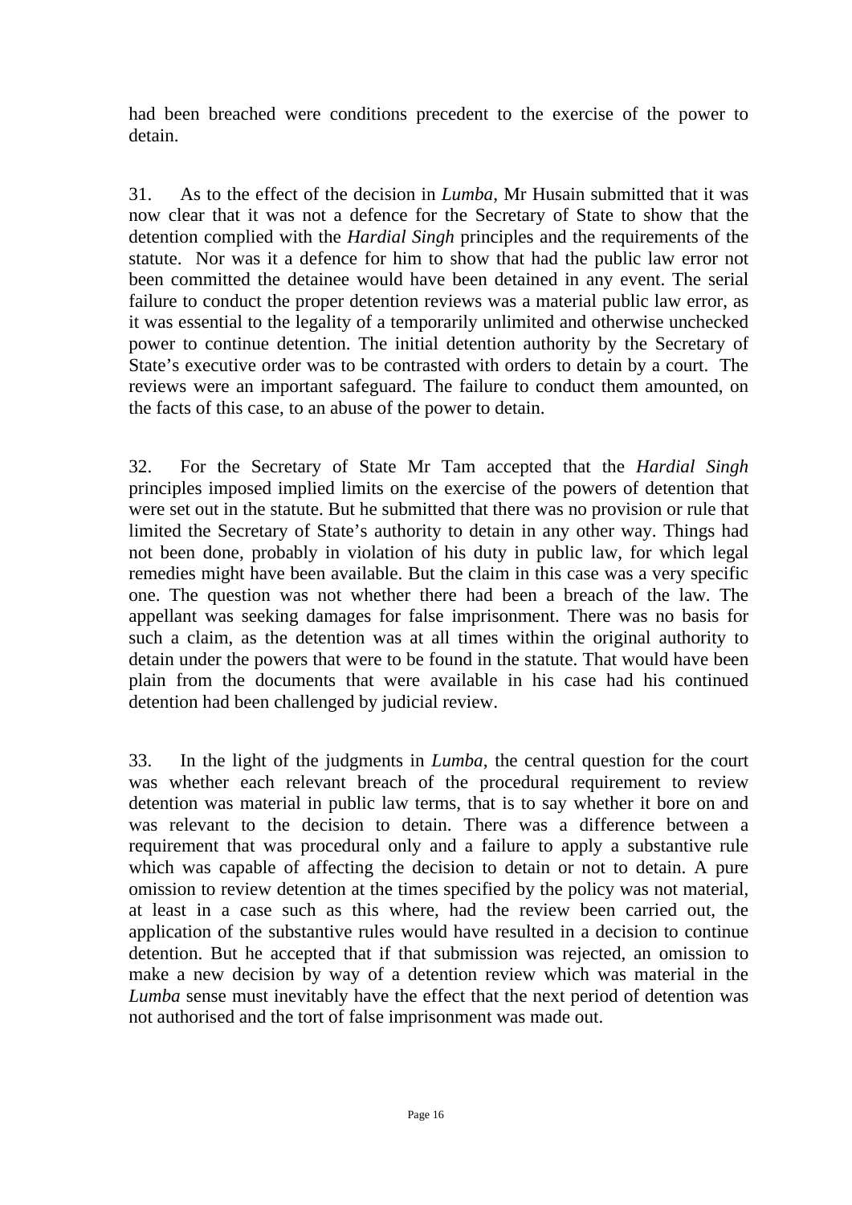had been breached were conditions precedent to the exercise of the power to detain.

31. As to the effect of the decision in *Lumba*, Mr Husain submitted that it was now clear that it was not a defence for the Secretary of State to show that the detention complied with the *Hardial Singh* principles and the requirements of the statute. Nor was it a defence for him to show that had the public law error not been committed the detainee would have been detained in any event. The serial failure to conduct the proper detention reviews was a material public law error, as it was essential to the legality of a temporarily unlimited and otherwise unchecked power to continue detention. The initial detention authority by the Secretary of State's executive order was to be contrasted with orders to detain by a court. The reviews were an important safeguard. The failure to conduct them amounted, on the facts of this case, to an abuse of the power to detain.

32. For the Secretary of State Mr Tam accepted that the *Hardial Singh* principles imposed implied limits on the exercise of the powers of detention that were set out in the statute. But he submitted that there was no provision or rule that limited the Secretary of State's authority to detain in any other way. Things had not been done, probably in violation of his duty in public law, for which legal remedies might have been available. But the claim in this case was a very specific one. The question was not whether there had been a breach of the law. The appellant was seeking damages for false imprisonment. There was no basis for such a claim, as the detention was at all times within the original authority to detain under the powers that were to be found in the statute. That would have been plain from the documents that were available in his case had his continued detention had been challenged by judicial review.

33. In the light of the judgments in *Lumba*, the central question for the court was whether each relevant breach of the procedural requirement to review detention was material in public law terms, that is to say whether it bore on and was relevant to the decision to detain. There was a difference between a requirement that was procedural only and a failure to apply a substantive rule which was capable of affecting the decision to detain or not to detain. A pure omission to review detention at the times specified by the policy was not material, at least in a case such as this where, had the review been carried out, the application of the substantive rules would have resulted in a decision to continue detention. But he accepted that if that submission was rejected, an omission to make a new decision by way of a detention review which was material in the *Lumba* sense must inevitably have the effect that the next period of detention was not authorised and the tort of false imprisonment was made out.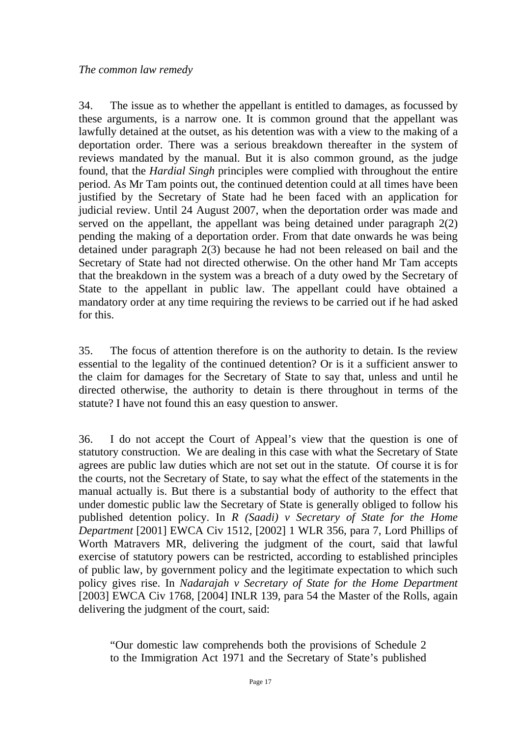*The common law remedy*

34. The issue as to whether the appellant is entitled to damages, as focussed by these arguments, is a narrow one. It is common ground that the appellant was lawfully detained at the outset, as his detention was with a view to the making of a deportation order. There was a serious breakdown thereafter in the system of reviews mandated by the manual. But it is also common ground, as the judge found, that the *Hardial Singh* principles were complied with throughout the entire period. As Mr Tam points out, the continued detention could at all times have been justified by the Secretary of State had he been faced with an application for judicial review. Until 24 August 2007, when the deportation order was made and served on the appellant, the appellant was being detained under paragraph 2(2) pending the making of a deportation order. From that date onwards he was being detained under paragraph 2(3) because he had not been released on bail and the Secretary of State had not directed otherwise. On the other hand Mr Tam accepts that the breakdown in the system was a breach of a duty owed by the Secretary of State to the appellant in public law. The appellant could have obtained a mandatory order at any time requiring the reviews to be carried out if he had asked for this.

35. The focus of attention therefore is on the authority to detain. Is the review essential to the legality of the continued detention? Or is it a sufficient answer to the claim for damages for the Secretary of State to say that, unless and until he directed otherwise, the authority to detain is there throughout in terms of the statute? I have not found this an easy question to answer.

36. I do not accept the Court of Appeal's view that the question is one of statutory construction. We are dealing in this case with what the Secretary of State agrees are public law duties which are not set out in the statute. Of course it is for the courts, not the Secretary of State, to say what the effect of the statements in the manual actually is. But there is a substantial body of authority to the effect that under domestic public law the Secretary of State is generally obliged to follow his published detention policy. In *R (Saadi) v Secretary of State for the Home Department* [2001] EWCA Civ 1512, [2002] 1 WLR 356, para 7, Lord Phillips of Worth Matravers MR, delivering the judgment of the court, said that lawful exercise of statutory powers can be restricted, according to established principles of public law, by government policy and the legitimate expectation to which such policy gives rise. In *Nadarajah v Secretary of State for the Home Department* [2003] EWCA Civ 1768, [2004] INLR 139, para 54 the Master of the Rolls, again delivering the judgment of the court, said:

> "Our domestic law comprehends both the provisions of Schedule 2 to the Immigration Act 1971 and the Secretary of State's published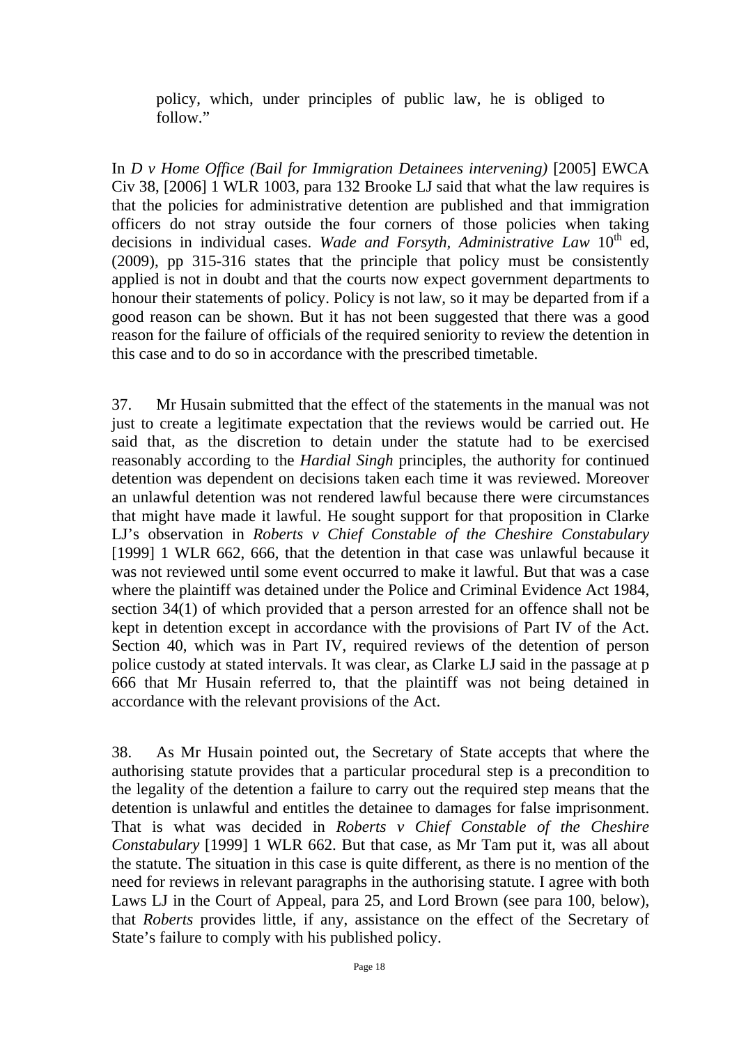> policy, which, under principles of public law, he is obliged to follow."

In *D v Home Office (Bail for Immigration Detainees intervening)* [2005] EWCA Civ 38, [2006] 1 WLR 1003, para 132 Brooke LJ said that what the law requires is that the policies for administrative detention are published and that immigration officers do not stray outside the four corners of those policies when taking decisions in individual cases. *Wade and Forsyth, Administrative Law* 10th ed, (2009), pp 315-316 states that the principle that policy must be consistently applied is not in doubt and that the courts now expect government departments to honour their statements of policy. Policy is not law, so it may be departed from if a good reason can be shown. But it has not been suggested that there was a good reason for the failure of officials of the required seniority to review the detention in this case and to do so in accordance with the prescribed timetable.

37. Mr Husain submitted that the effect of the statements in the manual was not just to create a legitimate expectation that the reviews would be carried out. He said that, as the discretion to detain under the statute had to be exercised reasonably according to the *Hardial Singh* principles, the authority for continued detention was dependent on decisions taken each time it was reviewed. Moreover an unlawful detention was not rendered lawful because there were circumstances that might have made it lawful. He sought support for that proposition in Clarke LJ's observation in *Roberts v Chief Constable of the Cheshire Constabulary* [1999] 1 WLR 662, 666, that the detention in that case was unlawful because it was not reviewed until some event occurred to make it lawful. But that was a case where the plaintiff was detained under the Police and Criminal Evidence Act 1984, section 34(1) of which provided that a person arrested for an offence shall not be kept in detention except in accordance with the provisions of Part IV of the Act. Section 40, which was in Part IV, required reviews of the detention of person police custody at stated intervals. It was clear, as Clarke LJ said in the passage at p 666 that Mr Husain referred to, that the plaintiff was not being detained in accordance with the relevant provisions of the Act.

38. As Mr Husain pointed out, the Secretary of State accepts that where the authorising statute provides that a particular procedural step is a precondition to the legality of the detention a failure to carry out the required step means that the detention is unlawful and entitles the detainee to damages for false imprisonment. That is what was decided in *Roberts v Chief Constable of the Cheshire Constabulary* [1999] 1 WLR 662. But that case, as Mr Tam put it, was all about the statute. The situation in this case is quite different, as there is no mention of the need for reviews in relevant paragraphs in the authorising statute. I agree with both Laws LJ in the Court of Appeal, para 25, and Lord Brown (see para 100, below), that *Roberts* provides little, if any, assistance on the effect of the Secretary of State's failure to comply with his published policy.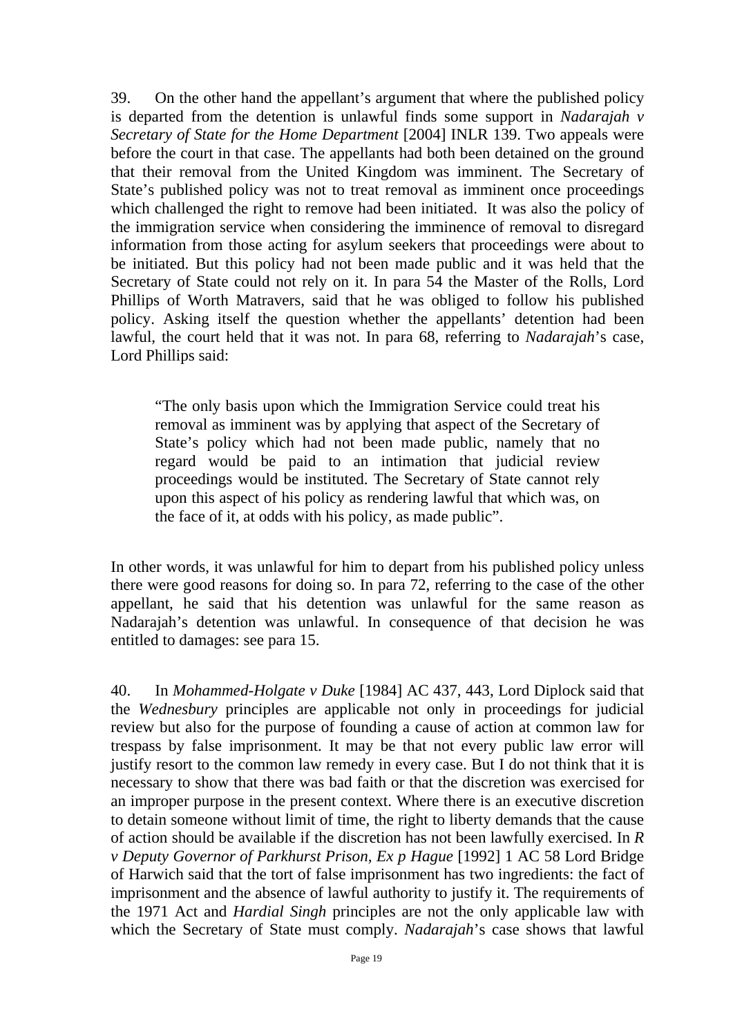39. On the other hand the appellant's argument that where the published policy is departed from the detention is unlawful finds some support in *Nadarajah v Secretary of State for the Home Department* [2004] INLR 139. Two appeals were before the court in that case. The appellants had both been detained on the ground that their removal from the United Kingdom was imminent. The Secretary of State's published policy was not to treat removal as imminent once proceedings which challenged the right to remove had been initiated. It was also the policy of the immigration service when considering the imminence of removal to disregard information from those acting for asylum seekers that proceedings were about to be initiated. But this policy had not been made public and it was held that the Secretary of State could not rely on it. In para 54 the Master of the Rolls, Lord Phillips of Worth Matravers, said that he was obliged to follow his published policy. Asking itself the question whether the appellants' detention had been lawful, the court held that it was not. In para 68, referring to *Nadarajah*'s case, Lord Phillips said:

> "The only basis upon which the Immigration Service could treat his removal as imminent was by applying that aspect of the Secretary of State's policy which had not been made public, namely that no regard would be paid to an intimation that judicial review proceedings would be instituted. The Secretary of State cannot rely upon this aspect of his policy as rendering lawful that which was, on the face of it, at odds with his policy, as made public".

In other words, it was unlawful for him to depart from his published policy unless there were good reasons for doing so. In para 72, referring to the case of the other appellant, he said that his detention was unlawful for the same reason as Nadarajah's detention was unlawful. In consequence of that decision he was entitled to damages: see para 15.

40. In *Mohammed-Holgate v Duke* [1984] AC 437, 443, Lord Diplock said that the *Wednesbury* principles are applicable not only in proceedings for judicial review but also for the purpose of founding a cause of action at common law for trespass by false imprisonment. It may be that not every public law error will justify resort to the common law remedy in every case. But I do not think that it is necessary to show that there was bad faith or that the discretion was exercised for an improper purpose in the present context. Where there is an executive discretion to detain someone without limit of time, the right to liberty demands that the cause of action should be available if the discretion has not been lawfully exercised. In *R v Deputy Governor of Parkhurst Prison, Ex p Hague* [1992] 1 AC 58 Lord Bridge of Harwich said that the tort of false imprisonment has two ingredients: the fact of imprisonment and the absence of lawful authority to justify it. The requirements of the 1971 Act and *Hardial Singh* principles are not the only applicable law with which the Secretary of State must comply. *Nadarajah*'s case shows that lawful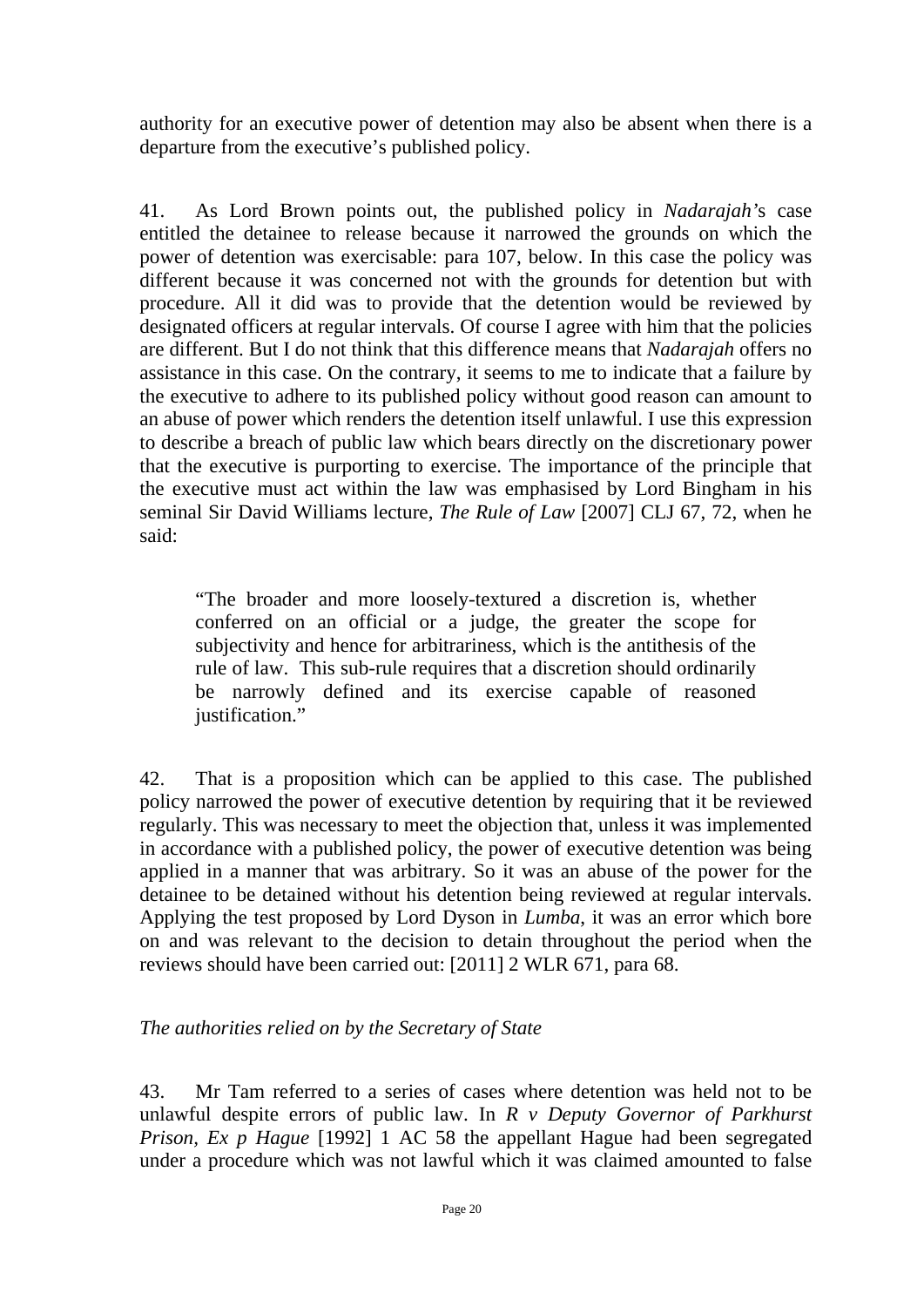authority for an executive power of detention may also be absent when there is a departure from the executive's published policy.

41. As Lord Brown points out, the published policy in *Nadarajah*'s case entitled the detainee to release because it narrowed the grounds on which the power of detention was exercisable: para 107, below. In this case the policy was different because it was concerned not with the grounds for detention but with procedure. All it did was to provide that the detention would be reviewed by designated officers at regular intervals. Of course I agree with him that the policies are different. But I do not think that this difference means that *Nadarajah* offers no assistance in this case. On the contrary, it seems to me to indicate that a failure by the executive to adhere to its published policy without good reason can amount to an abuse of power which renders the detention itself unlawful. I use this expression to describe a breach of public law which bears directly on the discretionary power that the executive is purporting to exercise. The importance of the principle that the executive must act within the law was emphasised by Lord Bingham in his seminal Sir David Williams lecture, *The Rule of Law* [2007] CLJ 67, 72, when he said:

> "The broader and more loosely-textured a discretion is, whether conferred on an official or a judge, the greater the scope for subjectivity and hence for arbitrariness, which is the antithesis of the rule of law. This sub-rule requires that a discretion should ordinarily be narrowly defined and its exercise capable of reasoned justification."

42. That is a proposition which can be applied to this case. The published policy narrowed the power of executive detention by requiring that it be reviewed regularly. This was necessary to meet the objection that, unless it was implemented in accordance with a published policy, the power of executive detention was being applied in a manner that was arbitrary. So it was an abuse of the power for the detainee to be detained without his detention being reviewed at regular intervals. Applying the test proposed by Lord Dyson in *Lumba*, it was an error which bore on and was relevant to the decision to detain throughout the period when the reviews should have been carried out: [2011] 2 WLR 671, para 68.

*The authorities relied on by the Secretary of State*

43. Mr Tam referred to a series of cases where detention was held not to be unlawful despite errors of public law. In *R v Deputy Governor of Parkhurst Prison, Ex p Hague* [1992] 1 AC 58 the appellant Hague had been segregated under a procedure which was not lawful which it was claimed amounted to false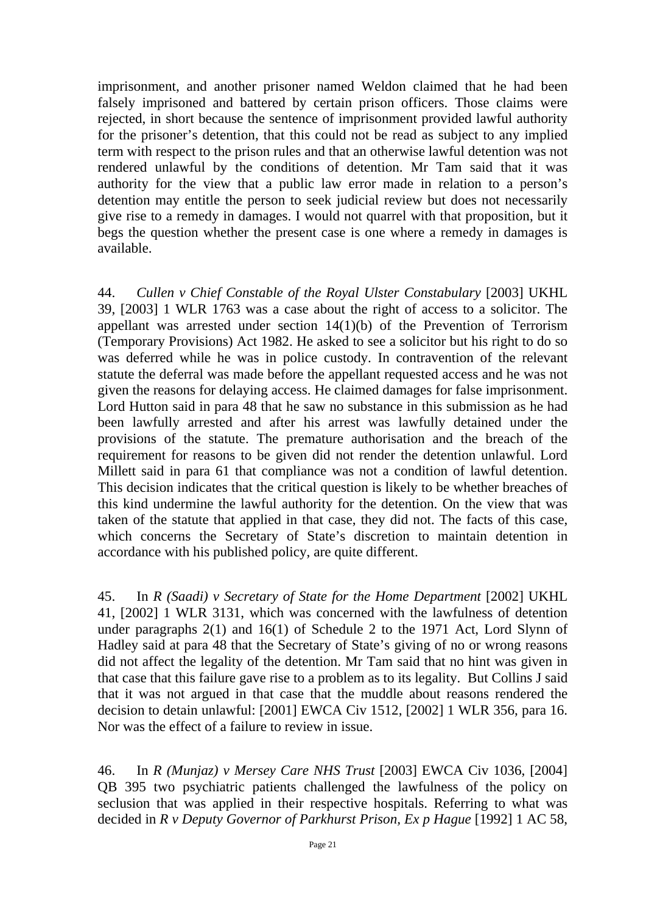imprisonment, and another prisoner named Weldon claimed that he had been falsely imprisoned and battered by certain prison officers. Those claims were rejected, in short because the sentence of imprisonment provided lawful authority for the prisoner's detention, that this could not be read as subject to any implied term with respect to the prison rules and that an otherwise lawful detention was not rendered unlawful by the conditions of detention. Mr Tam said that it was authority for the view that a public law error made in relation to a person's detention may entitle the person to seek judicial review but does not necessarily give rise to a remedy in damages. I would not quarrel with that proposition, but it begs the question whether the present case is one where a remedy in damages is available.

44. *Cullen v Chief Constable of the Royal Ulster Constabulary* [2003] UKHL 39, [2003] 1 WLR 1763 was a case about the right of access to a solicitor. The appellant was arrested under section 14(1)(b) of the Prevention of Terrorism (Temporary Provisions) Act 1982. He asked to see a solicitor but his right to do so was deferred while he was in police custody. In contravention of the relevant statute the deferral was made before the appellant requested access and he was not given the reasons for delaying access. He claimed damages for false imprisonment. Lord Hutton said in para 48 that he saw no substance in this submission as he had been lawfully arrested and after his arrest was lawfully detained under the provisions of the statute. The premature authorisation and the breach of the requirement for reasons to be given did not render the detention unlawful. Lord Millett said in para 61 that compliance was not a condition of lawful detention. This decision indicates that the critical question is likely to be whether breaches of this kind undermine the lawful authority for the detention. On the view that was taken of the statute that applied in that case, they did not. The facts of this case, which concerns the Secretary of State's discretion to maintain detention in accordance with his published policy, are quite different.

45. In *R (Saadi) v Secretary of State for the Home Department* [2002] UKHL 41, [2002] 1 WLR 3131, which was concerned with the lawfulness of detention under paragraphs 2(1) and 16(1) of Schedule 2 to the 1971 Act, Lord Slynn of Hadley said at para 48 that the Secretary of State's giving of no or wrong reasons did not affect the legality of the detention. Mr Tam said that no hint was given in that case that this failure gave rise to a problem as to its legality. But Collins J said that it was not argued in that case that the muddle about reasons rendered the decision to detain unlawful: [2001] EWCA Civ 1512, [2002] 1 WLR 356, para 16. Nor was the effect of a failure to review in issue.

46. In *R (Munjaz) v Mersey Care NHS Trust* [2003] EWCA Civ 1036, [2004] QB 395 two psychiatric patients challenged the lawfulness of the policy on seclusion that was applied in their respective hospitals. Referring to what was decided in *R v Deputy Governor of Parkhurst Prison, Ex p Hague* [1992] 1 AC 58,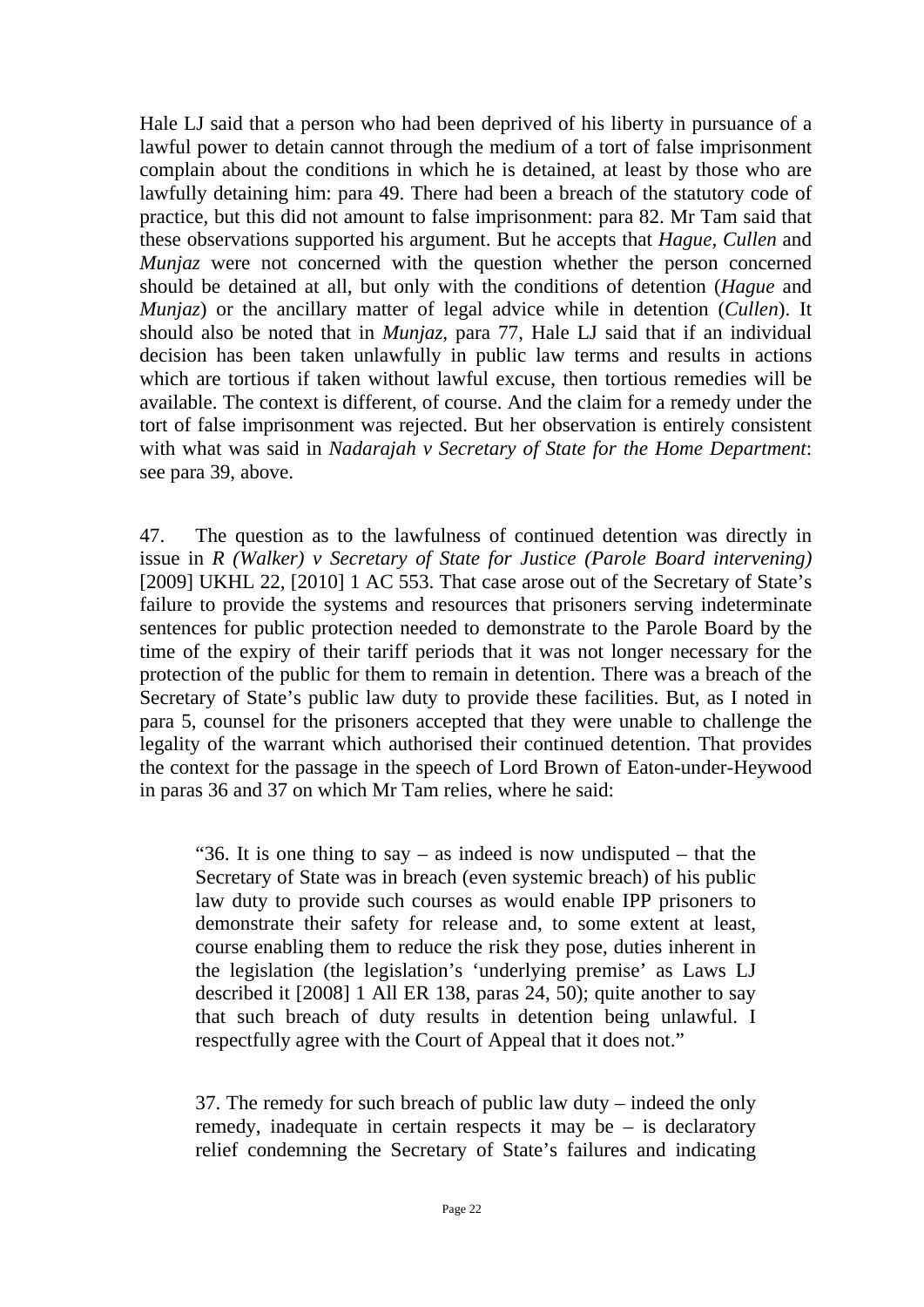Hale LJ said that a person who had been deprived of his liberty in pursuance of a lawful power to detain cannot through the medium of a tort of false imprisonment complain about the conditions in which he is detained, at least by those who are lawfully detaining him: para 49. There had been a breach of the statutory code of practice, but this did not amount to false imprisonment: para 82. Mr Tam said that these observations supported his argument. But he accepts that *Hague, Cullen* and *Munjaz* were not concerned with the question whether the person concerned should be detained at all, but only with the conditions of detention (*Hague* and *Munjaz*) or the ancillary matter of legal advice while in detention (*Cullen*). It should also be noted that in *Munjaz*, para 77, Hale LJ said that if an individual decision has been taken unlawfully in public law terms and results in actions which are tortious if taken without lawful excuse, then tortious remedies will be available. The context is different, of course. And the claim for a remedy under the tort of false imprisonment was rejected. But her observation is entirely consistent with what was said in *Nadarajah v Secretary of State for the Home Department*: see para 39, above.

47. The question as to the lawfulness of continued detention was directly in issue in *R (Walker) v Secretary of State for Justice (Parole Board intervening)* [2009] UKHL 22, [2010] 1 AC 553. That case arose out of the Secretary of State's failure to provide the systems and resources that prisoners serving indeterminate sentences for public protection needed to demonstrate to the Parole Board by the time of the expiry of their tariff periods that it was not longer necessary for the protection of the public for them to remain in detention. There was a breach of the Secretary of State's public law duty to provide these facilities. But, as I noted in para 5, counsel for the prisoners accepted that they were unable to challenge the legality of the warrant which authorised their continued detention. That provides the context for the passage in the speech of Lord Brown of Eaton-under-Heywood in paras 36 and 37 on which Mr Tam relies, where he said:

> "36. It is one thing to say – as indeed is now undisputed – that the Secretary of State was in breach (even systemic breach) of his public law duty to provide such courses as would enable IPP prisoners to demonstrate their safety for release and, to some extent at least, course enabling them to reduce the risk they pose, duties inherent in the legislation (the legislation's 'underlying premise' as Laws LJ described it [2008] 1 All ER 138, paras 24, 50); quite another to say that such breach of duty results in detention being unlawful. I respectfully agree with the Court of Appeal that it does not."
>
> 37. The remedy for such breach of public law duty – indeed the only remedy, inadequate in certain respects it may be – is declaratory relief condemning the Secretary of State's failures and indicating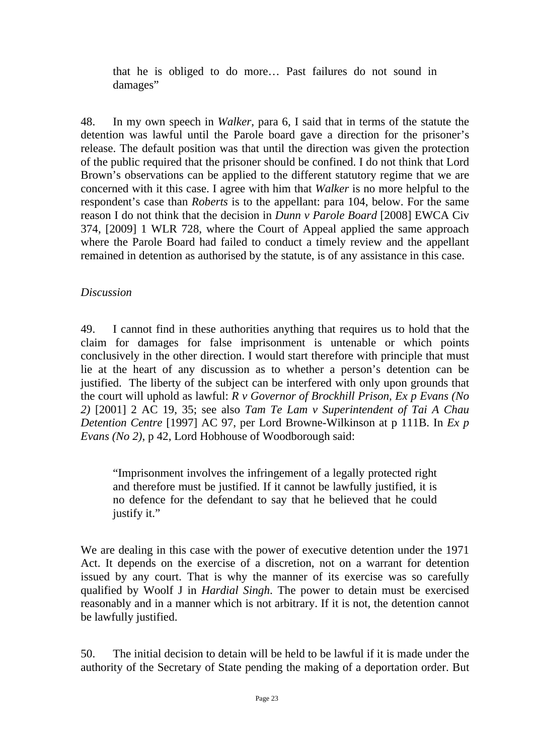> that he is obliged to do more… Past failures do not sound in damages"

48. In my own speech in *Walker*, para 6, I said that in terms of the statute the detention was lawful until the Parole board gave a direction for the prisoner's release. The default position was that until the direction was given the protection of the public required that the prisoner should be confined. I do not think that Lord Brown's observations can be applied to the different statutory regime that we are concerned with it this case. I agree with him that *Walker* is no more helpful to the respondent's case than *Roberts* is to the appellant: para 104, below. For the same reason I do not think that the decision in *Dunn v Parole Board* [2008] EWCA Civ 374, [2009] 1 WLR 728, where the Court of Appeal applied the same approach where the Parole Board had failed to conduct a timely review and the appellant remained in detention as authorised by the statute, is of any assistance in this case.

*Discussion*

49. I cannot find in these authorities anything that requires us to hold that the claim for damages for false imprisonment is untenable or which points conclusively in the other direction. I would start therefore with principle that must lie at the heart of any discussion as to whether a person's detention can be justified. The liberty of the subject can be interfered with only upon grounds that the court will uphold as lawful: *R v Governor of Brockhill Prison, Ex p Evans (No 2)* [2001] 2 AC 19, 35; see also *Tam Te Lam v Superintendent of Tai A Chau Detention Centre* [1997] AC 97, per Lord Browne-Wilkinson at p 111B. In *Ex p Evans (No 2)*, p 42, Lord Hobhouse of Woodborough said:

> "Imprisonment involves the infringement of a legally protected right and therefore must be justified. If it cannot be lawfully justified, it is no defence for the defendant to say that he believed that he could justify it."

We are dealing in this case with the power of executive detention under the 1971 Act. It depends on the exercise of a discretion, not on a warrant for detention issued by any court. That is why the manner of its exercise was so carefully qualified by Woolf J in *Hardial Singh*. The power to detain must be exercised reasonably and in a manner which is not arbitrary. If it is not, the detention cannot be lawfully justified.

50. The initial decision to detain will be held to be lawful if it is made under the authority of the Secretary of State pending the making of a deportation order. But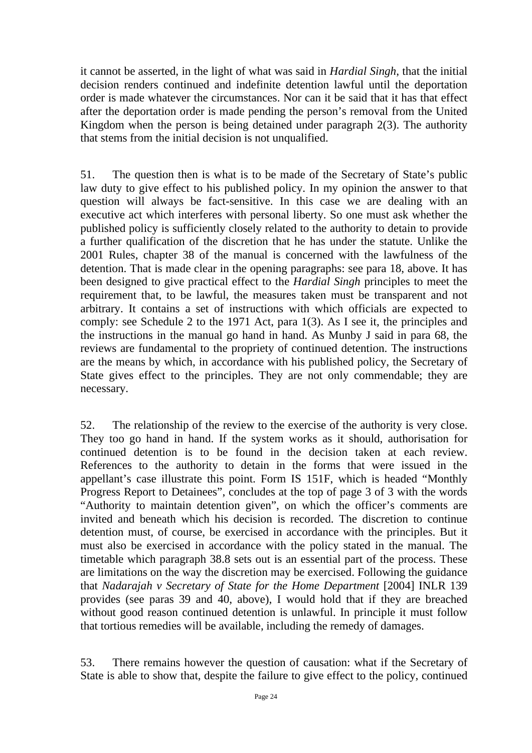it cannot be asserted, in the light of what was said in *Hardial Singh*, that the initial decision renders continued and indefinite detention lawful until the deportation order is made whatever the circumstances. Nor can it be said that it has that effect after the deportation order is made pending the person's removal from the United Kingdom when the person is being detained under paragraph 2(3). The authority that stems from the initial decision is not unqualified.

51. The question then is what is to be made of the Secretary of State's public law duty to give effect to his published policy. In my opinion the answer to that question will always be fact-sensitive. In this case we are dealing with an executive act which interferes with personal liberty. So one must ask whether the published policy is sufficiently closely related to the authority to detain to provide a further qualification of the discretion that he has under the statute. Unlike the 2001 Rules, chapter 38 of the manual is concerned with the lawfulness of the detention. That is made clear in the opening paragraphs: see para 18, above. It has been designed to give practical effect to the *Hardial Singh* principles to meet the requirement that, to be lawful, the measures taken must be transparent and not arbitrary. It contains a set of instructions with which officials are expected to comply: see Schedule 2 to the 1971 Act, para 1(3). As I see it, the principles and the instructions in the manual go hand in hand. As Munby J said in para 68, the reviews are fundamental to the propriety of continued detention. The instructions are the means by which, in accordance with his published policy, the Secretary of State gives effect to the principles. They are not only commendable; they are necessary.

52. The relationship of the review to the exercise of the authority is very close. They too go hand in hand. If the system works as it should, authorisation for continued detention is to be found in the decision taken at each review. References to the authority to detain in the forms that were issued in the appellant's case illustrate this point. Form IS 151F, which is headed "Monthly Progress Report to Detainees", concludes at the top of page 3 of 3 with the words "Authority to maintain detention given", on which the officer's comments are invited and beneath which his decision is recorded. The discretion to continue detention must, of course, be exercised in accordance with the principles. But it must also be exercised in accordance with the policy stated in the manual. The timetable which paragraph 38.8 sets out is an essential part of the process. These are limitations on the way the discretion may be exercised. Following the guidance that *Nadarajah v Secretary of State for the Home Department* [2004] INLR 139 provides (see paras 39 and 40, above), I would hold that if they are breached without good reason continued detention is unlawful. In principle it must follow that tortious remedies will be available, including the remedy of damages.

53. There remains however the question of causation: what if the Secretary of State is able to show that, despite the failure to give effect to the policy, continued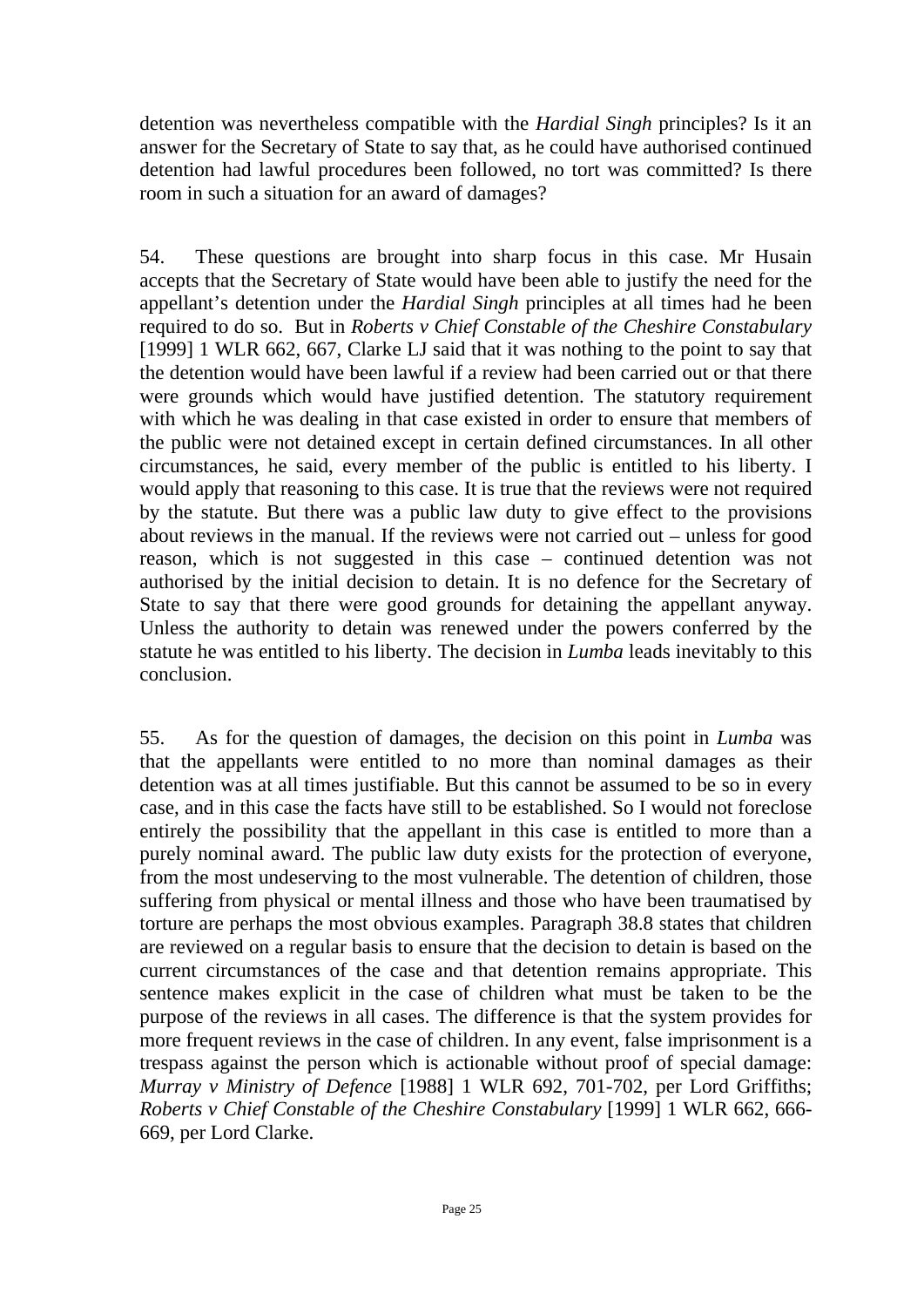detention was nevertheless compatible with the *Hardial Singh* principles? Is it an answer for the Secretary of State to say that, as he could have authorised continued detention had lawful procedures been followed, no tort was committed? Is there room in such a situation for an award of damages?

54. These questions are brought into sharp focus in this case. Mr Husain accepts that the Secretary of State would have been able to justify the need for the appellant's detention under the *Hardial Singh* principles at all times had he been required to do so. But in *Roberts v Chief Constable of the Cheshire Constabulary* [1999] 1 WLR 662, 667, Clarke LJ said that it was nothing to the point to say that the detention would have been lawful if a review had been carried out or that there were grounds which would have justified detention. The statutory requirement with which he was dealing in that case existed in order to ensure that members of the public were not detained except in certain defined circumstances. In all other circumstances, he said, every member of the public is entitled to his liberty. I would apply that reasoning to this case. It is true that the reviews were not required by the statute. But there was a public law duty to give effect to the provisions about reviews in the manual. If the reviews were not carried out – unless for good reason, which is not suggested in this case – continued detention was not authorised by the initial decision to detain. It is no defence for the Secretary of State to say that there were good grounds for detaining the appellant anyway. Unless the authority to detain was renewed under the powers conferred by the statute he was entitled to his liberty. The decision in *Lumba* leads inevitably to this conclusion.

55. As for the question of damages, the decision on this point in *Lumba* was that the appellants were entitled to no more than nominal damages as their detention was at all times justifiable. But this cannot be assumed to be so in every case, and in this case the facts have still to be established. So I would not foreclose entirely the possibility that the appellant in this case is entitled to more than a purely nominal award. The public law duty exists for the protection of everyone, from the most undeserving to the most vulnerable. The detention of children, those suffering from physical or mental illness and those who have been traumatised by torture are perhaps the most obvious examples. Paragraph 38.8 states that children are reviewed on a regular basis to ensure that the decision to detain is based on the current circumstances of the case and that detention remains appropriate. This sentence makes explicit in the case of children what must be taken to be the purpose of the reviews in all cases. The difference is that the system provides for more frequent reviews in the case of children. In any event, false imprisonment is a trespass against the person which is actionable without proof of special damage: *Murray v Ministry of Defence* [1988] 1 WLR 692, 701-702, per Lord Griffiths; *Roberts v Chief Constable of the Cheshire Constabulary* [1999] 1 WLR 662, 666-669, per Lord Clarke.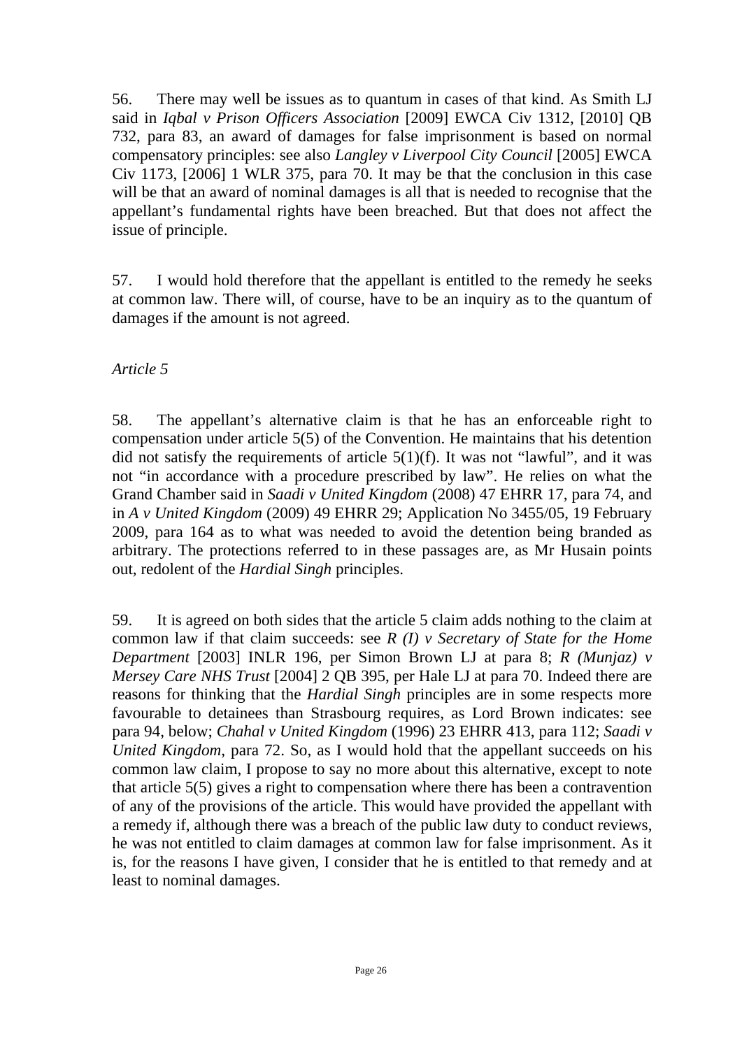56. There may well be issues as to quantum in cases of that kind. As Smith LJ said in *Iqbal v Prison Officers Association* [2009] EWCA Civ 1312, [2010] QB 732, para 83, an award of damages for false imprisonment is based on normal compensatory principles: see also *Langley v Liverpool City Council* [2005] EWCA Civ 1173, [2006] 1 WLR 375, para 70. It may be that the conclusion in this case will be that an award of nominal damages is all that is needed to recognise that the appellant's fundamental rights have been breached. But that does not affect the issue of principle.

57. I would hold therefore that the appellant is entitled to the remedy he seeks at common law. There will, of course, have to be an inquiry as to the quantum of damages if the amount is not agreed.

*Article 5*

58. The appellant's alternative claim is that he has an enforceable right to compensation under article 5(5) of the Convention. He maintains that his detention did not satisfy the requirements of article 5(1)(f). It was not "lawful", and it was not "in accordance with a procedure prescribed by law". He relies on what the Grand Chamber said in *Saadi v United Kingdom* (2008) 47 EHRR 17, para 74, and in *A v United Kingdom* (2009) 49 EHRR 29; Application No 3455/05, 19 February 2009, para 164 as to what was needed to avoid the detention being branded as arbitrary. The protections referred to in these passages are, as Mr Husain points out, redolent of the *Hardial Singh* principles.

59. It is agreed on both sides that the article 5 claim adds nothing to the claim at common law if that claim succeeds: see *R (I) v Secretary of State for the Home Department* [2003] INLR 196, per Simon Brown LJ at para 8; *R (Munjaz) v Mersey Care NHS Trust* [2004] 2 QB 395, per Hale LJ at para 70. Indeed there are reasons for thinking that the *Hardial Singh* principles are in some respects more favourable to detainees than Strasbourg requires, as Lord Brown indicates: see para 94, below; *Chahal v United Kingdom* (1996) 23 EHRR 413, para 112; *Saadi v United Kingdom*, para 72. So, as I would hold that the appellant succeeds on his common law claim, I propose to say no more about this alternative, except to note that article 5(5) gives a right to compensation where there has been a contravention of any of the provisions of the article. This would have provided the appellant with a remedy if, although there was a breach of the public law duty to conduct reviews, he was not entitled to claim damages at common law for false imprisonment. As it is, for the reasons I have given, I consider that he is entitled to that remedy and at least to nominal damages.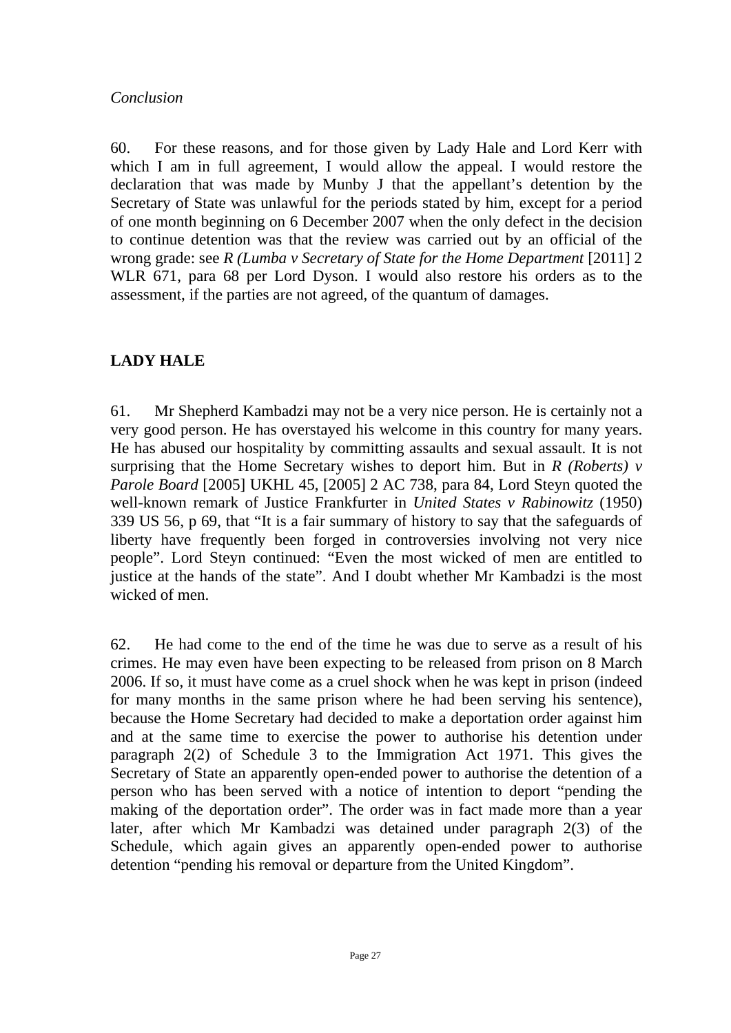*Conclusion*

60. For these reasons, and for those given by Lady Hale and Lord Kerr with which I am in full agreement, I would allow the appeal. I would restore the declaration that was made by Munby J that the appellant's detention by the Secretary of State was unlawful for the periods stated by him, except for a period of one month beginning on 6 December 2007 when the only defect in the decision to continue detention was that the review was carried out by an official of the wrong grade: see *R (Lumba v Secretary of State for the Home Department* [2011] 2 WLR 671, para 68 per Lord Dyson. I would also restore his orders as to the assessment, if the parties are not agreed, of the quantum of damages.

**LADY HALE**

61. Mr Shepherd Kambadzi may not be a very nice person. He is certainly not a very good person. He has overstayed his welcome in this country for many years. He has abused our hospitality by committing assaults and sexual assault. It is not surprising that the Home Secretary wishes to deport him. But in *R (Roberts) v Parole Board* [2005] UKHL 45, [2005] 2 AC 738, para 84, Lord Steyn quoted the well-known remark of Justice Frankfurter in *United States v Rabinowitz* (1950) 339 US 56, p 69, that "It is a fair summary of history to say that the safeguards of liberty have frequently been forged in controversies involving not very nice people". Lord Steyn continued: "Even the most wicked of men are entitled to justice at the hands of the state". And I doubt whether Mr Kambadzi is the most wicked of men.

62. He had come to the end of the time he was due to serve as a result of his crimes. He may even have been expecting to be released from prison on 8 March 2006. If so, it must have come as a cruel shock when he was kept in prison (indeed for many months in the same prison where he had been serving his sentence), because the Home Secretary had decided to make a deportation order against him and at the same time to exercise the power to authorise his detention under paragraph 2(2) of Schedule 3 to the Immigration Act 1971. This gives the Secretary of State an apparently open-ended power to authorise the detention of a person who has been served with a notice of intention to deport "pending the making of the deportation order". The order was in fact made more than a year later, after which Mr Kambadzi was detained under paragraph 2(3) of the Schedule, which again gives an apparently open-ended power to authorise detention "pending his removal or departure from the United Kingdom".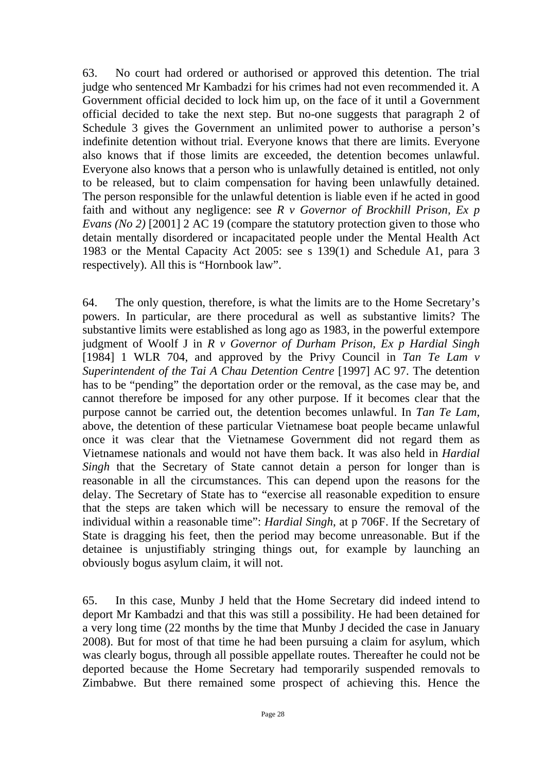63. No court had ordered or authorised or approved this detention. The trial judge who sentenced Mr Kambadzi for his crimes had not even recommended it. A Government official decided to lock him up, on the face of it until a Government official decided to take the next step. But no-one suggests that paragraph 2 of Schedule 3 gives the Government an unlimited power to authorise a person's indefinite detention without trial. Everyone knows that there are limits. Everyone also knows that if those limits are exceeded, the detention becomes unlawful. Everyone also knows that a person who is unlawfully detained is entitled, not only to be released, but to claim compensation for having been unlawfully detained. The person responsible for the unlawful detention is liable even if he acted in good faith and without any negligence: see *R v Governor of Brockhill Prison, Ex p Evans (No 2)* [2001] 2 AC 19 (compare the statutory protection given to those who detain mentally disordered or incapacitated people under the Mental Health Act 1983 or the Mental Capacity Act 2005: see s 139(1) and Schedule A1, para 3 respectively). All this is "Hornbook law".

64. The only question, therefore, is what the limits are to the Home Secretary's powers. In particular, are there procedural as well as substantive limits? The substantive limits were established as long ago as 1983, in the powerful extempore judgment of Woolf J in *R v Governor of Durham Prison, Ex p Hardial Singh* [1984] 1 WLR 704, and approved by the Privy Council in *Tan Te Lam v Superintendent of the Tai A Chau Detention Centre* [1997] AC 97. The detention has to be "pending" the deportation order or the removal, as the case may be, and cannot therefore be imposed for any other purpose. If it becomes clear that the purpose cannot be carried out, the detention becomes unlawful. In *Tan Te Lam*, above, the detention of these particular Vietnamese boat people became unlawful once it was clear that the Vietnamese Government did not regard them as Vietnamese nationals and would not have them back. It was also held in *Hardial Singh* that the Secretary of State cannot detain a person for longer than is reasonable in all the circumstances. This can depend upon the reasons for the delay. The Secretary of State has to "exercise all reasonable expedition to ensure that the steps are taken which will be necessary to ensure the removal of the individual within a reasonable time": *Hardial Singh*, at p 706F. If the Secretary of State is dragging his feet, then the period may become unreasonable. But if the detainee is unjustifiably stringing things out, for example by launching an obviously bogus asylum claim, it will not.

65. In this case, Munby J held that the Home Secretary did indeed intend to deport Mr Kambadzi and that this was still a possibility. He had been detained for a very long time (22 months by the time that Munby J decided the case in January 2008). But for most of that time he had been pursuing a claim for asylum, which was clearly bogus, through all possible appellate routes. Thereafter he could not be deported because the Home Secretary had temporarily suspended removals to Zimbabwe. But there remained some prospect of achieving this. Hence the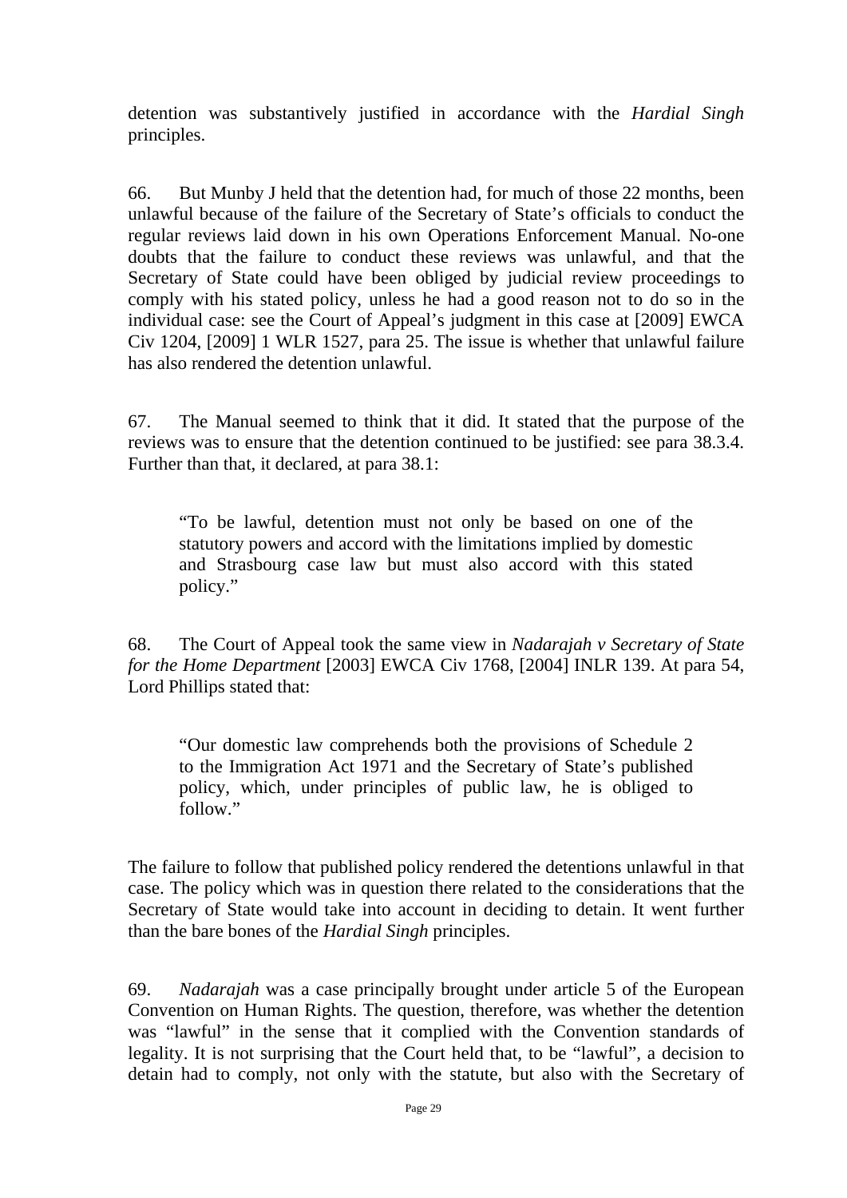detention was substantively justified in accordance with the *Hardial Singh* principles.

66. But Munby J held that the detention had, for much of those 22 months, been unlawful because of the failure of the Secretary of State's officials to conduct the regular reviews laid down in his own Operations Enforcement Manual. No-one doubts that the failure to conduct these reviews was unlawful, and that the Secretary of State could have been obliged by judicial review proceedings to comply with his stated policy, unless he had a good reason not to do so in the individual case: see the Court of Appeal's judgment in this case at [2009] EWCA Civ 1204, [2009] 1 WLR 1527, para 25. The issue is whether that unlawful failure has also rendered the detention unlawful.

67. The Manual seemed to think that it did. It stated that the purpose of the reviews was to ensure that the detention continued to be justified: see para 38.3.4. Further than that, it declared, at para 38.1:

> "To be lawful, detention must not only be based on one of the statutory powers and accord with the limitations implied by domestic and Strasbourg case law but must also accord with this stated policy."

68. The Court of Appeal took the same view in *Nadarajah v Secretary of State for the Home Department* [2003] EWCA Civ 1768, [2004] INLR 139. At para 54, Lord Phillips stated that:

> "Our domestic law comprehends both the provisions of Schedule 2 to the Immigration Act 1971 and the Secretary of State's published policy, which, under principles of public law, he is obliged to follow."

The failure to follow that published policy rendered the detentions unlawful in that case. The policy which was in question there related to the considerations that the Secretary of State would take into account in deciding to detain. It went further than the bare bones of the *Hardial Singh* principles.

69. *Nadarajah* was a case principally brought under article 5 of the European Convention on Human Rights. The question, therefore, was whether the detention was "lawful" in the sense that it complied with the Convention standards of legality. It is not surprising that the Court held that, to be "lawful", a decision to detain had to comply, not only with the statute, but also with the Secretary of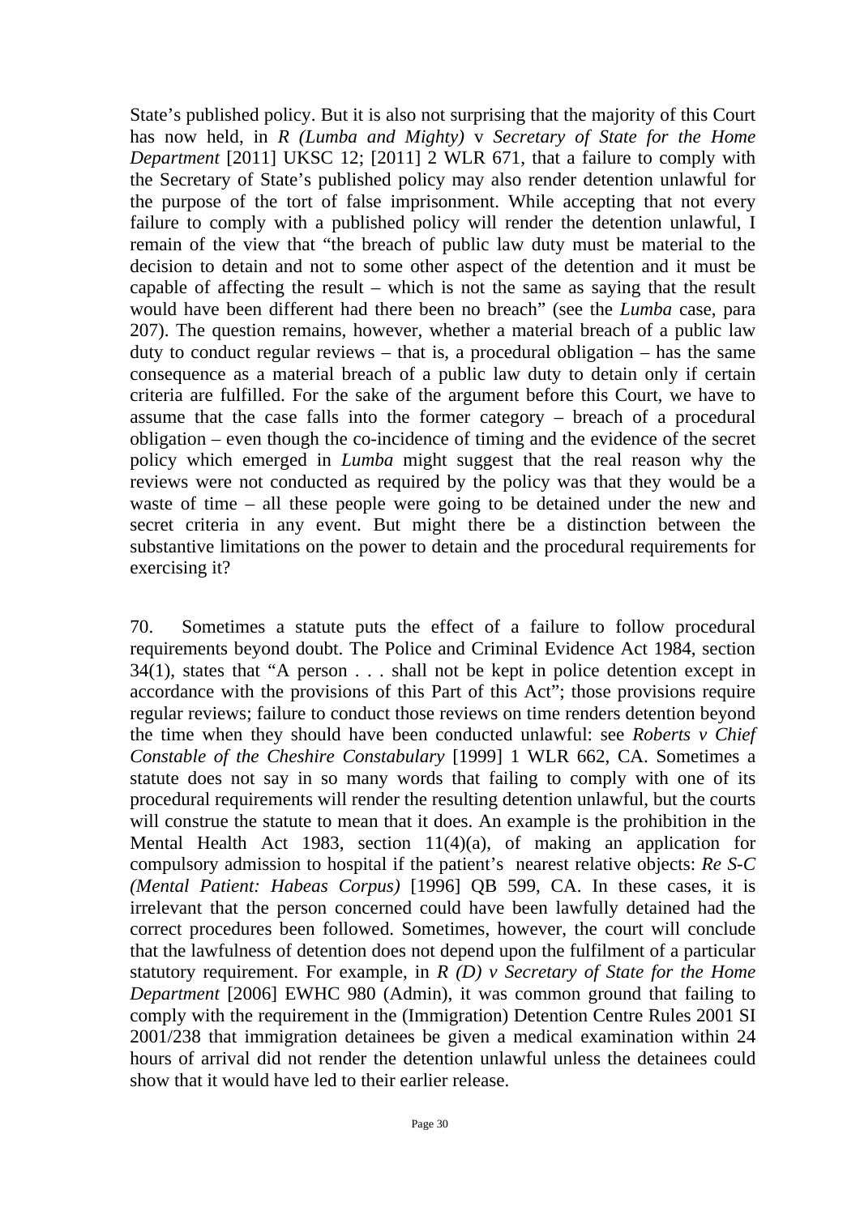State's published policy. But it is also not surprising that the majority of this Court has now held, in *R (Lumba and Mighty)* v *Secretary of State for the Home Department* [2011] UKSC 12; [2011] 2 WLR 671, that a failure to comply with the Secretary of State's published policy may also render detention unlawful for the purpose of the tort of false imprisonment. While accepting that not every failure to comply with a published policy will render the detention unlawful, I remain of the view that "the breach of public law duty must be material to the decision to detain and not to some other aspect of the detention and it must be capable of affecting the result – which is not the same as saying that the result would have been different had there been no breach" (see the *Lumba* case, para 207). The question remains, however, whether a material breach of a public law duty to conduct regular reviews – that is, a procedural obligation – has the same consequence as a material breach of a public law duty to detain only if certain criteria are fulfilled. For the sake of the argument before this Court, we have to assume that the case falls into the former category – breach of a procedural obligation – even though the co-incidence of timing and the evidence of the secret policy which emerged in *Lumba* might suggest that the real reason why the reviews were not conducted as required by the policy was that they would be a waste of time – all these people were going to be detained under the new and secret criteria in any event. But might there be a distinction between the substantive limitations on the power to detain and the procedural requirements for exercising it?

70. Sometimes a statute puts the effect of a failure to follow procedural requirements beyond doubt. The Police and Criminal Evidence Act 1984, section 34(1), states that "A person . . . shall not be kept in police detention except in accordance with the provisions of this Part of this Act"; those provisions require regular reviews; failure to conduct those reviews on time renders detention beyond the time when they should have been conducted unlawful: see *Roberts v Chief Constable of the Cheshire Constabulary* [1999] 1 WLR 662, CA. Sometimes a statute does not say in so many words that failing to comply with one of its procedural requirements will render the resulting detention unlawful, but the courts will construe the statute to mean that it does. An example is the prohibition in the Mental Health Act 1983, section 11(4)(a), of making an application for compulsory admission to hospital if the patient's nearest relative objects: *Re S-C (Mental Patient: Habeas Corpus)* [1996] QB 599, CA. In these cases, it is irrelevant that the person concerned could have been lawfully detained had the correct procedures been followed. Sometimes, however, the court will conclude that the lawfulness of detention does not depend upon the fulfilment of a particular statutory requirement. For example, in *R (D) v Secretary of State for the Home Department* [2006] EWHC 980 (Admin), it was common ground that failing to comply with the requirement in the (Immigration) Detention Centre Rules 2001 SI 2001/238 that immigration detainees be given a medical examination within 24 hours of arrival did not render the detention unlawful unless the detainees could show that it would have led to their earlier release.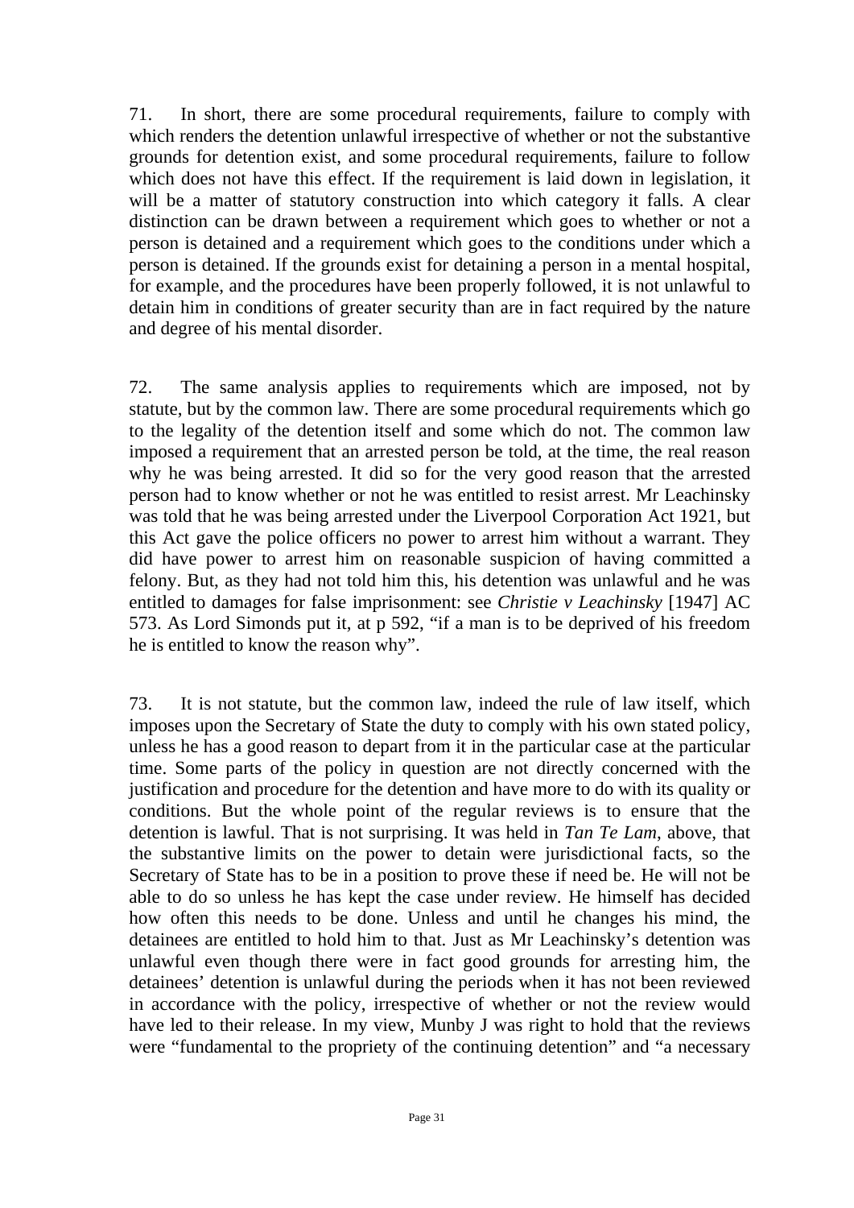71. In short, there are some procedural requirements, failure to comply with which renders the detention unlawful irrespective of whether or not the substantive grounds for detention exist, and some procedural requirements, failure to follow which does not have this effect. If the requirement is laid down in legislation, it will be a matter of statutory construction into which category it falls. A clear distinction can be drawn between a requirement which goes to whether or not a person is detained and a requirement which goes to the conditions under which a person is detained. If the grounds exist for detaining a person in a mental hospital, for example, and the procedures have been properly followed, it is not unlawful to detain him in conditions of greater security than are in fact required by the nature and degree of his mental disorder.

72. The same analysis applies to requirements which are imposed, not by statute, but by the common law. There are some procedural requirements which go to the legality of the detention itself and some which do not. The common law imposed a requirement that an arrested person be told, at the time, the real reason why he was being arrested. It did so for the very good reason that the arrested person had to know whether or not he was entitled to resist arrest. Mr Leachinsky was told that he was being arrested under the Liverpool Corporation Act 1921, but this Act gave the police officers no power to arrest him without a warrant. They did have power to arrest him on reasonable suspicion of having committed a felony. But, as they had not told him this, his detention was unlawful and he was entitled to damages for false imprisonment: see *Christie v Leachinsky* [1947] AC 573. As Lord Simonds put it, at p 592, "if a man is to be deprived of his freedom he is entitled to know the reason why".

73. It is not statute, but the common law, indeed the rule of law itself, which imposes upon the Secretary of State the duty to comply with his own stated policy, unless he has a good reason to depart from it in the particular case at the particular time. Some parts of the policy in question are not directly concerned with the justification and procedure for the detention and have more to do with its quality or conditions. But the whole point of the regular reviews is to ensure that the detention is lawful. That is not surprising. It was held in *Tan Te Lam*, above, that the substantive limits on the power to detain were jurisdictional facts, so the Secretary of State has to be in a position to prove these if need be. He will not be able to do so unless he has kept the case under review. He himself has decided how often this needs to be done. Unless and until he changes his mind, the detainees are entitled to hold him to that. Just as Mr Leachinsky's detention was unlawful even though there were in fact good grounds for arresting him, the detainees' detention is unlawful during the periods when it has not been reviewed in accordance with the policy, irrespective of whether or not the review would have led to their release. In my view, Munby J was right to hold that the reviews were "fundamental to the propriety of the continuing detention" and "a necessary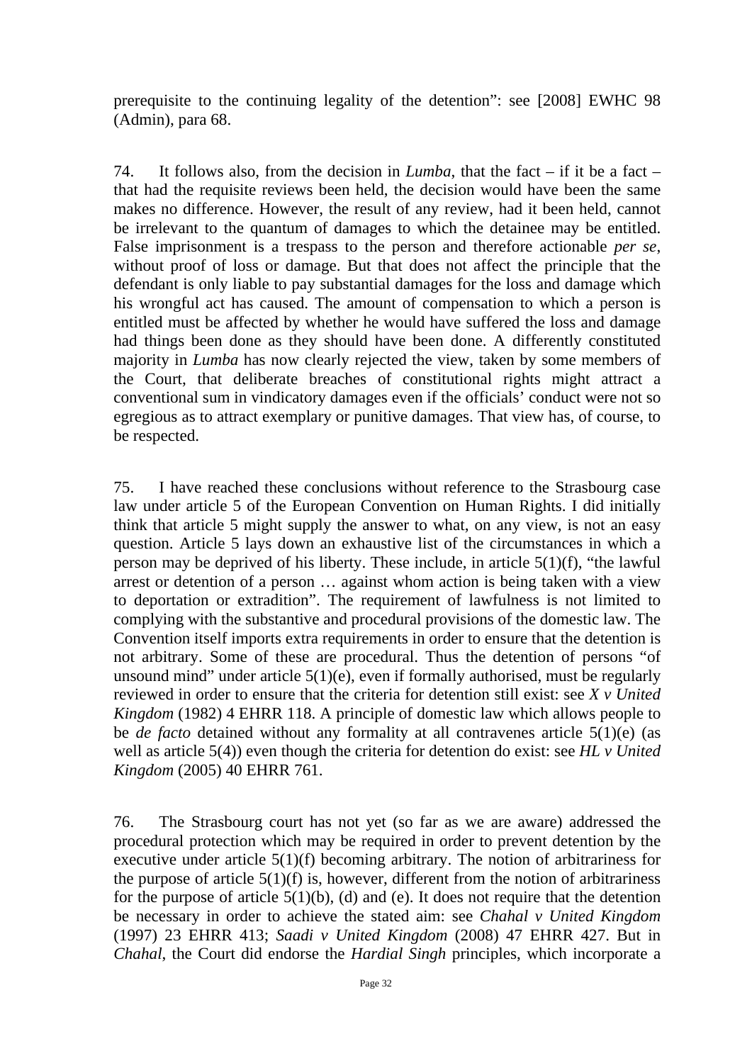prerequisite to the continuing legality of the detention": see [2008] EWHC 98 (Admin), para 68.

74. It follows also, from the decision in *Lumba*, that the fact – if it be a fact – that had the requisite reviews been held, the decision would have been the same makes no difference. However, the result of any review, had it been held, cannot be irrelevant to the quantum of damages to which the detainee may be entitled. False imprisonment is a trespass to the person and therefore actionable *per se*, without proof of loss or damage. But that does not affect the principle that the defendant is only liable to pay substantial damages for the loss and damage which his wrongful act has caused. The amount of compensation to which a person is entitled must be affected by whether he would have suffered the loss and damage had things been done as they should have been done. A differently constituted majority in *Lumba* has now clearly rejected the view, taken by some members of the Court, that deliberate breaches of constitutional rights might attract a conventional sum in vindicatory damages even if the officials' conduct were not so egregious as to attract exemplary or punitive damages. That view has, of course, to be respected.

75. I have reached these conclusions without reference to the Strasbourg case law under article 5 of the European Convention on Human Rights. I did initially think that article 5 might supply the answer to what, on any view, is not an easy question. Article 5 lays down an exhaustive list of the circumstances in which a person may be deprived of his liberty. These include, in article 5(1)(f), "the lawful arrest or detention of a person … against whom action is being taken with a view to deportation or extradition". The requirement of lawfulness is not limited to complying with the substantive and procedural provisions of the domestic law. The Convention itself imports extra requirements in order to ensure that the detention is not arbitrary. Some of these are procedural. Thus the detention of persons "of unsound mind" under article 5(1)(e), even if formally authorised, must be regularly reviewed in order to ensure that the criteria for detention still exist: see *X v United Kingdom* (1982) 4 EHRR 118. A principle of domestic law which allows people to be *de facto* detained without any formality at all contravenes article 5(1)(e) (as well as article 5(4)) even though the criteria for detention do exist: see *HL v United Kingdom* (2005) 40 EHRR 761.

76. The Strasbourg court has not yet (so far as we are aware) addressed the procedural protection which may be required in order to prevent detention by the executive under article 5(1)(f) becoming arbitrary. The notion of arbitrariness for the purpose of article 5(1)(f) is, however, different from the notion of arbitrariness for the purpose of article 5(1)(b), (d) and (e). It does not require that the detention be necessary in order to achieve the stated aim: see *Chahal v United Kingdom* (1997) 23 EHRR 413; *Saadi v United Kingdom* (2008) 47 EHRR 427. But in *Chahal*, the Court did endorse the *Hardial Singh* principles, which incorporate a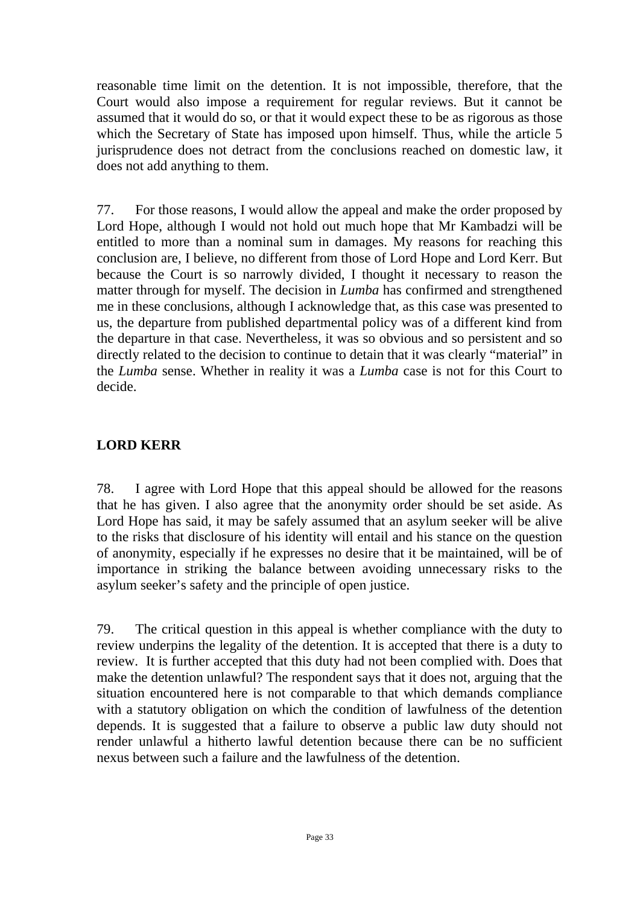reasonable time limit on the detention. It is not impossible, therefore, that the Court would also impose a requirement for regular reviews. But it cannot be assumed that it would do so, or that it would expect these to be as rigorous as those which the Secretary of State has imposed upon himself. Thus, while the article 5 jurisprudence does not detract from the conclusions reached on domestic law, it does not add anything to them.

77. For those reasons, I would allow the appeal and make the order proposed by Lord Hope, although I would not hold out much hope that Mr Kambadzi will be entitled to more than a nominal sum in damages. My reasons for reaching this conclusion are, I believe, no different from those of Lord Hope and Lord Kerr. But because the Court is so narrowly divided, I thought it necessary to reason the matter through for myself. The decision in *Lumba* has confirmed and strengthened me in these conclusions, although I acknowledge that, as this case was presented to us, the departure from published departmental policy was of a different kind from the departure in that case. Nevertheless, it was so obvious and so persistent and so directly related to the decision to continue to detain that it was clearly "material" in the *Lumba* sense. Whether in reality it was a *Lumba* case is not for this Court to decide.

## LORD KERR

78. I agree with Lord Hope that this appeal should be allowed for the reasons that he has given. I also agree that the anonymity order should be set aside. As Lord Hope has said, it may be safely assumed that an asylum seeker will be alive to the risks that disclosure of his identity will entail and his stance on the question of anonymity, especially if he expresses no desire that it be maintained, will be of importance in striking the balance between avoiding unnecessary risks to the asylum seeker's safety and the principle of open justice.

79. The critical question in this appeal is whether compliance with the duty to review underpins the legality of the detention. It is accepted that there is a duty to review. It is further accepted that this duty had not been complied with. Does that make the detention unlawful? The respondent says that it does not, arguing that the situation encountered here is not comparable to that which demands compliance with a statutory obligation on which the condition of lawfulness of the detention depends. It is suggested that a failure to observe a public law duty should not render unlawful a hitherto lawful detention because there can be no sufficient nexus between such a failure and the lawfulness of the detention.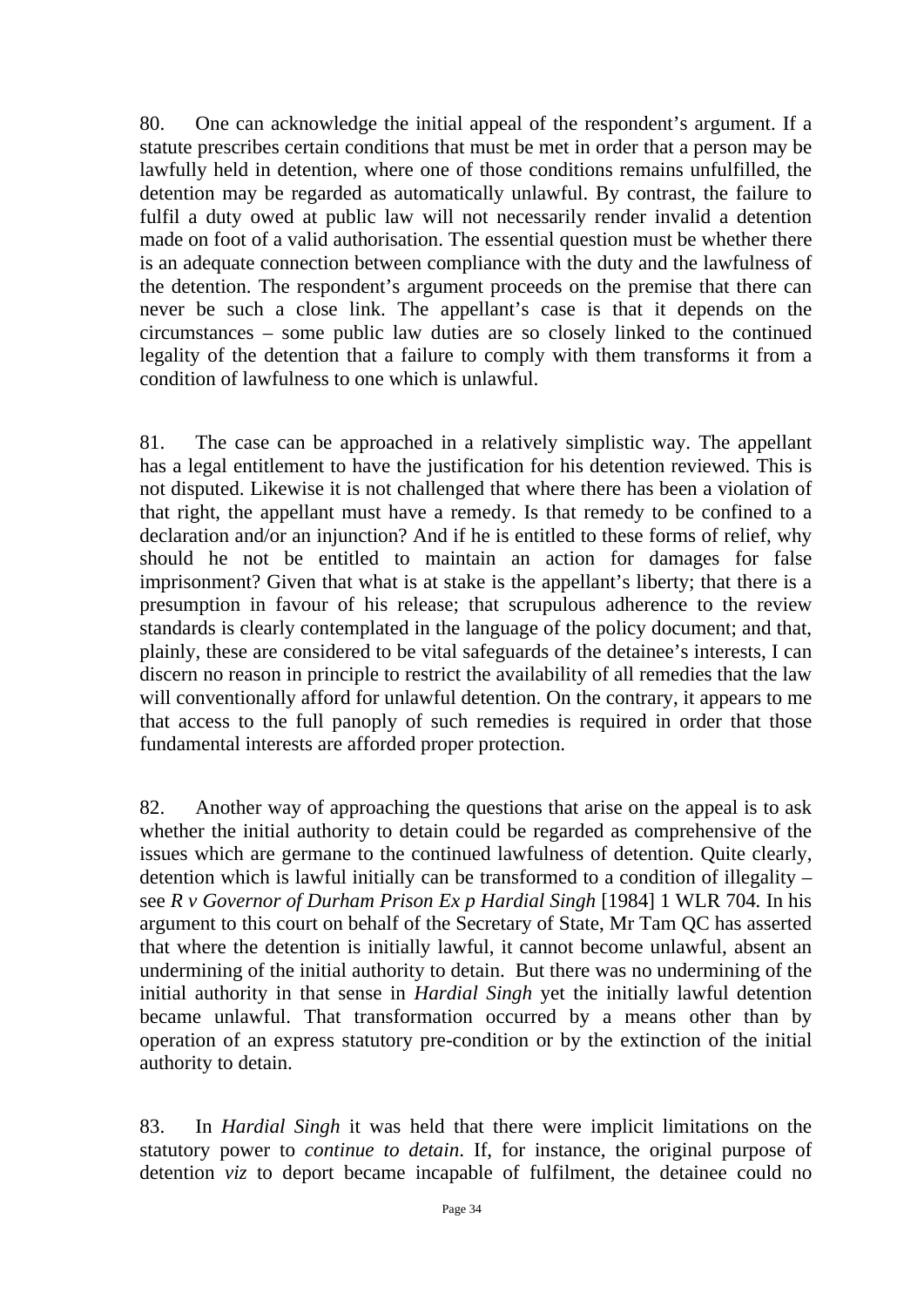80. One can acknowledge the initial appeal of the respondent's argument. If a statute prescribes certain conditions that must be met in order that a person may be lawfully held in detention, where one of those conditions remains unfulfilled, the detention may be regarded as automatically unlawful. By contrast, the failure to fulfil a duty owed at public law will not necessarily render invalid a detention made on foot of a valid authorisation. The essential question must be whether there is an adequate connection between compliance with the duty and the lawfulness of the detention. The respondent's argument proceeds on the premise that there can never be such a close link. The appellant's case is that it depends on the circumstances – some public law duties are so closely linked to the continued legality of the detention that a failure to comply with them transforms it from a condition of lawfulness to one which is unlawful.

81. The case can be approached in a relatively simplistic way. The appellant has a legal entitlement to have the justification for his detention reviewed. This is not disputed. Likewise it is not challenged that where there has been a violation of that right, the appellant must have a remedy. Is that remedy to be confined to a declaration and/or an injunction? And if he is entitled to these forms of relief, why should he not be entitled to maintain an action for damages for false imprisonment? Given that what is at stake is the appellant's liberty; that there is a presumption in favour of his release; that scrupulous adherence to the review standards is clearly contemplated in the language of the policy document; and that, plainly, these are considered to be vital safeguards of the detainee's interests, I can discern no reason in principle to restrict the availability of all remedies that the law will conventionally afford for unlawful detention. On the contrary, it appears to me that access to the full panoply of such remedies is required in order that those fundamental interests are afforded proper protection.

82. Another way of approaching the questions that arise on the appeal is to ask whether the initial authority to detain could be regarded as comprehensive of the issues which are germane to the continued lawfulness of detention. Quite clearly, detention which is lawful initially can be transformed to a condition of illegality – see *R v Governor of Durham Prison Ex p Hardial Singh* [1984] 1 WLR 704. In his argument to this court on behalf of the Secretary of State, Mr Tam QC has asserted that where the detention is initially lawful, it cannot become unlawful, absent an undermining of the initial authority to detain. But there was no undermining of the initial authority in that sense in *Hardial Singh* yet the initially lawful detention became unlawful. That transformation occurred by a means other than by operation of an express statutory pre-condition or by the extinction of the initial authority to detain.

83. In *Hardial Singh* it was held that there were implicit limitations on the statutory power to *continue to detain*. If, for instance, the original purpose of detention *viz* to deport became incapable of fulfilment, the detainee could no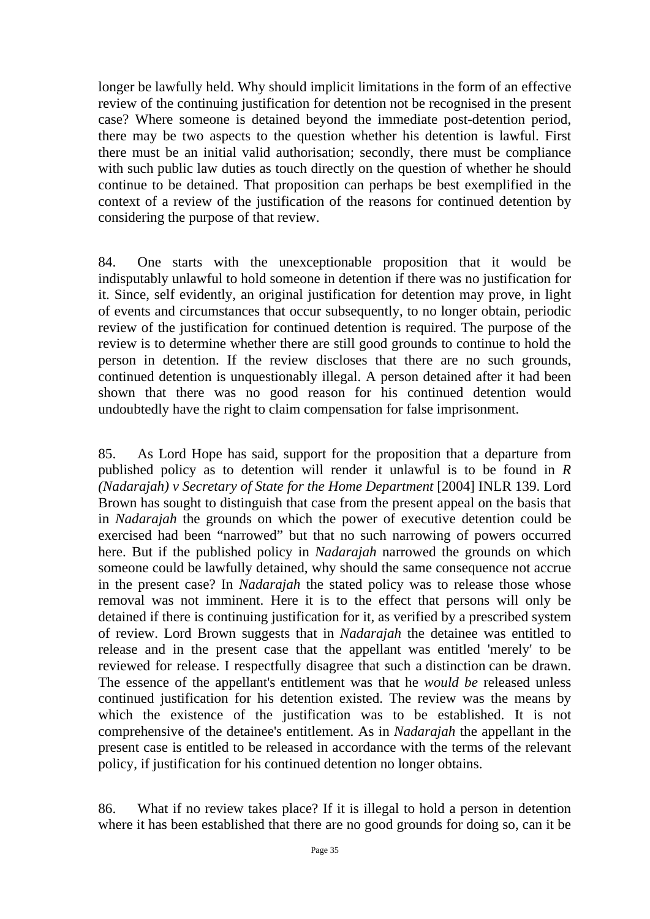longer be lawfully held. Why should implicit limitations in the form of an effective review of the continuing justification for detention not be recognised in the present case? Where someone is detained beyond the immediate post-detention period, there may be two aspects to the question whether his detention is lawful. First there must be an initial valid authorisation; secondly, there must be compliance with such public law duties as touch directly on the question of whether he should continue to be detained. That proposition can perhaps be best exemplified in the context of a review of the justification of the reasons for continued detention by considering the purpose of that review.

84. One starts with the unexceptionable proposition that it would be indisputably unlawful to hold someone in detention if there was no justification for it. Since, self evidently, an original justification for detention may prove, in light of events and circumstances that occur subsequently, to no longer obtain, periodic review of the justification for continued detention is required. The purpose of the review is to determine whether there are still good grounds to continue to hold the person in detention. If the review discloses that there are no such grounds, continued detention is unquestionably illegal. A person detained after it had been shown that there was no good reason for his continued detention would undoubtedly have the right to claim compensation for false imprisonment.

85. As Lord Hope has said, support for the proposition that a departure from published policy as to detention will render it unlawful is to be found in *R (Nadarajah) v Secretary of State for the Home Department* [2004] INLR 139. Lord Brown has sought to distinguish that case from the present appeal on the basis that in *Nadarajah* the grounds on which the power of executive detention could be exercised had been "narrowed" but that no such narrowing of powers occurred here. But if the published policy in *Nadarajah* narrowed the grounds on which someone could be lawfully detained, why should the same consequence not accrue in the present case? In *Nadarajah* the stated policy was to release those whose removal was not imminent. Here it is to the effect that persons will only be detained if there is continuing justification for it, as verified by a prescribed system of review. Lord Brown suggests that in *Nadarajah* the detainee was entitled to release and in the present case that the appellant was entitled 'merely' to be reviewed for release. I respectfully disagree that such a distinction can be drawn. The essence of the appellant's entitlement was that he *would be* released unless continued justification for his detention existed. The review was the means by which the existence of the justification was to be established. It is not comprehensive of the detainee's entitlement. As in *Nadarajah* the appellant in the present case is entitled to be released in accordance with the terms of the relevant policy, if justification for his continued detention no longer obtains.

86. What if no review takes place? If it is illegal to hold a person in detention where it has been established that there are no good grounds for doing so, can it be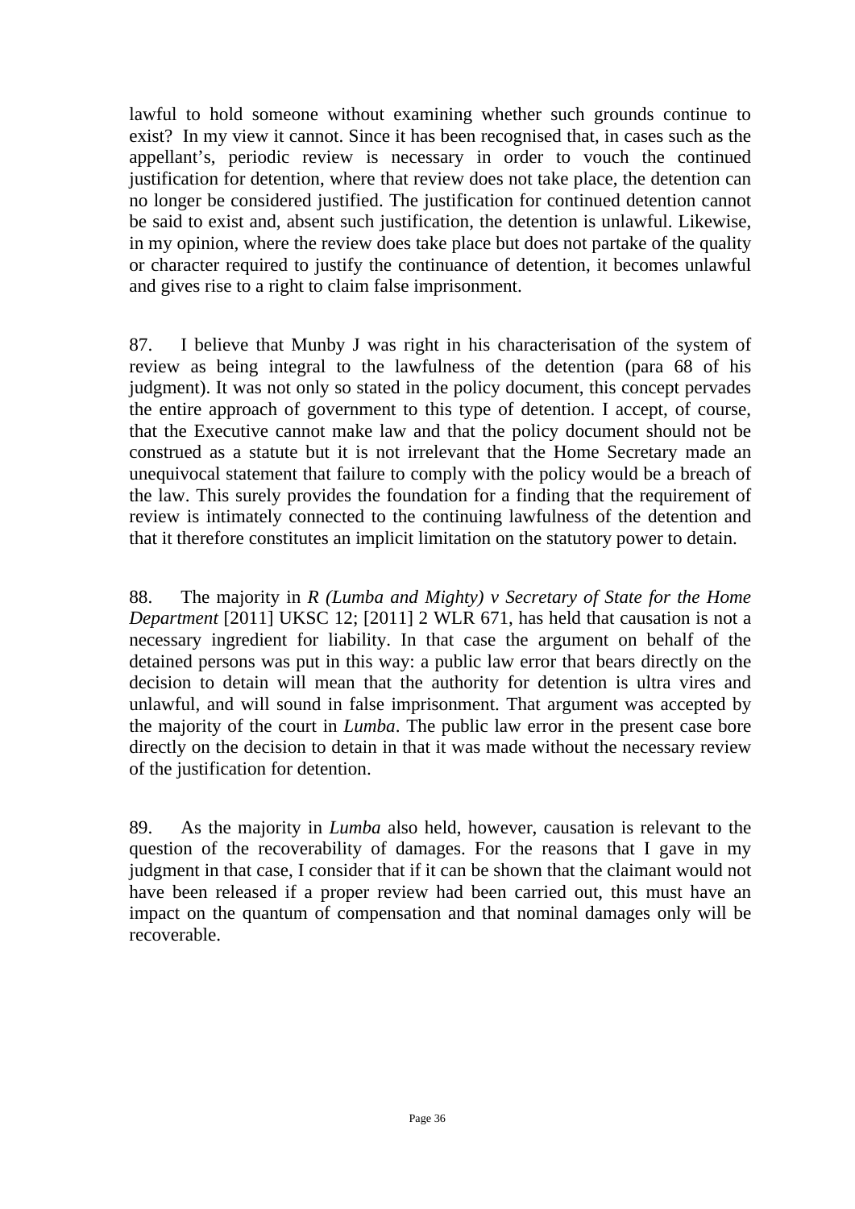lawful to hold someone without examining whether such grounds continue to exist? In my view it cannot. Since it has been recognised that, in cases such as the appellant's, periodic review is necessary in order to vouch the continued justification for detention, where that review does not take place, the detention can no longer be considered justified. The justification for continued detention cannot be said to exist and, absent such justification, the detention is unlawful. Likewise, in my opinion, where the review does take place but does not partake of the quality or character required to justify the continuance of detention, it becomes unlawful and gives rise to a right to claim false imprisonment.

87. I believe that Munby J was right in his characterisation of the system of review as being integral to the lawfulness of the detention (para 68 of his judgment). It was not only so stated in the policy document, this concept pervades the entire approach of government to this type of detention. I accept, of course, that the Executive cannot make law and that the policy document should not be construed as a statute but it is not irrelevant that the Home Secretary made an unequivocal statement that failure to comply with the policy would be a breach of the law. This surely provides the foundation for a finding that the requirement of review is intimately connected to the continuing lawfulness of the detention and that it therefore constitutes an implicit limitation on the statutory power to detain.

88. The majority in *R (Lumba and Mighty) v Secretary of State for the Home Department* [2011] UKSC 12; [2011] 2 WLR 671, has held that causation is not a necessary ingredient for liability. In that case the argument on behalf of the detained persons was put in this way: a public law error that bears directly on the decision to detain will mean that the authority for detention is ultra vires and unlawful, and will sound in false imprisonment. That argument was accepted by the majority of the court in *Lumba*. The public law error in the present case bore directly on the decision to detain in that it was made without the necessary review of the justification for detention.

89. As the majority in *Lumba* also held, however, causation is relevant to the question of the recoverability of damages. For the reasons that I gave in my judgment in that case, I consider that if it can be shown that the claimant would not have been released if a proper review had been carried out, this must have an impact on the quantum of compensation and that nominal damages only will be recoverable.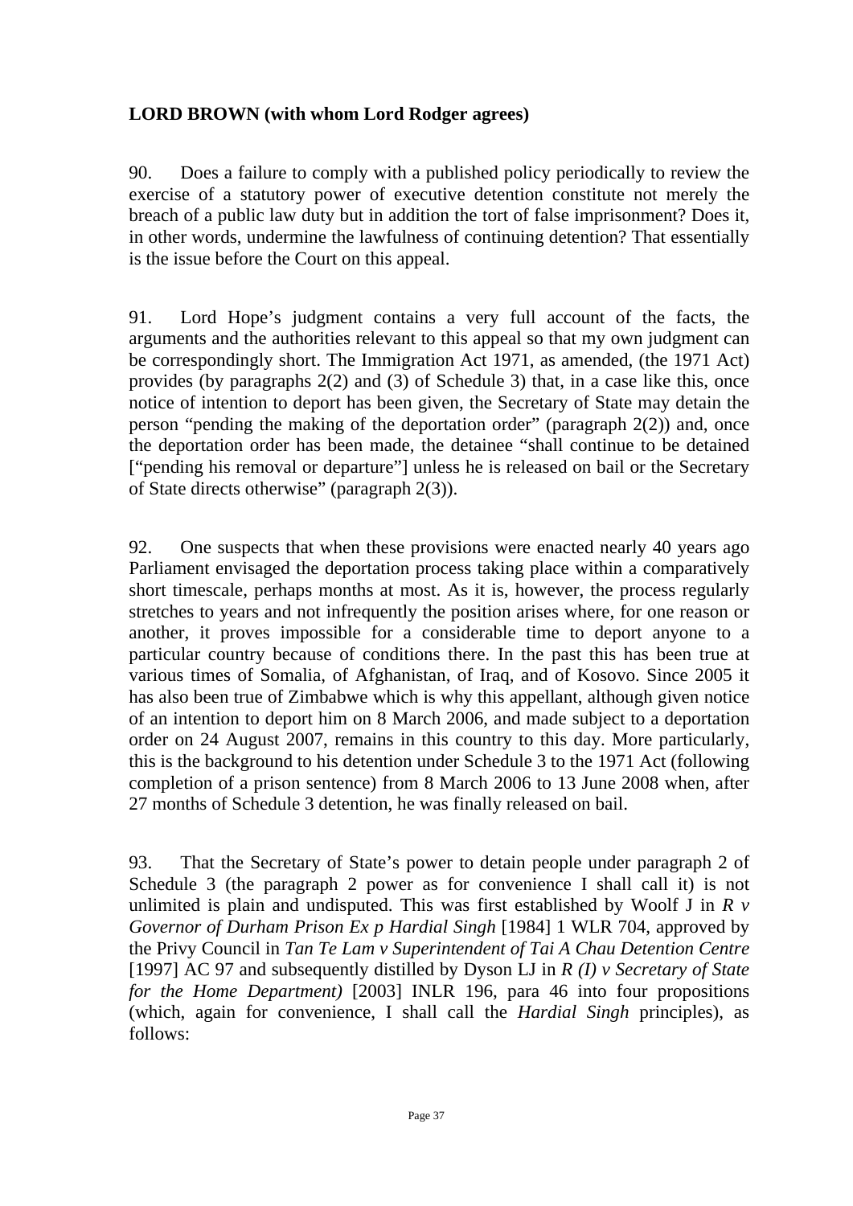**LORD BROWN (with whom Lord Rodger agrees)**

90. Does a failure to comply with a published policy periodically to review the exercise of a statutory power of executive detention constitute not merely the breach of a public law duty but in addition the tort of false imprisonment? Does it, in other words, undermine the lawfulness of continuing detention? That essentially is the issue before the Court on this appeal.

91. Lord Hope's judgment contains a very full account of the facts, the arguments and the authorities relevant to this appeal so that my own judgment can be correspondingly short. The Immigration Act 1971, as amended, (the 1971 Act) provides (by paragraphs 2(2) and (3) of Schedule 3) that, in a case like this, once notice of intention to deport has been given, the Secretary of State may detain the person "pending the making of the deportation order" (paragraph 2(2)) and, once the deportation order has been made, the detainee "shall continue to be detained ["pending his removal or departure"] unless he is released on bail or the Secretary of State directs otherwise" (paragraph 2(3)).

92. One suspects that when these provisions were enacted nearly 40 years ago Parliament envisaged the deportation process taking place within a comparatively short timescale, perhaps months at most. As it is, however, the process regularly stretches to years and not infrequently the position arises where, for one reason or another, it proves impossible for a considerable time to deport anyone to a particular country because of conditions there. In the past this has been true at various times of Somalia, of Afghanistan, of Iraq, and of Kosovo. Since 2005 it has also been true of Zimbabwe which is why this appellant, although given notice of an intention to deport him on 8 March 2006, and made subject to a deportation order on 24 August 2007, remains in this country to this day. More particularly, this is the background to his detention under Schedule 3 to the 1971 Act (following completion of a prison sentence) from 8 March 2006 to 13 June 2008 when, after 27 months of Schedule 3 detention, he was finally released on bail.

93. That the Secretary of State's power to detain people under paragraph 2 of Schedule 3 (the paragraph 2 power as for convenience I shall call it) is not unlimited is plain and undisputed. This was first established by Woolf J in *R v Governor of Durham Prison Ex p Hardial Singh* [1984] 1 WLR 704, approved by the Privy Council in *Tan Te Lam v Superintendent of Tai A Chau Detention Centre* [1997] AC 97 and subsequently distilled by Dyson LJ in *R (I) v Secretary of State for the Home Department)* [2003] INLR 196, para 46 into four propositions (which, again for convenience, I shall call the *Hardial Singh* principles), as follows: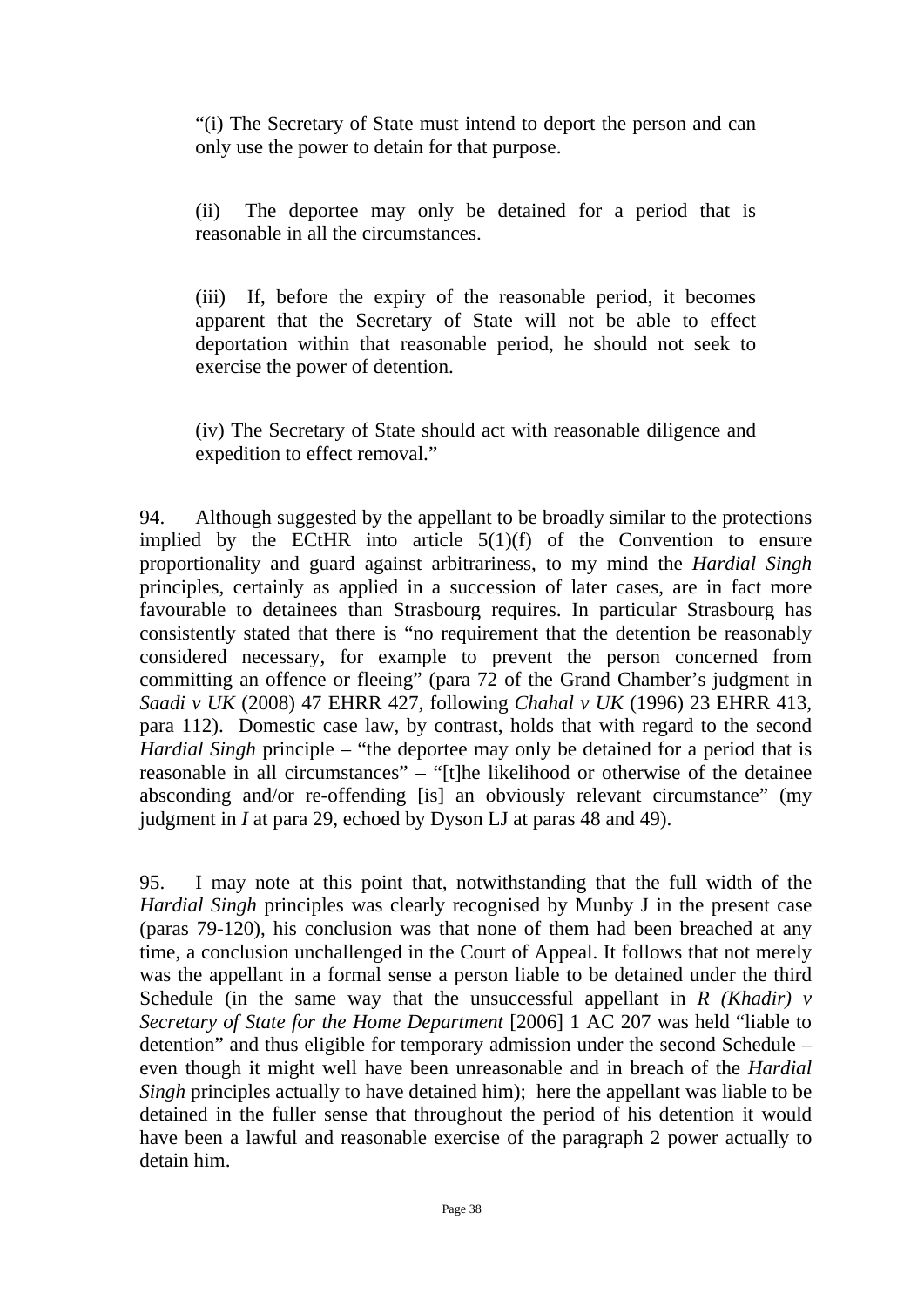> "(i) The Secretary of State must intend to deport the person and can only use the power to detain for that purpose.
>
> (ii) The deportee may only be detained for a period that is reasonable in all the circumstances.
>
> (iii) If, before the expiry of the reasonable period, it becomes apparent that the Secretary of State will not be able to effect deportation within that reasonable period, he should not seek to exercise the power of detention.
>
> (iv) The Secretary of State should act with reasonable diligence and expedition to effect removal."

94. Although suggested by the appellant to be broadly similar to the protections implied by the ECtHR into article 5(1)(f) of the Convention to ensure proportionality and guard against arbitrariness, to my mind the *Hardial Singh* principles, certainly as applied in a succession of later cases, are in fact more favourable to detainees than Strasbourg requires. In particular Strasbourg has consistently stated that there is "no requirement that the detention be reasonably considered necessary, for example to prevent the person concerned from committing an offence or fleeing" (para 72 of the Grand Chamber's judgment in *Saadi v UK* (2008) 47 EHRR 427, following *Chahal v UK* (1996) 23 EHRR 413, para 112). Domestic case law, by contrast, holds that with regard to the second *Hardial Singh* principle – "the deportee may only be detained for a period that is reasonable in all circumstances" – "[t]he likelihood or otherwise of the detainee absconding and/or re-offending [is] an obviously relevant circumstance" (my judgment in *I* at para 29, echoed by Dyson LJ at paras 48 and 49).

95. I may note at this point that, notwithstanding that the full width of the *Hardial Singh* principles was clearly recognised by Munby J in the present case (paras 79-120), his conclusion was that none of them had been breached at any time, a conclusion unchallenged in the Court of Appeal. It follows that not merely was the appellant in a formal sense a person liable to be detained under the third Schedule (in the same way that the unsuccessful appellant in *R (Khadir) v Secretary of State for the Home Department* [2006] 1 AC 207 was held "liable to detention" and thus eligible for temporary admission under the second Schedule – even though it might well have been unreasonable and in breach of the *Hardial Singh* principles actually to have detained him); here the appellant was liable to be detained in the fuller sense that throughout the period of his detention it would have been a lawful and reasonable exercise of the paragraph 2 power actually to detain him.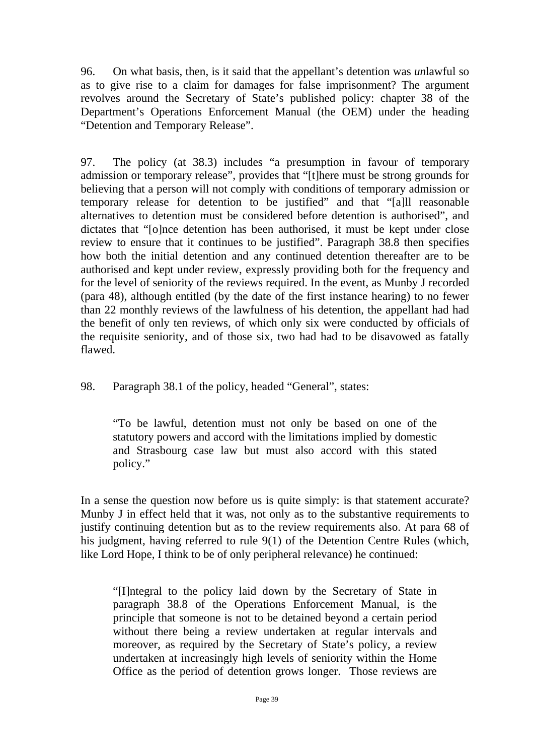96. On what basis, then, is it said that the appellant's detention was *un*lawful so as to give rise to a claim for damages for false imprisonment? The argument revolves around the Secretary of State's published policy: chapter 38 of the Department's Operations Enforcement Manual (the OEM) under the heading "Detention and Temporary Release".

97. The policy (at 38.3) includes "a presumption in favour of temporary admission or temporary release", provides that "[t]here must be strong grounds for believing that a person will not comply with conditions of temporary admission or temporary release for detention to be justified" and that "[a]ll reasonable alternatives to detention must be considered before detention is authorised", and dictates that "[o]nce detention has been authorised, it must be kept under close review to ensure that it continues to be justified". Paragraph 38.8 then specifies how both the initial detention and any continued detention thereafter are to be authorised and kept under review, expressly providing both for the frequency and for the level of seniority of the reviews required. In the event, as Munby J recorded (para 48), although entitled (by the date of the first instance hearing) to no fewer than 22 monthly reviews of the lawfulness of his detention, the appellant had had the benefit of only ten reviews, of which only six were conducted by officials of the requisite seniority, and of those six, two had had to be disavowed as fatally flawed.

98. Paragraph 38.1 of the policy, headed "General", states:

> "To be lawful, detention must not only be based on one of the statutory powers and accord with the limitations implied by domestic and Strasbourg case law but must also accord with this stated policy."

In a sense the question now before us is quite simply: is that statement accurate? Munby J in effect held that it was, not only as to the substantive requirements to justify continuing detention but as to the review requirements also. At para 68 of his judgment, having referred to rule 9(1) of the Detention Centre Rules (which, like Lord Hope, I think to be of only peripheral relevance) he continued:

> "[I]ntegral to the policy laid down by the Secretary of State in paragraph 38.8 of the Operations Enforcement Manual, is the principle that someone is not to be detained beyond a certain period without there being a review undertaken at regular intervals and moreover, as required by the Secretary of State's policy, a review undertaken at increasingly high levels of seniority within the Home Office as the period of detention grows longer. Those reviews are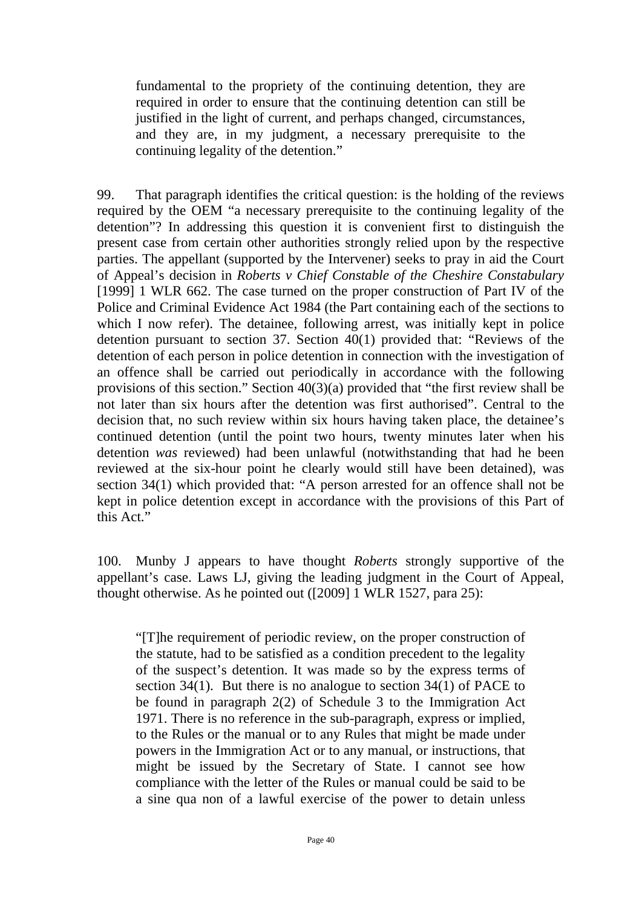> fundamental to the propriety of the continuing detention, they are required in order to ensure that the continuing detention can still be justified in the light of current, and perhaps changed, circumstances, and they are, in my judgment, a necessary prerequisite to the continuing legality of the detention."

99. That paragraph identifies the critical question: is the holding of the reviews required by the OEM "a necessary prerequisite to the continuing legality of the detention"? In addressing this question it is convenient first to distinguish the present case from certain other authorities strongly relied upon by the respective parties. The appellant (supported by the Intervener) seeks to pray in aid the Court of Appeal's decision in *Roberts v Chief Constable of the Cheshire Constabulary* [1999] 1 WLR 662. The case turned on the proper construction of Part IV of the Police and Criminal Evidence Act 1984 (the Part containing each of the sections to which I now refer). The detainee, following arrest, was initially kept in police detention pursuant to section 37. Section 40(1) provided that: "Reviews of the detention of each person in police detention in connection with the investigation of an offence shall be carried out periodically in accordance with the following provisions of this section." Section 40(3)(a) provided that "the first review shall be not later than six hours after the detention was first authorised". Central to the decision that, no such review within six hours having taken place, the detainee's continued detention (until the point two hours, twenty minutes later when his detention *was* reviewed) had been unlawful (notwithstanding that had he been reviewed at the six-hour point he clearly would still have been detained), was section 34(1) which provided that: "A person arrested for an offence shall not be kept in police detention except in accordance with the provisions of this Part of this Act."

100. Munby J appears to have thought *Roberts* strongly supportive of the appellant's case. Laws LJ, giving the leading judgment in the Court of Appeal, thought otherwise. As he pointed out ([2009] 1 WLR 1527, para 25):

> "[T]he requirement of periodic review, on the proper construction of the statute, had to be satisfied as a condition precedent to the legality of the suspect's detention. It was made so by the express terms of section 34(1). But there is no analogue to section 34(1) of PACE to be found in paragraph 2(2) of Schedule 3 to the Immigration Act 1971. There is no reference in the sub-paragraph, express or implied, to the Rules or the manual or to any Rules that might be made under powers in the Immigration Act or to any manual, or instructions, that might be issued by the Secretary of State. I cannot see how compliance with the letter of the Rules or manual could be said to be a sine qua non of a lawful exercise of the power to detain unless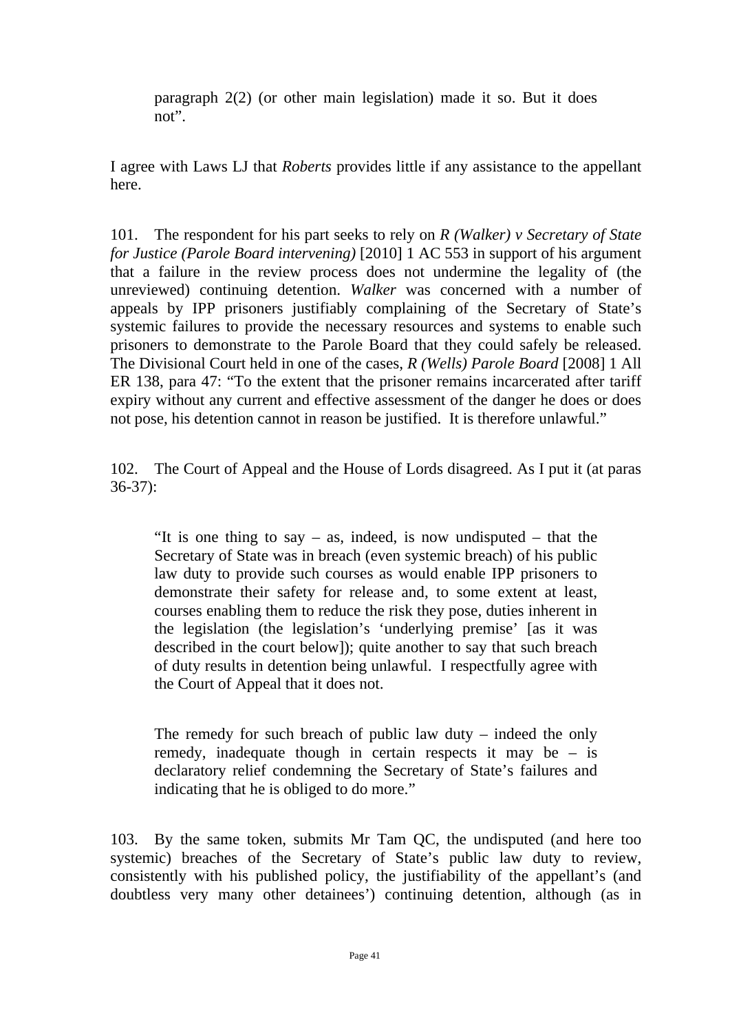> paragraph 2(2) (or other main legislation) made it so. But it does not".

I agree with Laws LJ that *Roberts* provides little if any assistance to the appellant here.

101. The respondent for his part seeks to rely on *R (Walker) v Secretary of State for Justice (Parole Board intervening)* [2010] 1 AC 553 in support of his argument that a failure in the review process does not undermine the legality of (the unreviewed) continuing detention. *Walker* was concerned with a number of appeals by IPP prisoners justifiably complaining of the Secretary of State's systemic failures to provide the necessary resources and systems to enable such prisoners to demonstrate to the Parole Board that they could safely be released. The Divisional Court held in one of the cases, *R (Wells) Parole Board* [2008] 1 All ER 138, para 47: "To the extent that the prisoner remains incarcerated after tariff expiry without any current and effective assessment of the danger he does or does not pose, his detention cannot in reason be justified. It is therefore unlawful."

102. The Court of Appeal and the House of Lords disagreed. As I put it (at paras 36-37):

> "It is one thing to say – as, indeed, is now undisputed – that the Secretary of State was in breach (even systemic breach) of his public law duty to provide such courses as would enable IPP prisoners to demonstrate their safety for release and, to some extent at least, courses enabling them to reduce the risk they pose, duties inherent in the legislation (the legislation's 'underlying premise' [as it was described in the court below]); quite another to say that such breach of duty results in detention being unlawful. I respectfully agree with the Court of Appeal that it does not.
>
> The remedy for such breach of public law duty – indeed the only remedy, inadequate though in certain respects it may be – is declaratory relief condemning the Secretary of State's failures and indicating that he is obliged to do more."

103. By the same token, submits Mr Tam QC, the undisputed (and here too systemic) breaches of the Secretary of State's public law duty to review, consistently with his published policy, the justifiability of the appellant's (and doubtless very many other detainees') continuing detention, although (as in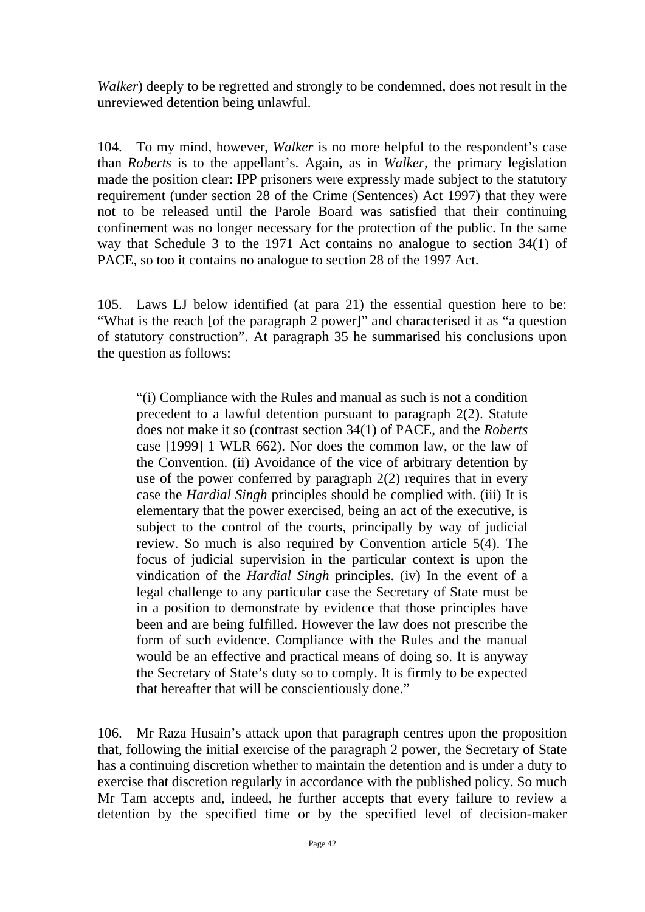*Walker*) deeply to be regretted and strongly to be condemned, does not result in the unreviewed detention being unlawful.

104. To my mind, however, *Walker* is no more helpful to the respondent's case than *Roberts* is to the appellant's. Again, as in *Walker*, the primary legislation made the position clear: IPP prisoners were expressly made subject to the statutory requirement (under section 28 of the Crime (Sentences) Act 1997) that they were not to be released until the Parole Board was satisfied that their continuing confinement was no longer necessary for the protection of the public. In the same way that Schedule 3 to the 1971 Act contains no analogue to section 34(1) of PACE, so too it contains no analogue to section 28 of the 1997 Act.

105. Laws LJ below identified (at para 21) the essential question here to be: "What is the reach [of the paragraph 2 power]" and characterised it as "a question of statutory construction". At paragraph 35 he summarised his conclusions upon the question as follows:

> "(i) Compliance with the Rules and manual as such is not a condition precedent to a lawful detention pursuant to paragraph 2(2). Statute does not make it so (contrast section 34(1) of PACE, and the *Roberts* case [1999] 1 WLR 662). Nor does the common law, or the law of the Convention. (ii) Avoidance of the vice of arbitrary detention by use of the power conferred by paragraph 2(2) requires that in every case the *Hardial Singh* principles should be complied with. (iii) It is elementary that the power exercised, being an act of the executive, is subject to the control of the courts, principally by way of judicial review. So much is also required by Convention article 5(4). The focus of judicial supervision in the particular context is upon the vindication of the *Hardial Singh* principles. (iv) In the event of a legal challenge to any particular case the Secretary of State must be in a position to demonstrate by evidence that those principles have been and are being fulfilled. However the law does not prescribe the form of such evidence. Compliance with the Rules and the manual would be an effective and practical means of doing so. It is anyway the Secretary of State's duty so to comply. It is firmly to be expected that hereafter that will be conscientiously done."

106. Mr Raza Husain's attack upon that paragraph centres upon the proposition that, following the initial exercise of the paragraph 2 power, the Secretary of State has a continuing discretion whether to maintain the detention and is under a duty to exercise that discretion regularly in accordance with the published policy. So much Mr Tam accepts and, indeed, he further accepts that every failure to review a detention by the specified time or by the specified level of decision-maker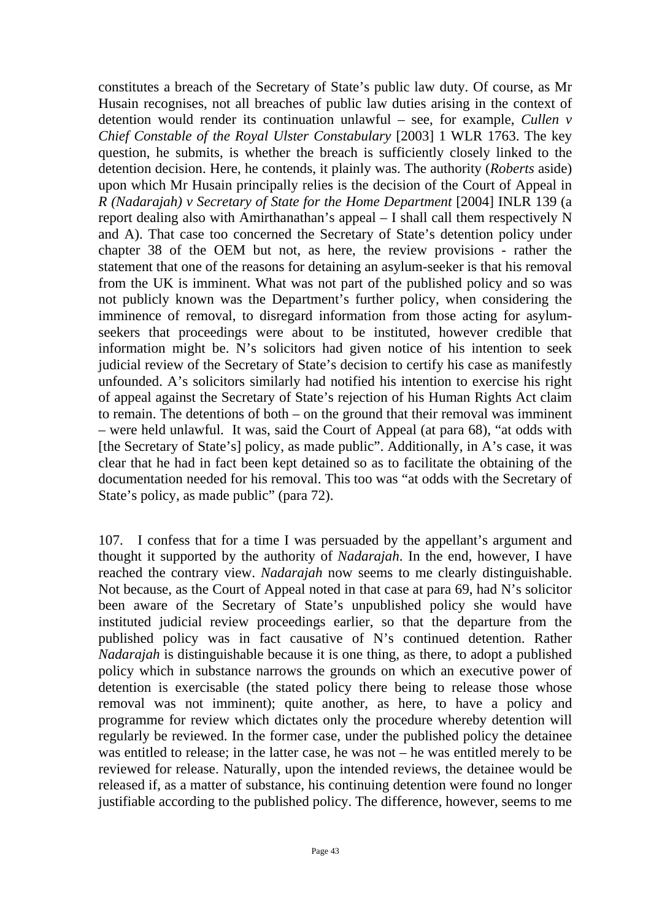constitutes a breach of the Secretary of State's public law duty. Of course, as Mr Husain recognises, not all breaches of public law duties arising in the context of detention would render its continuation unlawful – see, for example, *Cullen v Chief Constable of the Royal Ulster Constabulary* [2003] 1 WLR 1763. The key question, he submits, is whether the breach is sufficiently closely linked to the detention decision. Here, he contends, it plainly was. The authority (*Roberts* aside) upon which Mr Husain principally relies is the decision of the Court of Appeal in *R (Nadarajah) v Secretary of State for the Home Department* [2004] INLR 139 (a report dealing also with Amirthanathan's appeal – I shall call them respectively N and A). That case too concerned the Secretary of State's detention policy under chapter 38 of the OEM but not, as here, the review provisions - rather the statement that one of the reasons for detaining an asylum-seeker is that his removal from the UK is imminent. What was not part of the published policy and so was not publicly known was the Department's further policy, when considering the imminence of removal, to disregard information from those acting for asylum-seekers that proceedings were about to be instituted, however credible that information might be. N's solicitors had given notice of his intention to seek judicial review of the Secretary of State's decision to certify his case as manifestly unfounded. A's solicitors similarly had notified his intention to exercise his right of appeal against the Secretary of State's rejection of his Human Rights Act claim to remain. The detentions of both – on the ground that their removal was imminent – were held unlawful. It was, said the Court of Appeal (at para 68), "at odds with [the Secretary of State's] policy, as made public". Additionally, in A's case, it was clear that he had in fact been kept detained so as to facilitate the obtaining of the documentation needed for his removal. This too was "at odds with the Secretary of State's policy, as made public" (para 72).

107. I confess that for a time I was persuaded by the appellant's argument and thought it supported by the authority of *Nadarajah*. In the end, however, I have reached the contrary view. *Nadarajah* now seems to me clearly distinguishable. Not because, as the Court of Appeal noted in that case at para 69, had N's solicitor been aware of the Secretary of State's unpublished policy she would have instituted judicial review proceedings earlier, so that the departure from the published policy was in fact causative of N's continued detention. Rather *Nadarajah* is distinguishable because it is one thing, as there, to adopt a published policy which in substance narrows the grounds on which an executive power of detention is exercisable (the stated policy there being to release those whose removal was not imminent); quite another, as here, to have a policy and programme for review which dictates only the procedure whereby detention will regularly be reviewed. In the former case, under the published policy the detainee was entitled to release; in the latter case, he was not – he was entitled merely to be reviewed for release. Naturally, upon the intended reviews, the detainee would be released if, as a matter of substance, his continuing detention were found no longer justifiable according to the published policy. The difference, however, seems to me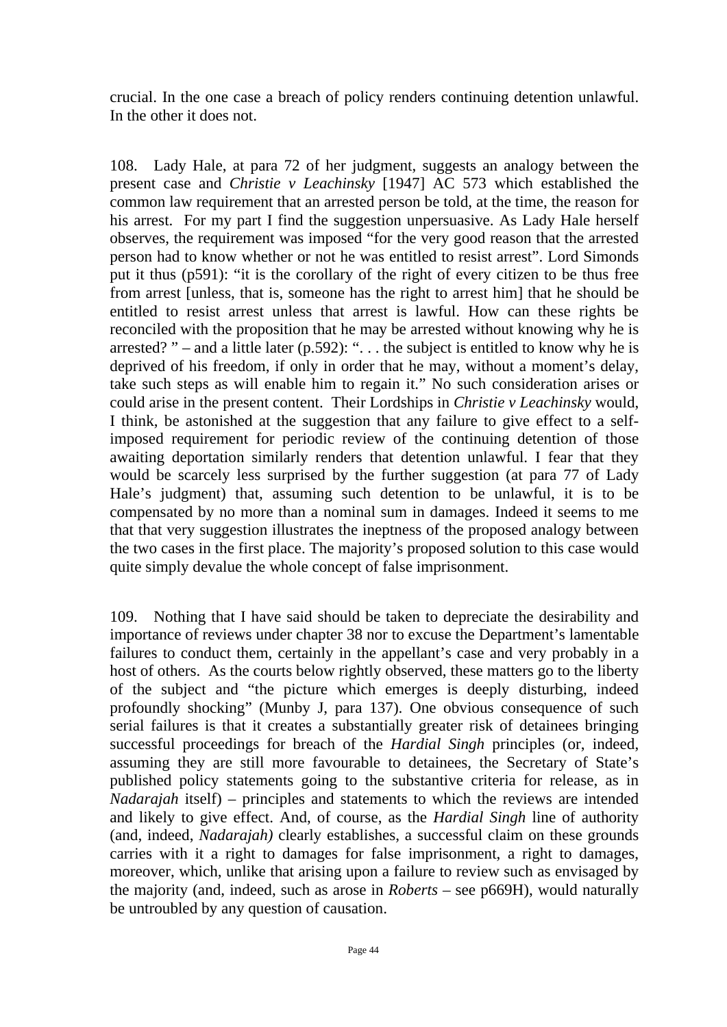crucial. In the one case a breach of policy renders continuing detention unlawful. In the other it does not.

108. Lady Hale, at para 72 of her judgment, suggests an analogy between the present case and *Christie v Leachinsky* [1947] AC 573 which established the common law requirement that an arrested person be told, at the time, the reason for his arrest. For my part I find the suggestion unpersuasive. As Lady Hale herself observes, the requirement was imposed "for the very good reason that the arrested person had to know whether or not he was entitled to resist arrest". Lord Simonds put it thus (p591): "it is the corollary of the right of every citizen to be thus free from arrest [unless, that is, someone has the right to arrest him] that he should be entitled to resist arrest unless that arrest is lawful. How can these rights be reconciled with the proposition that he may be arrested without knowing why he is arrested? " – and a little later (p.592): ". . . the subject is entitled to know why he is deprived of his freedom, if only in order that he may, without a moment's delay, take such steps as will enable him to regain it." No such consideration arises or could arise in the present content. Their Lordships in *Christie v Leachinsky* would, I think, be astonished at the suggestion that any failure to give effect to a self-imposed requirement for periodic review of the continuing detention of those awaiting deportation similarly renders that detention unlawful. I fear that they would be scarcely less surprised by the further suggestion (at para 77 of Lady Hale's judgment) that, assuming such detention to be unlawful, it is to be compensated by no more than a nominal sum in damages. Indeed it seems to me that that very suggestion illustrates the ineptness of the proposed analogy between the two cases in the first place. The majority's proposed solution to this case would quite simply devalue the whole concept of false imprisonment.

109. Nothing that I have said should be taken to depreciate the desirability and importance of reviews under chapter 38 nor to excuse the Department's lamentable failures to conduct them, certainly in the appellant's case and very probably in a host of others. As the courts below rightly observed, these matters go to the liberty of the subject and "the picture which emerges is deeply disturbing, indeed profoundly shocking" (Munby J, para 137). One obvious consequence of such serial failures is that it creates a substantially greater risk of detainees bringing successful proceedings for breach of the *Hardial Singh* principles (or, indeed, assuming they are still more favourable to detainees, the Secretary of State's published policy statements going to the substantive criteria for release, as in *Nadarajah* itself) – principles and statements to which the reviews are intended and likely to give effect. And, of course, as the *Hardial Singh* line of authority (and, indeed, *Nadarajah)* clearly establishes, a successful claim on these grounds carries with it a right to damages for false imprisonment, a right to damages, moreover, which, unlike that arising upon a failure to review such as envisaged by the majority (and, indeed, such as arose in *Roberts* – see p669H), would naturally be untroubled by any question of causation.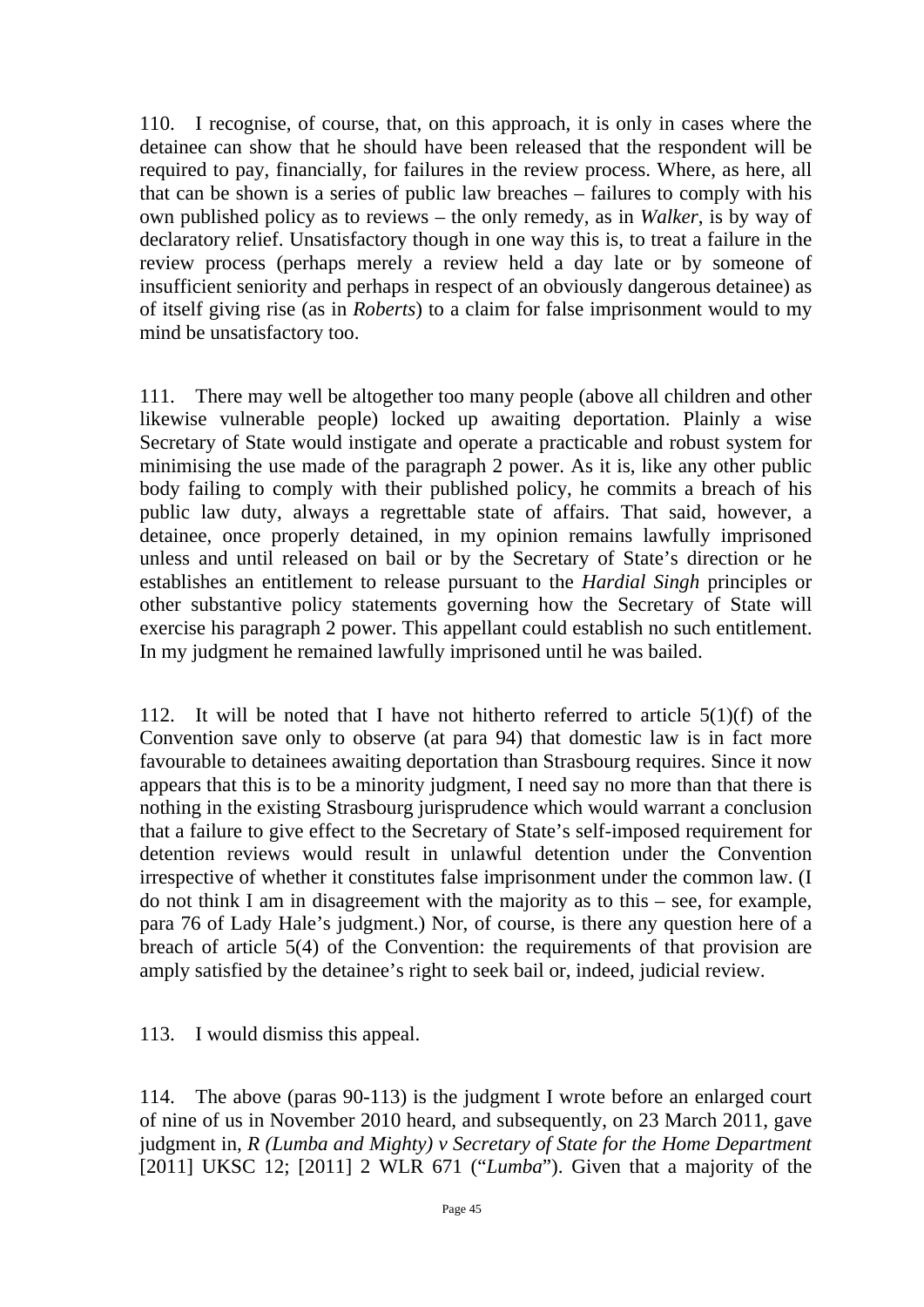110. I recognise, of course, that, on this approach, it is only in cases where the detainee can show that he should have been released that the respondent will be required to pay, financially, for failures in the review process. Where, as here, all that can be shown is a series of public law breaches – failures to comply with his own published policy as to reviews – the only remedy, as in *Walker*, is by way of declaratory relief. Unsatisfactory though in one way this is, to treat a failure in the review process (perhaps merely a review held a day late or by someone of insufficient seniority and perhaps in respect of an obviously dangerous detainee) as of itself giving rise (as in *Roberts*) to a claim for false imprisonment would to my mind be unsatisfactory too.

111. There may well be altogether too many people (above all children and other likewise vulnerable people) locked up awaiting deportation. Plainly a wise Secretary of State would instigate and operate a practicable and robust system for minimising the use made of the paragraph 2 power. As it is, like any other public body failing to comply with their published policy, he commits a breach of his public law duty, always a regrettable state of affairs. That said, however, a detainee, once properly detained, in my opinion remains lawfully imprisoned unless and until released on bail or by the Secretary of State's direction or he establishes an entitlement to release pursuant to the *Hardial Singh* principles or other substantive policy statements governing how the Secretary of State will exercise his paragraph 2 power. This appellant could establish no such entitlement. In my judgment he remained lawfully imprisoned until he was bailed.

112. It will be noted that I have not hitherto referred to article 5(1)(f) of the Convention save only to observe (at para 94) that domestic law is in fact more favourable to detainees awaiting deportation than Strasbourg requires. Since it now appears that this is to be a minority judgment, I need say no more than that there is nothing in the existing Strasbourg jurisprudence which would warrant a conclusion that a failure to give effect to the Secretary of State's self-imposed requirement for detention reviews would result in unlawful detention under the Convention irrespective of whether it constitutes false imprisonment under the common law. (I do not think I am in disagreement with the majority as to this – see, for example, para 76 of Lady Hale's judgment.) Nor, of course, is there any question here of a breach of article 5(4) of the Convention: the requirements of that provision are amply satisfied by the detainee's right to seek bail or, indeed, judicial review.

113. I would dismiss this appeal.

114. The above (paras 90-113) is the judgment I wrote before an enlarged court of nine of us in November 2010 heard, and subsequently, on 23 March 2011, gave judgment in, *R (Lumba and Mighty) v Secretary of State for the Home Department* [2011] UKSC 12; [2011] 2 WLR 671 ("*Lumba*"). Given that a majority of the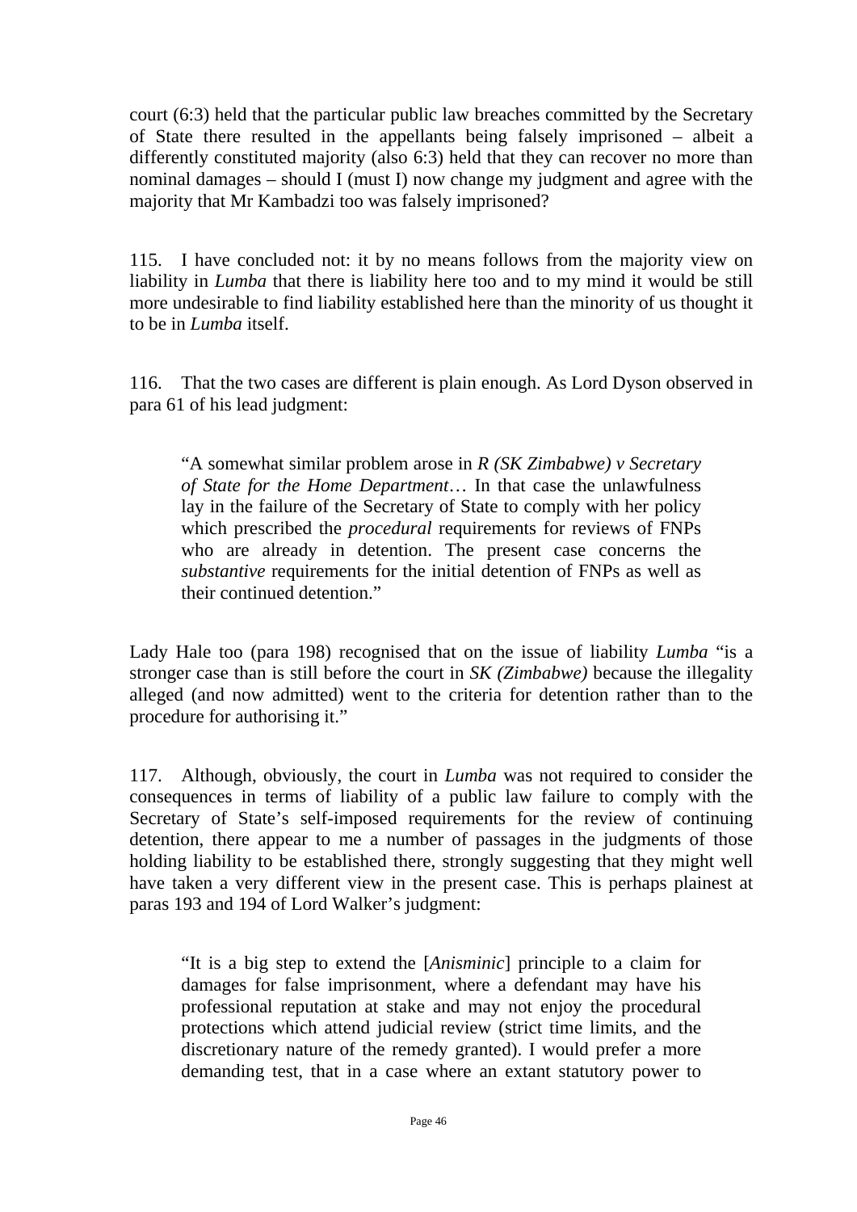court (6:3) held that the particular public law breaches committed by the Secretary of State there resulted in the appellants being falsely imprisoned – albeit a differently constituted majority (also 6:3) held that they can recover no more than nominal damages – should I (must I) now change my judgment and agree with the majority that Mr Kambadzi too was falsely imprisoned?

115. I have concluded not: it by no means follows from the majority view on liability in *Lumba* that there is liability here too and to my mind it would be still more undesirable to find liability established here than the minority of us thought it to be in *Lumba* itself.

116. That the two cases are different is plain enough. As Lord Dyson observed in para 61 of his lead judgment:

> "A somewhat similar problem arose in *R (SK Zimbabwe) v Secretary of State for the Home Department*… In that case the unlawfulness lay in the failure of the Secretary of State to comply with her policy which prescribed the *procedural* requirements for reviews of FNPs who are already in detention. The present case concerns the *substantive* requirements for the initial detention of FNPs as well as their continued detention."

Lady Hale too (para 198) recognised that on the issue of liability *Lumba* "is a stronger case than is still before the court in *SK (Zimbabwe)* because the illegality alleged (and now admitted) went to the criteria for detention rather than to the procedure for authorising it."

117. Although, obviously, the court in *Lumba* was not required to consider the consequences in terms of liability of a public law failure to comply with the Secretary of State's self-imposed requirements for the review of continuing detention, there appear to me a number of passages in the judgments of those holding liability to be established there, strongly suggesting that they might well have taken a very different view in the present case. This is perhaps plainest at paras 193 and 194 of Lord Walker's judgment:

> "It is a big step to extend the [*Anisminic*] principle to a claim for damages for false imprisonment, where a defendant may have his professional reputation at stake and may not enjoy the procedural protections which attend judicial review (strict time limits, and the discretionary nature of the remedy granted). I would prefer a more demanding test, that in a case where an extant statutory power to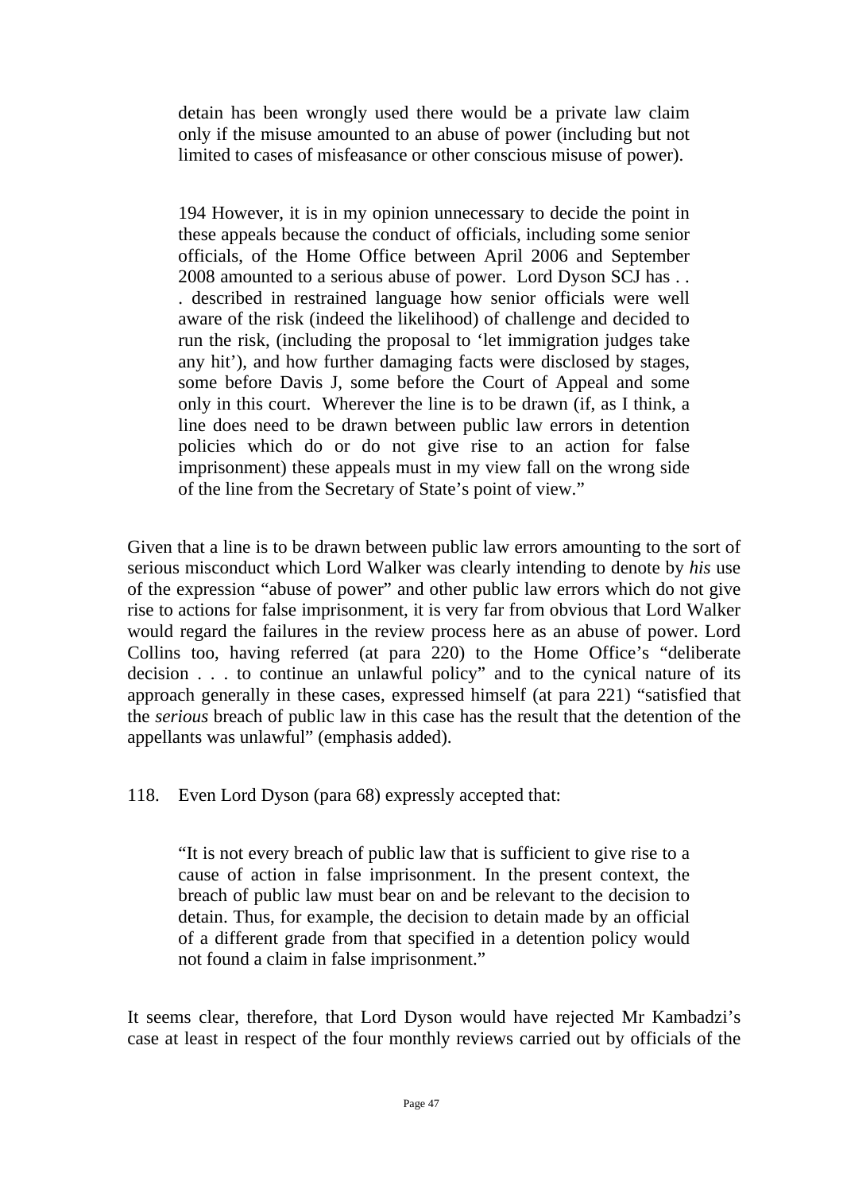> detain has been wrongly used there would be a private law claim only if the misuse amounted to an abuse of power (including but not limited to cases of misfeasance or other conscious misuse of power).
>
> 194 However, it is in my opinion unnecessary to decide the point in these appeals because the conduct of officials, including some senior officials, of the Home Office between April 2006 and September 2008 amounted to a serious abuse of power. Lord Dyson SCJ has . . . described in restrained language how senior officials were well aware of the risk (indeed the likelihood) of challenge and decided to run the risk, (including the proposal to 'let immigration judges take any hit'), and how further damaging facts were disclosed by stages, some before Davis J, some before the Court of Appeal and some only in this court. Wherever the line is to be drawn (if, as I think, a line does need to be drawn between public law errors in detention policies which do or do not give rise to an action for false imprisonment) these appeals must in my view fall on the wrong side of the line from the Secretary of State's point of view."

Given that a line is to be drawn between public law errors amounting to the sort of serious misconduct which Lord Walker was clearly intending to denote by *his* use of the expression "abuse of power" and other public law errors which do not give rise to actions for false imprisonment, it is very far from obvious that Lord Walker would regard the failures in the review process here as an abuse of power. Lord Collins too, having referred (at para 220) to the Home Office's "deliberate decision . . . to continue an unlawful policy" and to the cynical nature of its approach generally in these cases, expressed himself (at para 221) "satisfied that the *serious* breach of public law in this case has the result that the detention of the appellants was unlawful" (emphasis added).

118. Even Lord Dyson (para 68) expressly accepted that:

> "It is not every breach of public law that is sufficient to give rise to a cause of action in false imprisonment. In the present context, the breach of public law must bear on and be relevant to the decision to detain. Thus, for example, the decision to detain made by an official of a different grade from that specified in a detention policy would not found a claim in false imprisonment."

It seems clear, therefore, that Lord Dyson would have rejected Mr Kambadzi's case at least in respect of the four monthly reviews carried out by officials of the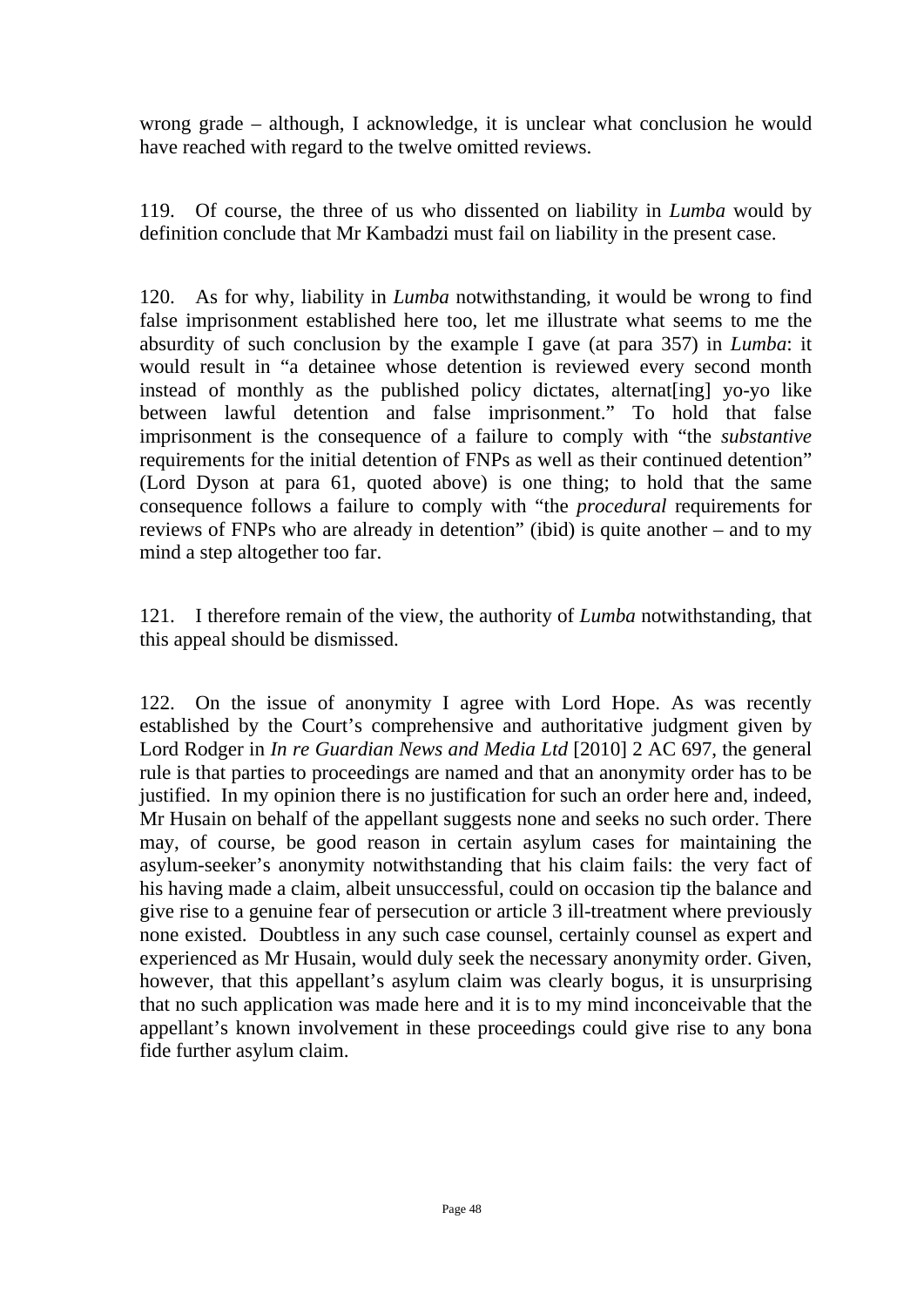wrong grade – although, I acknowledge, it is unclear what conclusion he would have reached with regard to the twelve omitted reviews.

119. Of course, the three of us who dissented on liability in *Lumba* would by definition conclude that Mr Kambadzi must fail on liability in the present case.

120. As for why, liability in *Lumba* notwithstanding, it would be wrong to find false imprisonment established here too, let me illustrate what seems to me the absurdity of such conclusion by the example I gave (at para 357) in *Lumba*: it would result in "a detainee whose detention is reviewed every second month instead of monthly as the published policy dictates, alternat[ing] yo-yo like between lawful detention and false imprisonment." To hold that false imprisonment is the consequence of a failure to comply with "the *substantive* requirements for the initial detention of FNPs as well as their continued detention" (Lord Dyson at para 61, quoted above) is one thing; to hold that the same consequence follows a failure to comply with "the *procedural* requirements for reviews of FNPs who are already in detention" (ibid) is quite another – and to my mind a step altogether too far.

121. I therefore remain of the view, the authority of *Lumba* notwithstanding, that this appeal should be dismissed.

122. On the issue of anonymity I agree with Lord Hope. As was recently established by the Court's comprehensive and authoritative judgment given by Lord Rodger in *In re Guardian News and Media Ltd* [2010] 2 AC 697, the general rule is that parties to proceedings are named and that an anonymity order has to be justified. In my opinion there is no justification for such an order here and, indeed, Mr Husain on behalf of the appellant suggests none and seeks no such order. There may, of course, be good reason in certain asylum cases for maintaining the asylum-seeker's anonymity notwithstanding that his claim fails: the very fact of his having made a claim, albeit unsuccessful, could on occasion tip the balance and give rise to a genuine fear of persecution or article 3 ill-treatment where previously none existed. Doubtless in any such case counsel, certainly counsel as expert and experienced as Mr Husain, would duly seek the necessary anonymity order. Given, however, that this appellant's asylum claim was clearly bogus, it is unsurprising that no such application was made here and it is to my mind inconceivable that the appellant's known involvement in these proceedings could give rise to any bona fide further asylum claim.